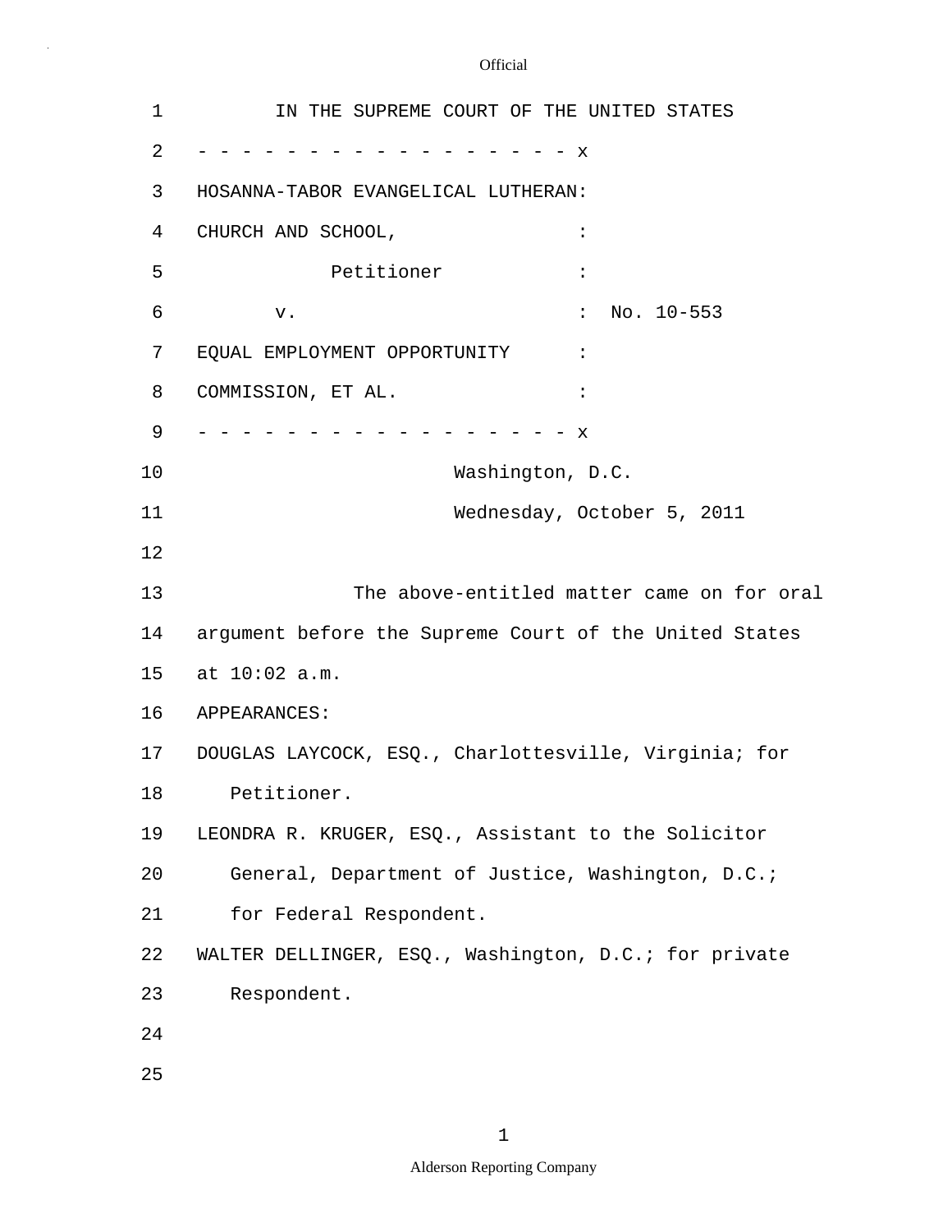IN THE SUPREME COURT OF THE UNITED STATES

- - - - - - - - - - - - - - - - - - x

HOSANNA-TABOR EVANGELICAL LUTHERAN:

CHURCH AND SCHOOL, :

Petitioner :

v. : No. 10-553

EQUAL EMPLOYMENT OPPORTUNITY :

COMMISSION, ET AL. :

- - - - - - - - - - - - - - - - - - x

Washington, D.C.

Wednesday, October 5, 2011

The above-entitled matter came on for oral argument before the Supreme Court of the United States at 10:02 a.m.

APPEARANCES:

DOUGLAS LAYCOCK, ESQ., Charlottesville, Virginia; for Petitioner.

LEONDRA R. KRUGER, ESQ., Assistant to the Solicitor General, Department of Justice, Washington, D.C.; for Federal Respondent.

WALTER DELLINGER, ESQ., Washington, D.C.; for private Respondent.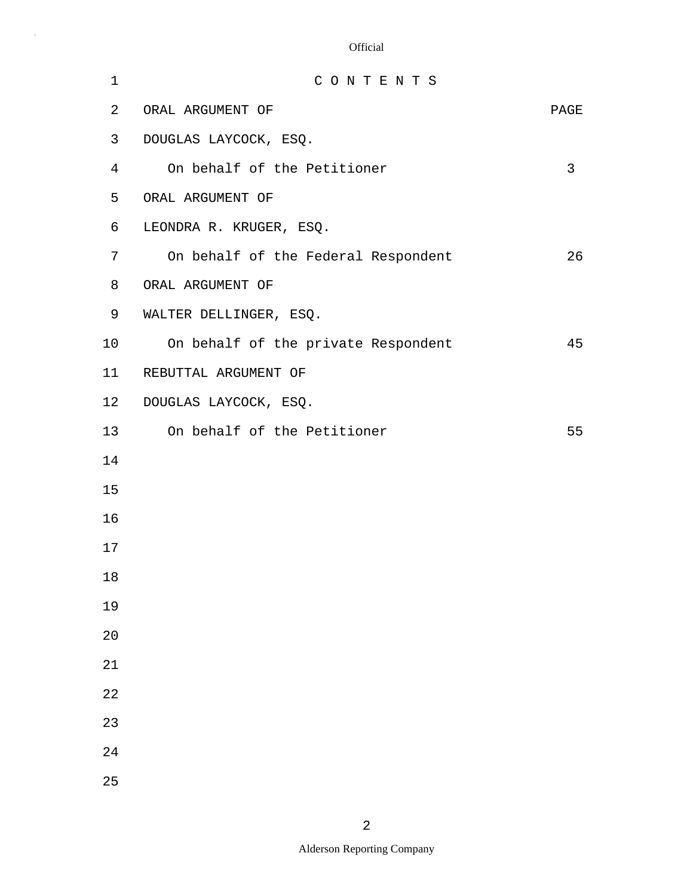# C O N T E N T S

| ORAL ARGUMENT OF | PAGE |
|---|---|
| DOUGLAS LAYCOCK, ESQ. | |
| On behalf of the Petitioner | 3 |
| ORAL ARGUMENT OF | |
| LEONDRA R. KRUGER, ESQ. | |
| On behalf of the Federal Respondent | 26 |
| ORAL ARGUMENT OF | |
| WALTER DELLINGER, ESQ. | |
| On behalf of the private Respondent | 45 |
| REBUTTAL ARGUMENT OF | |
| DOUGLAS LAYCOCK, ESQ. | |
| On behalf of the Petitioner | 55 |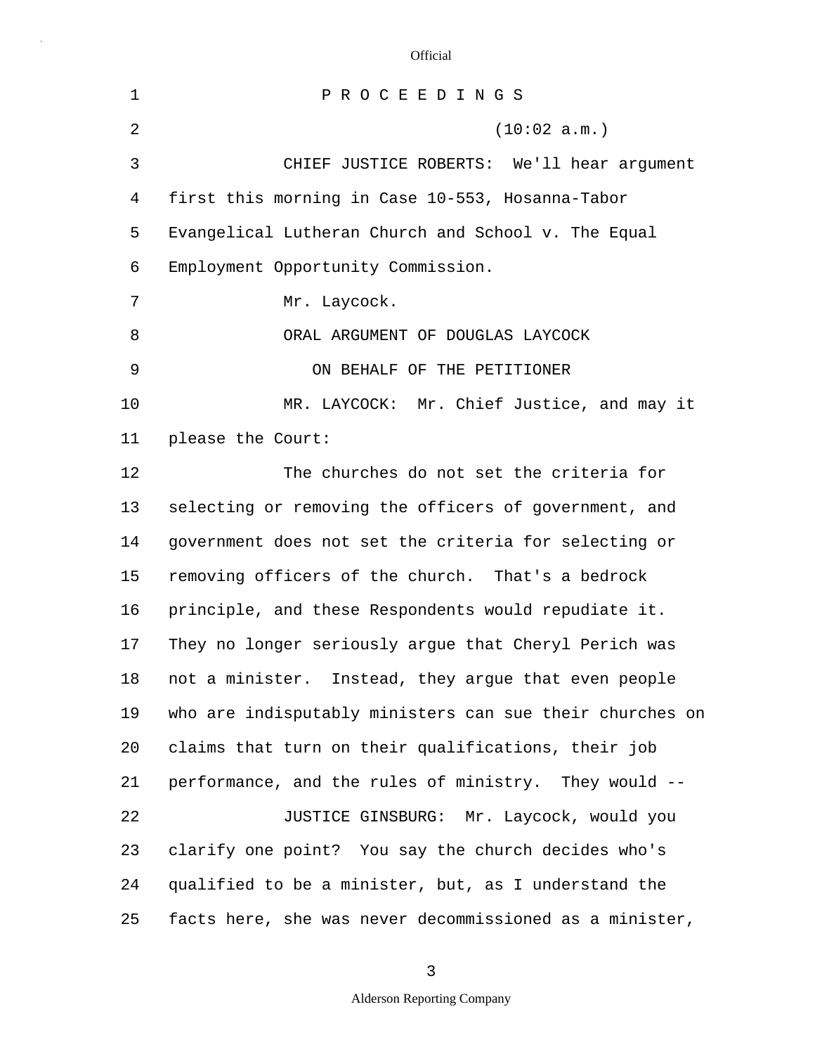P R O C E E D I N G S

(10:02 a.m.)

CHIEF JUSTICE ROBERTS: We'll hear argument first this morning in Case 10-553, Hosanna-Tabor Evangelical Lutheran Church and School v. The Equal Employment Opportunity Commission.

Mr. Laycock.

ORAL ARGUMENT OF DOUGLAS LAYCOCK

ON BEHALF OF THE PETITIONER

MR. LAYCOCK: Mr. Chief Justice, and may it please the Court:

The churches do not set the criteria for selecting or removing the officers of government, and government does not set the criteria for selecting or removing officers of the church. That's a bedrock principle, and these Respondents would repudiate it. They no longer seriously argue that Cheryl Perich was not a minister. Instead, they argue that even people who are indisputably ministers can sue their churches on claims that turn on their qualifications, their job performance, and the rules of ministry. They would --

JUSTICE GINSBURG: Mr. Laycock, would you clarify one point? You say the church decides who's qualified to be a minister, but, as I understand the facts here, she was never decommissioned as a minister,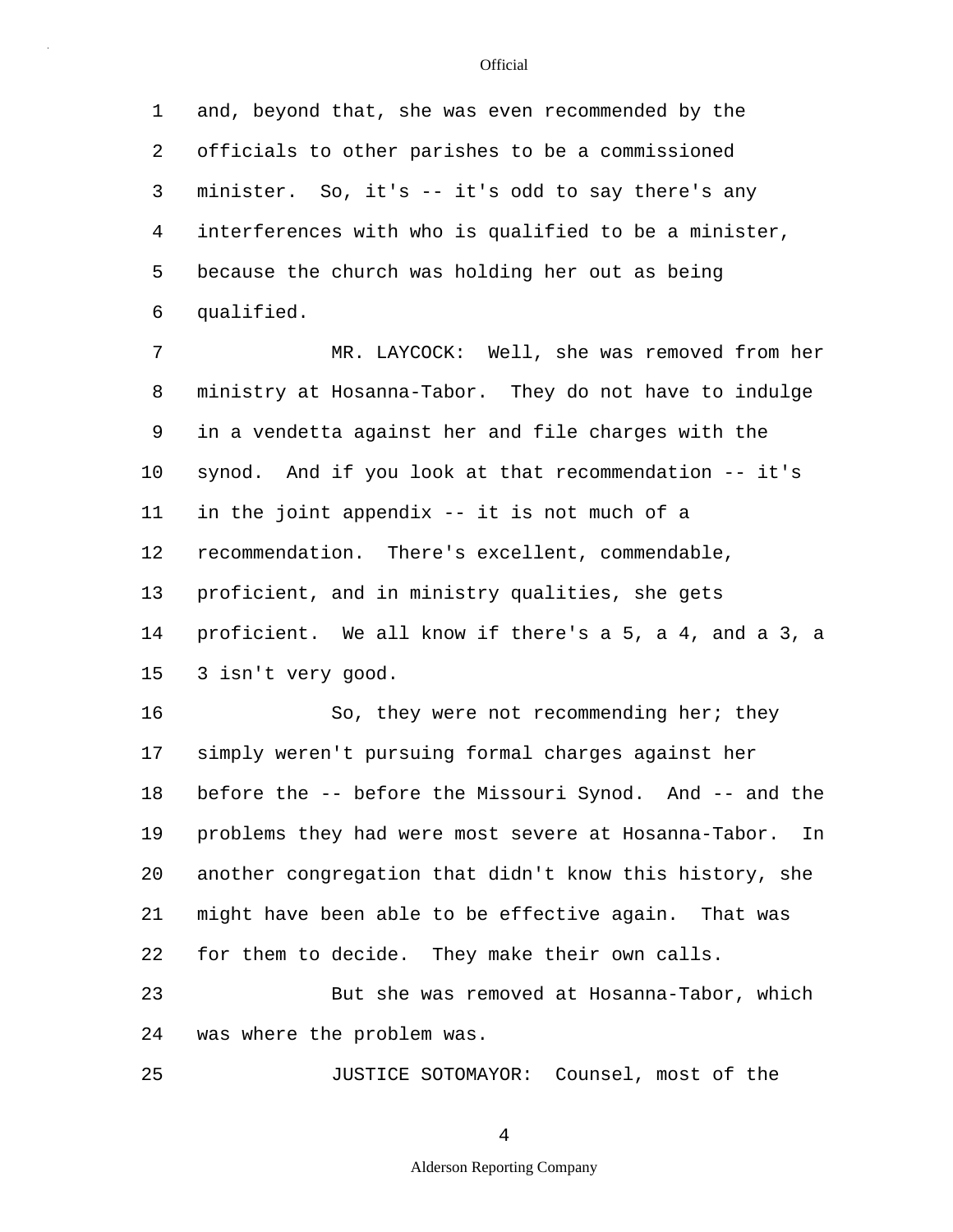and, beyond that, she was even recommended by the officials to other parishes to be a commissioned minister. So, it's -- it's odd to say there's any interferences with who is qualified to be a minister, because the church was holding her out as being qualified.

MR. LAYCOCK: Well, she was removed from her ministry at Hosanna-Tabor. They do not have to indulge in a vendetta against her and file charges with the synod. And if you look at that recommendation -- it's in the joint appendix -- it is not much of a recommendation. There's excellent, commendable, proficient, and in ministry qualities, she gets proficient. We all know if there's a 5, a 4, and a 3, a 3 isn't very good.

So, they were not recommending her; they simply weren't pursuing formal charges against her before the -- before the Missouri Synod. And -- and the problems they had were most severe at Hosanna-Tabor. In another congregation that didn't know this history, she might have been able to be effective again. That was for them to decide. They make their own calls.

But she was removed at Hosanna-Tabor, which was where the problem was.

JUSTICE SOTOMAYOR: Counsel, most of the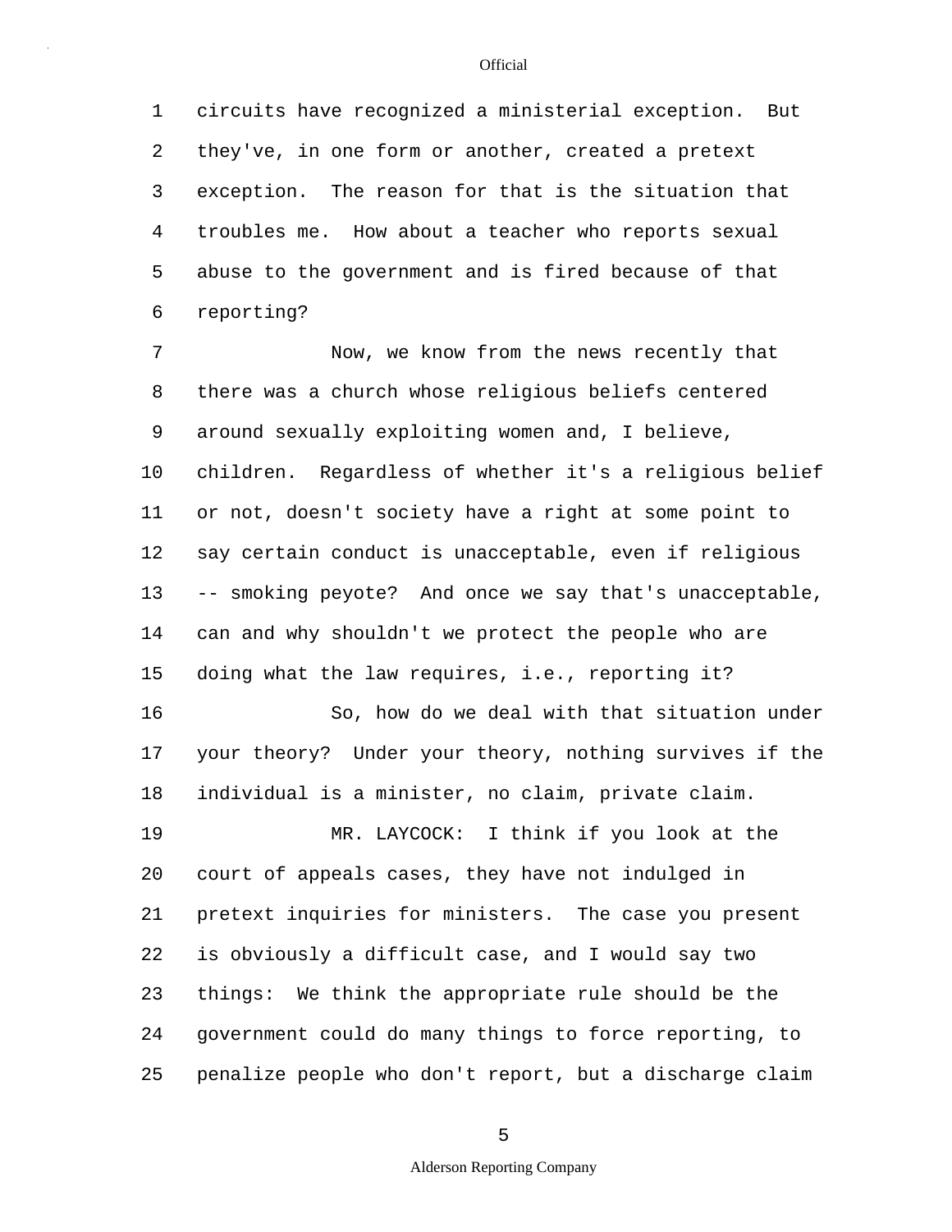circuits have recognized a ministerial exception. But they've, in one form or another, created a pretext exception. The reason for that is the situation that troubles me. How about a teacher who reports sexual abuse to the government and is fired because of that reporting?

Now, we know from the news recently that there was a church whose religious beliefs centered around sexually exploiting women and, I believe, children. Regardless of whether it's a religious belief or not, doesn't society have a right at some point to say certain conduct is unacceptable, even if religious -- smoking peyote? And once we say that's unacceptable, can and why shouldn't we protect the people who are doing what the law requires, i.e., reporting it?

So, how do we deal with that situation under your theory? Under your theory, nothing survives if the individual is a minister, no claim, private claim.

MR. LAYCOCK: I think if you look at the court of appeals cases, they have not indulged in pretext inquiries for ministers. The case you present is obviously a difficult case, and I would say two things: We think the appropriate rule should be the government could do many things to force reporting, to penalize people who don't report, but a discharge claim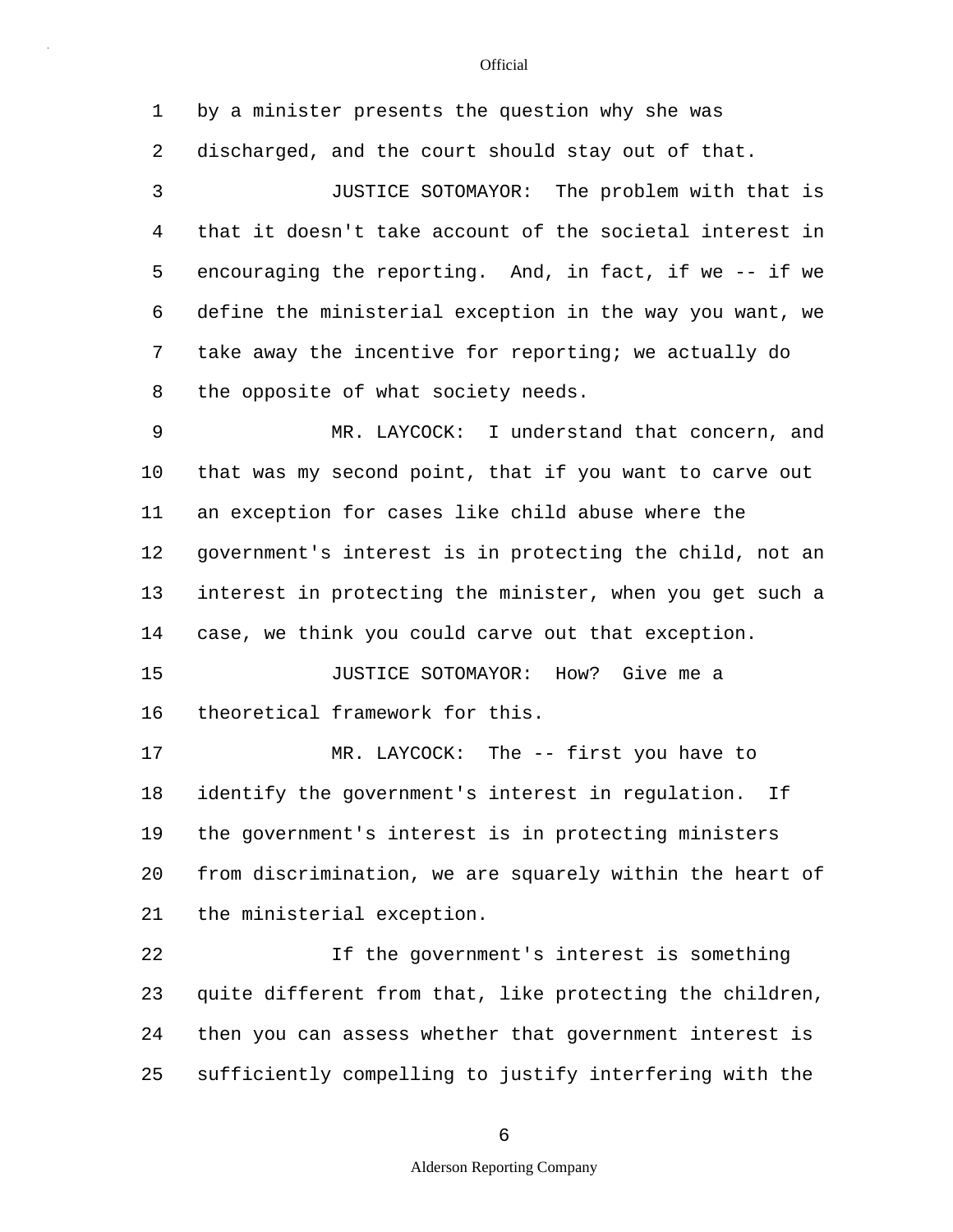by a minister presents the question why she was discharged, and the court should stay out of that.

JUSTICE SOTOMAYOR: The problem with that is that it doesn't take account of the societal interest in encouraging the reporting. And, in fact, if we -- if we define the ministerial exception in the way you want, we take away the incentive for reporting; we actually do the opposite of what society needs.

MR. LAYCOCK: I understand that concern, and that was my second point, that if you want to carve out an exception for cases like child abuse where the government's interest is in protecting the child, not an interest in protecting the minister, when you get such a case, we think you could carve out that exception.

JUSTICE SOTOMAYOR: How? Give me a theoretical framework for this.

MR. LAYCOCK: The -- first you have to identify the government's interest in regulation. If the government's interest is in protecting ministers from discrimination, we are squarely within the heart of the ministerial exception.

If the government's interest is something quite different from that, like protecting the children, then you can assess whether that government interest is sufficiently compelling to justify interfering with the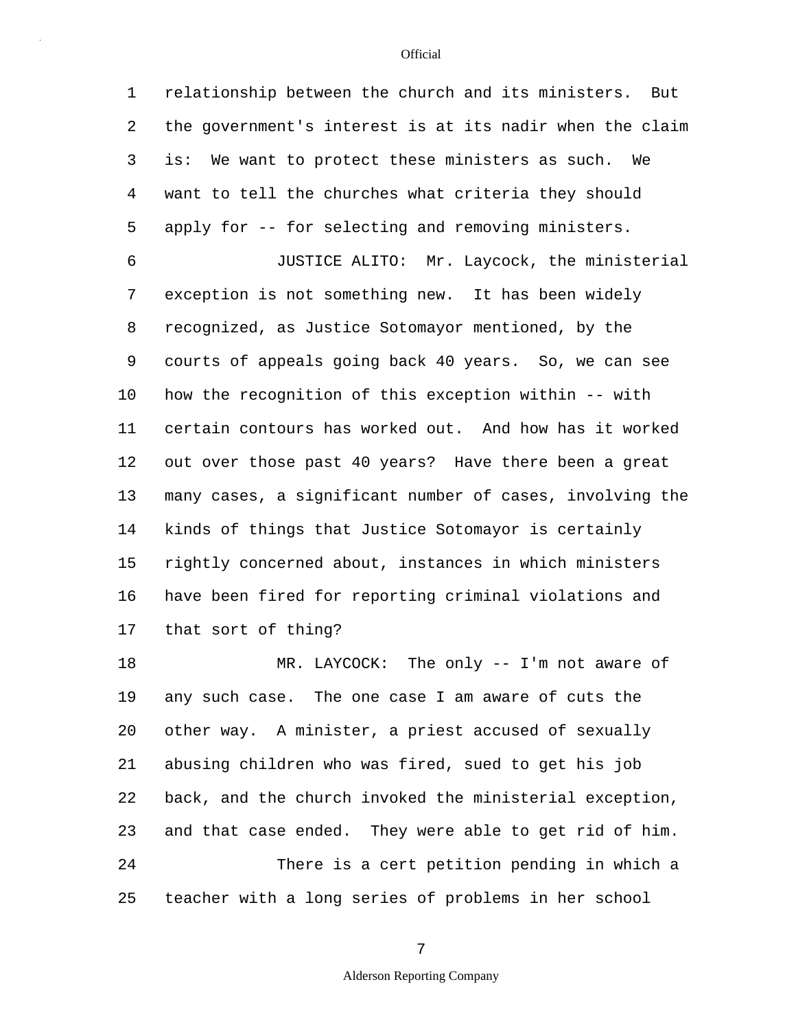relationship between the church and its ministers. But the government's interest is at its nadir when the claim is: We want to protect these ministers as such. We want to tell the churches what criteria they should apply for -- for selecting and removing ministers.

JUSTICE ALITO: Mr. Laycock, the ministerial exception is not something new. It has been widely recognized, as Justice Sotomayor mentioned, by the courts of appeals going back 40 years. So, we can see how the recognition of this exception within -- with certain contours has worked out. And how has it worked out over those past 40 years? Have there been a great many cases, a significant number of cases, involving the kinds of things that Justice Sotomayor is certainly rightly concerned about, instances in which ministers have been fired for reporting criminal violations and that sort of thing?

MR. LAYCOCK: The only -- I'm not aware of any such case. The one case I am aware of cuts the other way. A minister, a priest accused of sexually abusing children who was fired, sued to get his job back, and the church invoked the ministerial exception, and that case ended. They were able to get rid of him.

There is a cert petition pending in which a teacher with a long series of problems in her school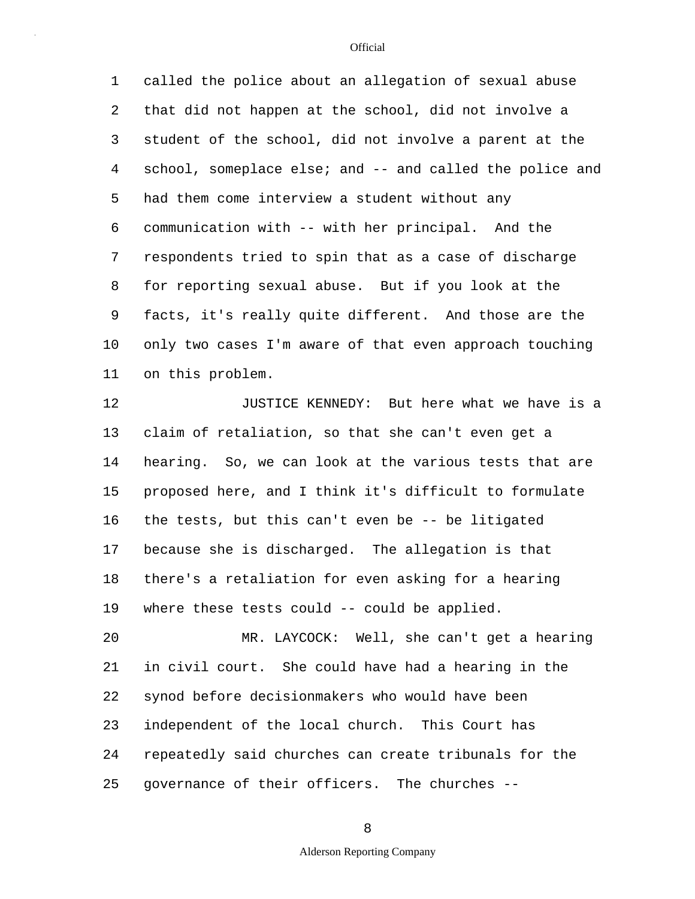called the police about an allegation of sexual abuse that did not happen at the school, did not involve a student of the school, did not involve a parent at the school, someplace else; and -- and called the police and had them come interview a student without any communication with -- with her principal. And the respondents tried to spin that as a case of discharge for reporting sexual abuse. But if you look at the facts, it's really quite different. And those are the only two cases I'm aware of that even approach touching on this problem.

JUSTICE KENNEDY: But here what we have is a claim of retaliation, so that she can't even get a hearing. So, we can look at the various tests that are proposed here, and I think it's difficult to formulate the tests, but this can't even be -- be litigated because she is discharged. The allegation is that there's a retaliation for even asking for a hearing where these tests could -- could be applied.

MR. LAYCOCK: Well, she can't get a hearing in civil court. She could have had a hearing in the synod before decisionmakers who would have been independent of the local church. This Court has repeatedly said churches can create tribunals for the governance of their officers. The churches --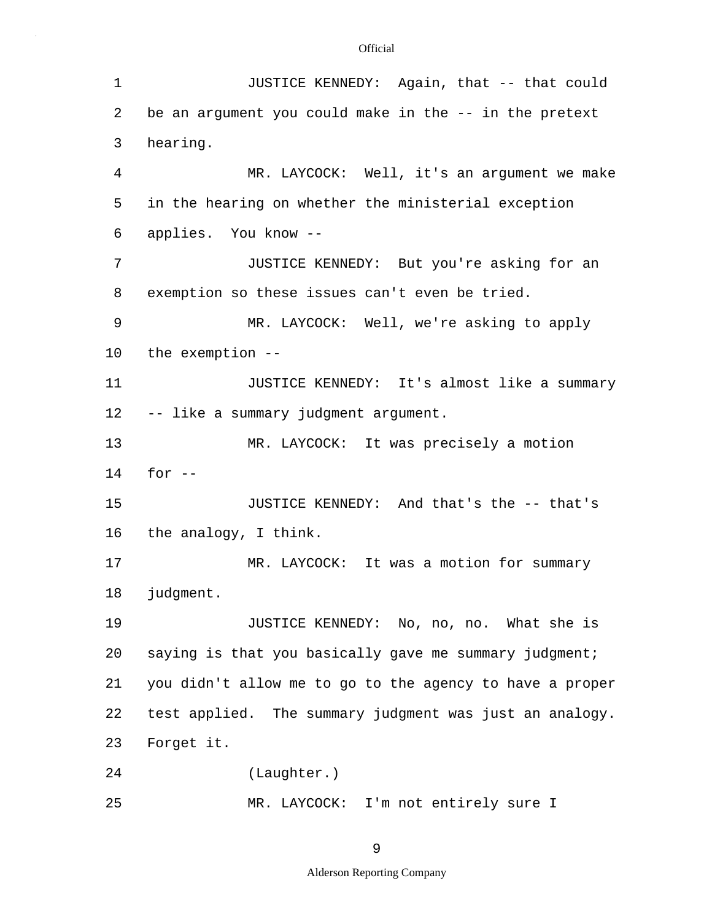JUSTICE KENNEDY: Again, that -- that could be an argument you could make in the -- in the pretext hearing.

MR. LAYCOCK: Well, it's an argument we make in the hearing on whether the ministerial exception applies. You know --

JUSTICE KENNEDY: But you're asking for an exemption so these issues can't even be tried.

MR. LAYCOCK: Well, we're asking to apply the exemption --

JUSTICE KENNEDY: It's almost like a summary -- like a summary judgment argument.

MR. LAYCOCK: It was precisely a motion for --

JUSTICE KENNEDY: And that's the -- that's the analogy, I think.

MR. LAYCOCK: It was a motion for summary judgment.

JUSTICE KENNEDY: No, no, no. What she is saying is that you basically gave me summary judgment; you didn't allow me to go to the agency to have a proper test applied. The summary judgment was just an analogy. Forget it.

(Laughter.)

MR. LAYCOCK: I'm not entirely sure I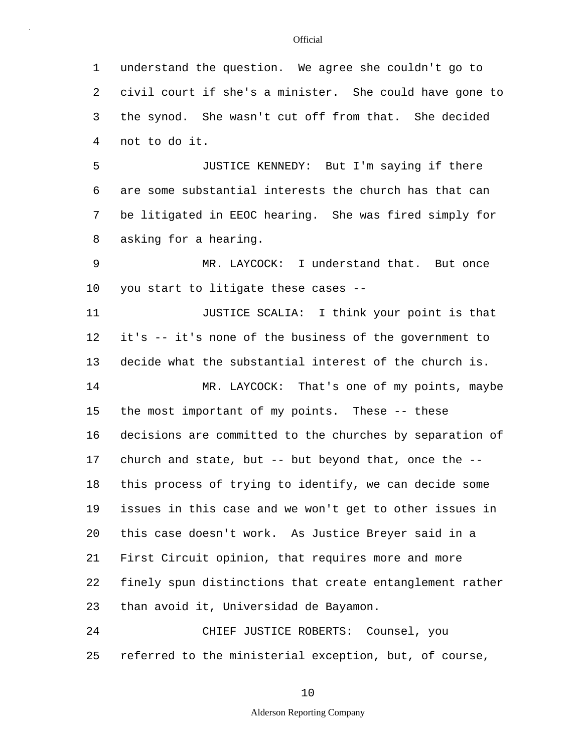understand the question. We agree she couldn't go to civil court if she's a minister. She could have gone to the synod. She wasn't cut off from that. She decided not to do it.

JUSTICE KENNEDY: But I'm saying if there are some substantial interests the church has that can be litigated in EEOC hearing. She was fired simply for asking for a hearing.

MR. LAYCOCK: I understand that. But once you start to litigate these cases --

JUSTICE SCALIA: I think your point is that it's -- it's none of the business of the government to decide what the substantial interest of the church is.

MR. LAYCOCK: That's one of my points, maybe the most important of my points. These -- these decisions are committed to the churches by separation of church and state, but -- but beyond that, once the -- this process of trying to identify, we can decide some issues in this case and we won't get to other issues in this case doesn't work. As Justice Breyer said in a First Circuit opinion, that requires more and more finely spun distinctions that create entanglement rather than avoid it, Universidad de Bayamon.

CHIEF JUSTICE ROBERTS: Counsel, you referred to the ministerial exception, but, of course,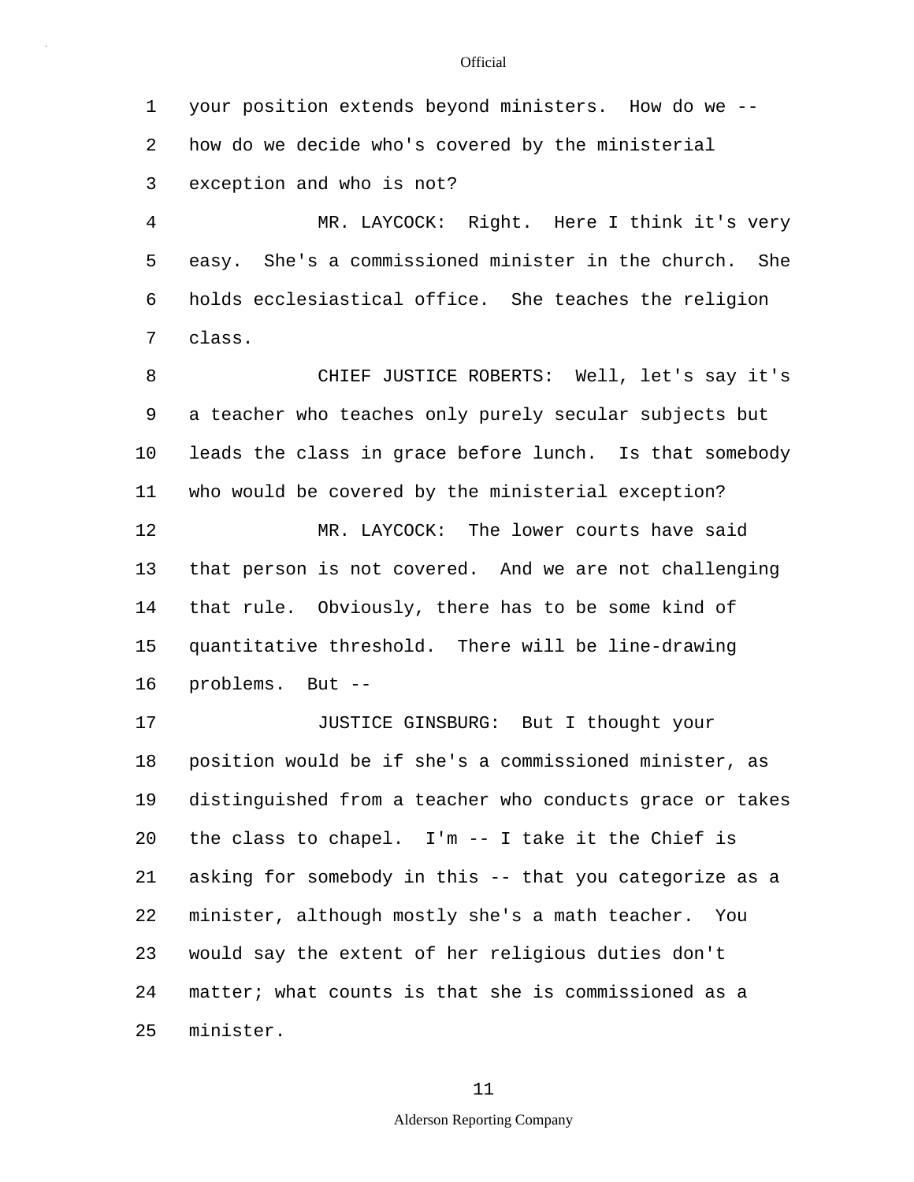your position extends beyond ministers. How do we -- how do we decide who's covered by the ministerial exception and who is not?

MR. LAYCOCK: Right. Here I think it's very easy. She's a commissioned minister in the church. She holds ecclesiastical office. She teaches the religion class.

CHIEF JUSTICE ROBERTS: Well, let's say it's a teacher who teaches only purely secular subjects but leads the class in grace before lunch. Is that somebody who would be covered by the ministerial exception?

MR. LAYCOCK: The lower courts have said that person is not covered. And we are not challenging that rule. Obviously, there has to be some kind of quantitative threshold. There will be line-drawing problems. But --

JUSTICE GINSBURG: But I thought your position would be if she's a commissioned minister, as distinguished from a teacher who conducts grace or takes the class to chapel. I'm -- I take it the Chief is asking for somebody in this -- that you categorize as a minister, although mostly she's a math teacher. You would say the extent of her religious duties don't matter; what counts is that she is commissioned as a minister.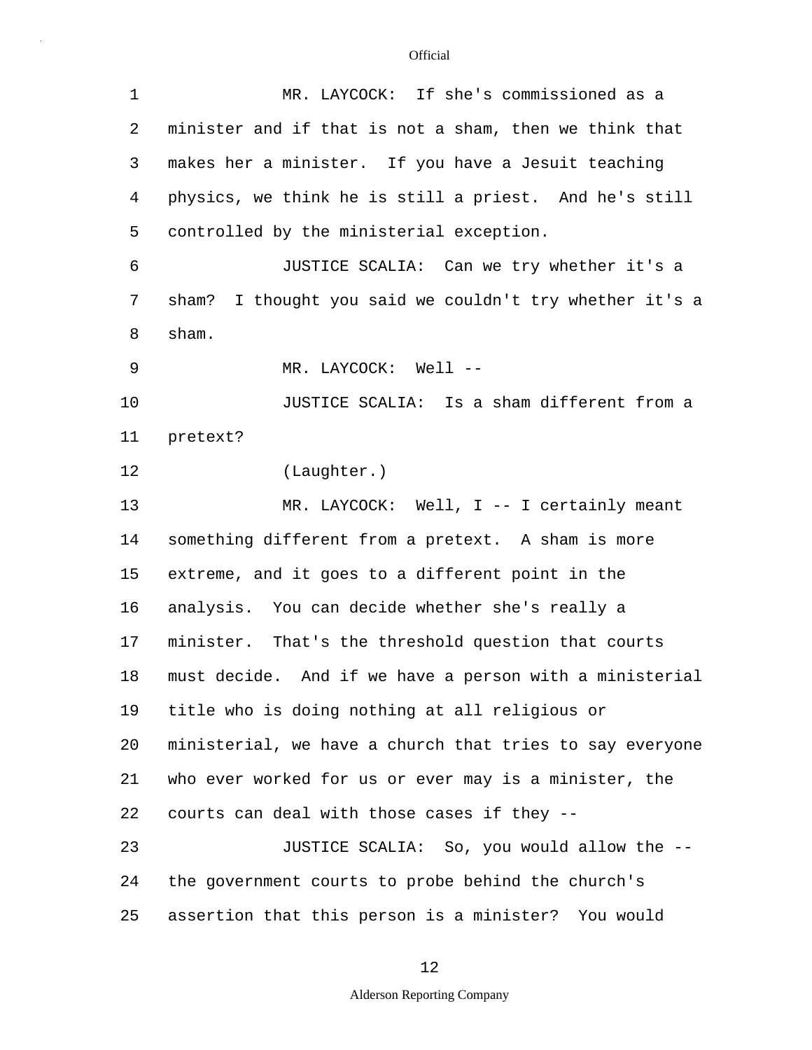MR. LAYCOCK: If she's commissioned as a minister and if that is not a sham, then we think that makes her a minister. If you have a Jesuit teaching physics, we think he is still a priest. And he's still controlled by the ministerial exception.

JUSTICE SCALIA: Can we try whether it's a sham? I thought you said we couldn't try whether it's a sham.

MR. LAYCOCK: Well --

JUSTICE SCALIA: Is a sham different from a pretext?

(Laughter.)

MR. LAYCOCK: Well, I -- I certainly meant something different from a pretext. A sham is more extreme, and it goes to a different point in the analysis. You can decide whether she's really a minister. That's the threshold question that courts must decide. And if we have a person with a ministerial title who is doing nothing at all religious or ministerial, we have a church that tries to say everyone who ever worked for us or ever may is a minister, the courts can deal with those cases if they --

JUSTICE SCALIA: So, you would allow the -- the government courts to probe behind the church's assertion that this person is a minister? You would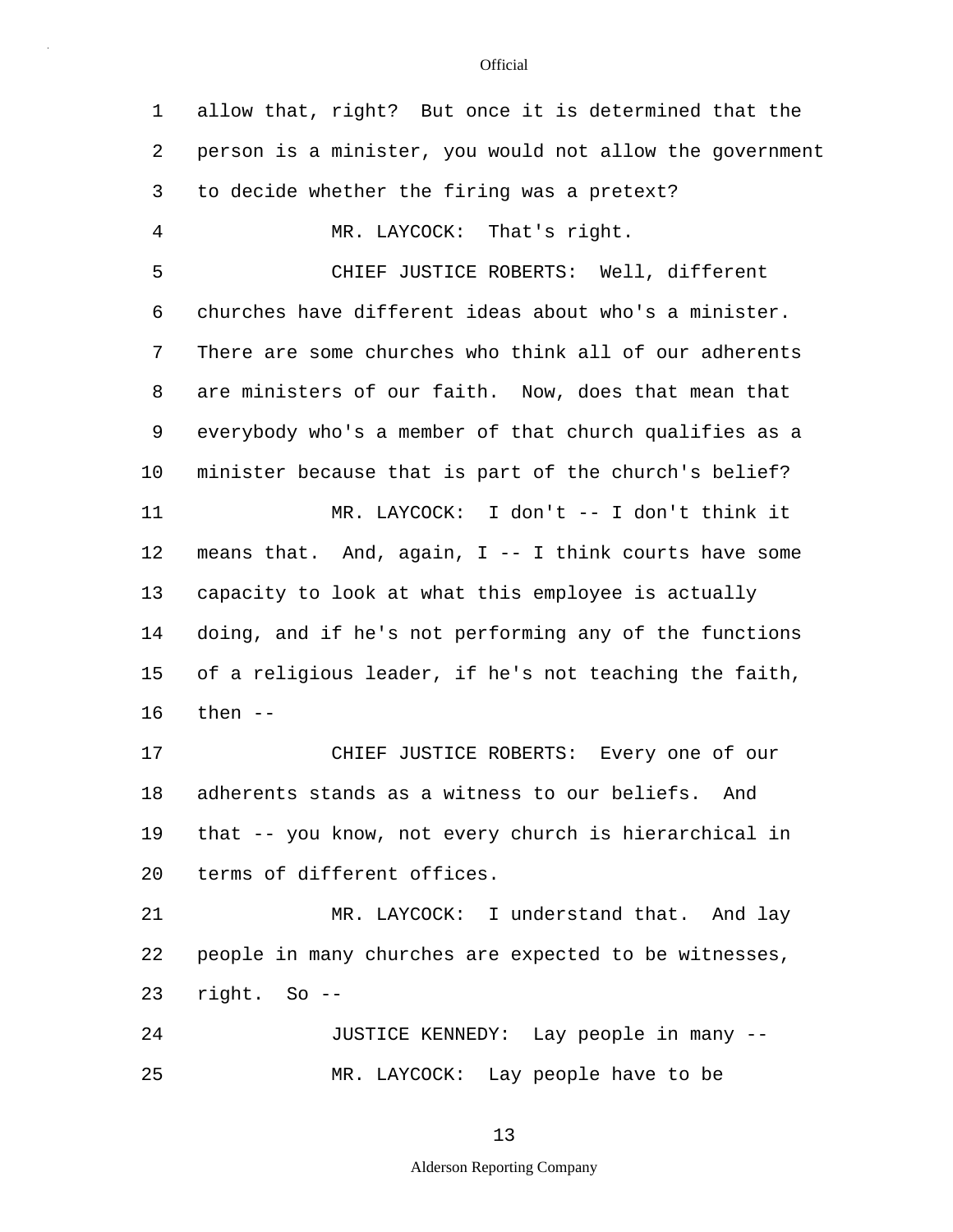allow that, right? But once it is determined that the person is a minister, you would not allow the government to decide whether the firing was a pretext?

MR. LAYCOCK: That's right.

CHIEF JUSTICE ROBERTS: Well, different churches have different ideas about who's a minister. There are some churches who think all of our adherents are ministers of our faith. Now, does that mean that everybody who's a member of that church qualifies as a minister because that is part of the church's belief?

MR. LAYCOCK: I don't -- I don't think it means that. And, again, I -- I think courts have some capacity to look at what this employee is actually doing, and if he's not performing any of the functions of a religious leader, if he's not teaching the faith, then --

CHIEF JUSTICE ROBERTS: Every one of our adherents stands as a witness to our beliefs. And that -- you know, not every church is hierarchical in terms of different offices.

MR. LAYCOCK: I understand that. And lay people in many churches are expected to be witnesses, right. So --

JUSTICE KENNEDY: Lay people in many --

MR. LAYCOCK: Lay people have to be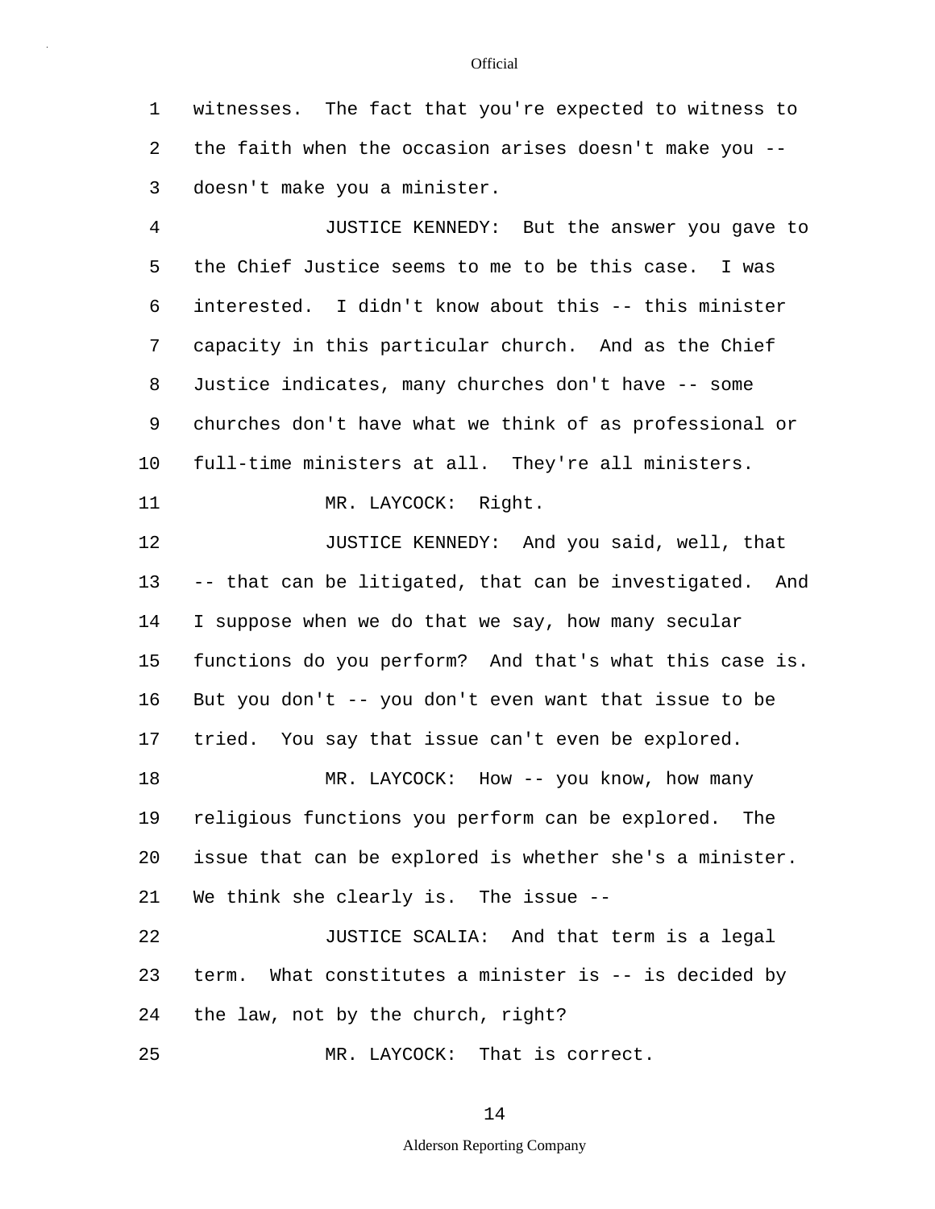witnesses. The fact that you're expected to witness to the faith when the occasion arises doesn't make you -- doesn't make you a minister.

JUSTICE KENNEDY: But the answer you gave to the Chief Justice seems to me to be this case. I was interested. I didn't know about this -- this minister capacity in this particular church. And as the Chief Justice indicates, many churches don't have -- some churches don't have what we think of as professional or full-time ministers at all. They're all ministers.

MR. LAYCOCK: Right.

JUSTICE KENNEDY: And you said, well, that -- that can be litigated, that can be investigated. And I suppose when we do that we say, how many secular functions do you perform? And that's what this case is. But you don't -- you don't even want that issue to be tried. You say that issue can't even be explored.

MR. LAYCOCK: How -- you know, how many religious functions you perform can be explored. The issue that can be explored is whether she's a minister. We think she clearly is. The issue --

JUSTICE SCALIA: And that term is a legal term. What constitutes a minister is -- is decided by the law, not by the church, right?

MR. LAYCOCK: That is correct.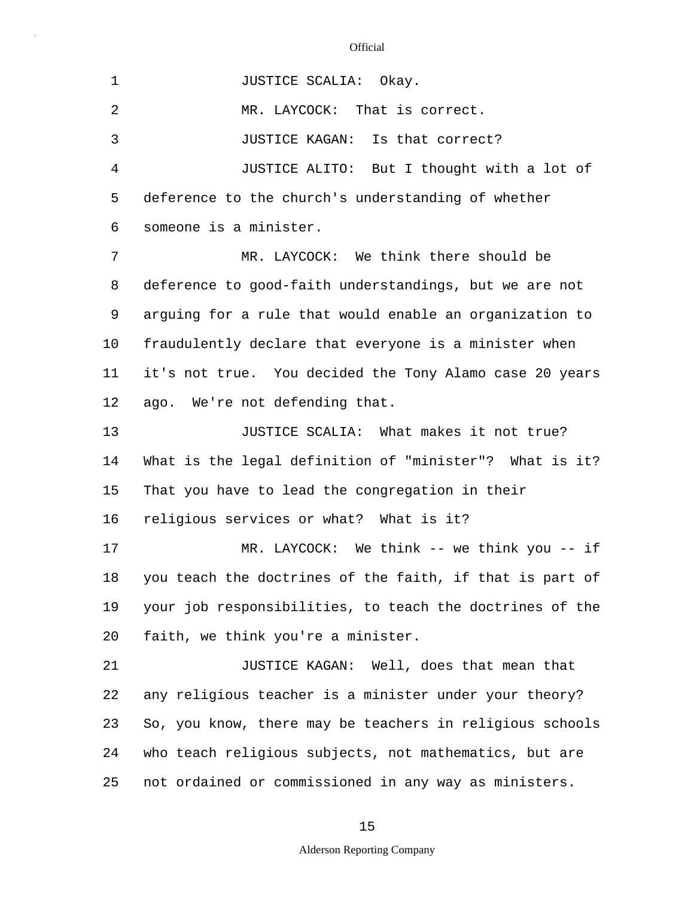JUSTICE SCALIA: Okay.

MR. LAYCOCK: That is correct.

JUSTICE KAGAN: Is that correct?

JUSTICE ALITO: But I thought with a lot of deference to the church's understanding of whether someone is a minister.

MR. LAYCOCK: We think there should be deference to good-faith understandings, but we are not arguing for a rule that would enable an organization to fraudulently declare that everyone is a minister when it's not true. You decided the Tony Alamo case 20 years ago. We're not defending that.

JUSTICE SCALIA: What makes it not true? What is the legal definition of "minister"? What is it? That you have to lead the congregation in their religious services or what? What is it?

MR. LAYCOCK: We think -- we think you -- if you teach the doctrines of the faith, if that is part of your job responsibilities, to teach the doctrines of the faith, we think you're a minister.

JUSTICE KAGAN: Well, does that mean that any religious teacher is a minister under your theory? So, you know, there may be teachers in religious schools who teach religious subjects, not mathematics, but are not ordained or commissioned in any way as ministers.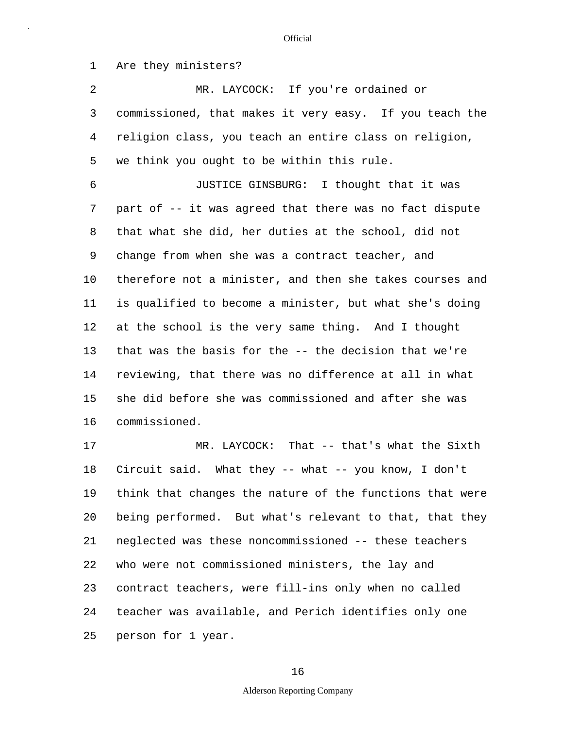Are they ministers?

MR. LAYCOCK: If you're ordained or commissioned, that makes it very easy. If you teach the religion class, you teach an entire class on religion, we think you ought to be within this rule.

JUSTICE GINSBURG: I thought that it was part of -- it was agreed that there was no fact dispute that what she did, her duties at the school, did not change from when she was a contract teacher, and therefore not a minister, and then she takes courses and is qualified to become a minister, but what she's doing at the school is the very same thing. And I thought that was the basis for the -- the decision that we're reviewing, that there was no difference at all in what she did before she was commissioned and after she was commissioned.

MR. LAYCOCK: That -- that's what the Sixth Circuit said. What they -- what -- you know, I don't think that changes the nature of the functions that were being performed. But what's relevant to that, that they neglected was these noncommissioned -- these teachers who were not commissioned ministers, the lay and contract teachers, were fill-ins only when no called teacher was available, and Perich identifies only one person for 1 year.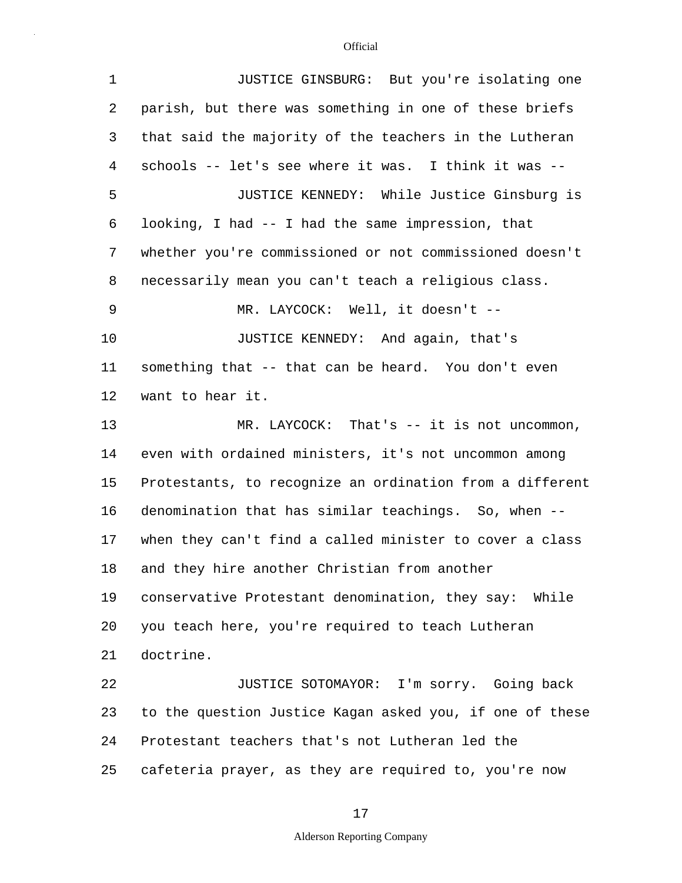JUSTICE GINSBURG: But you're isolating one parish, but there was something in one of these briefs that said the majority of the teachers in the Lutheran schools -- let's see where it was. I think it was --

JUSTICE KENNEDY: While Justice Ginsburg is looking, I had -- I had the same impression, that whether you're commissioned or not commissioned doesn't necessarily mean you can't teach a religious class.

MR. LAYCOCK: Well, it doesn't --

JUSTICE KENNEDY: And again, that's something that -- that can be heard. You don't even want to hear it.

MR. LAYCOCK: That's -- it is not uncommon, even with ordained ministers, it's not uncommon among Protestants, to recognize an ordination from a different denomination that has similar teachings. So, when -- when they can't find a called minister to cover a class and they hire another Christian from another conservative Protestant denomination, they say: While you teach here, you're required to teach Lutheran doctrine.

JUSTICE SOTOMAYOR: I'm sorry. Going back to the question Justice Kagan asked you, if one of these Protestant teachers that's not Lutheran led the cafeteria prayer, as they are required to, you're now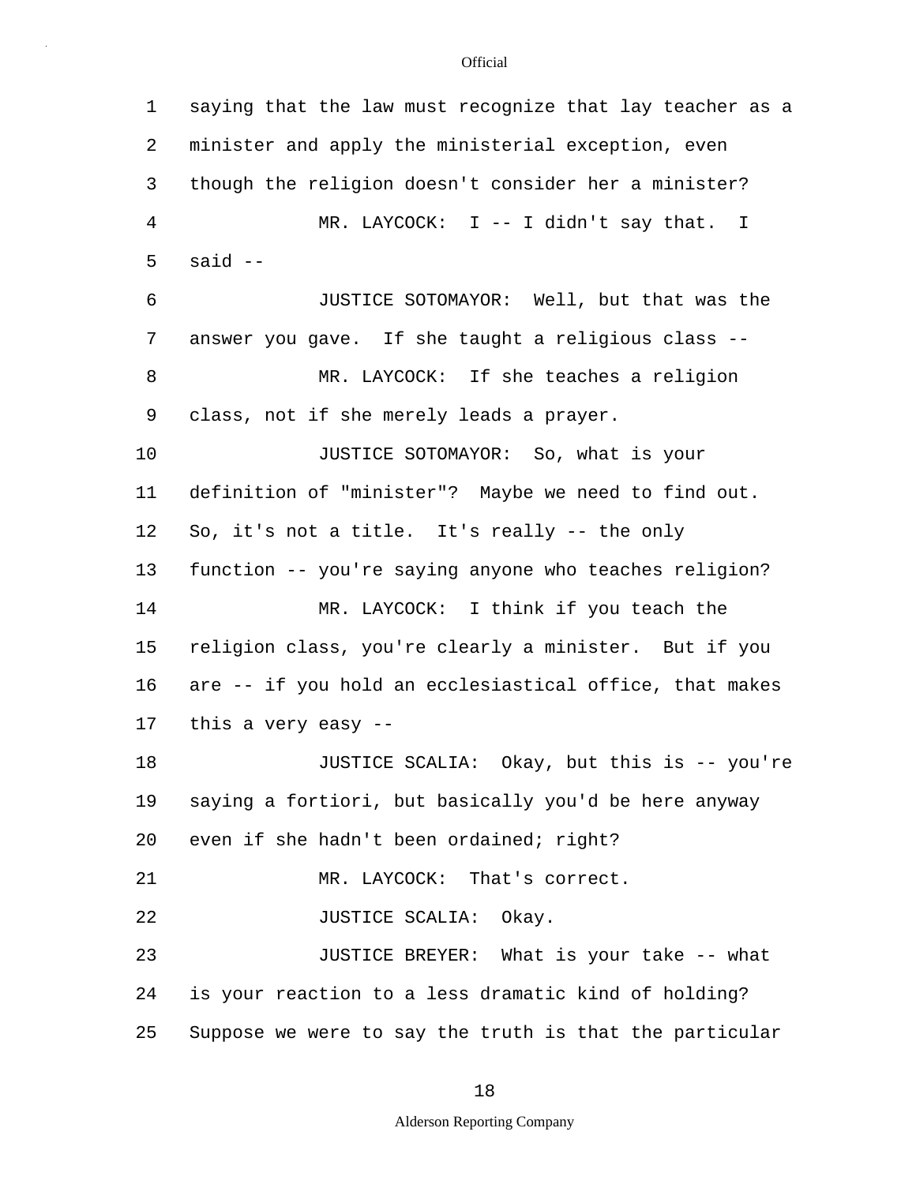saying that the law must recognize that lay teacher as a minister and apply the ministerial exception, even though the religion doesn't consider her a minister?

MR. LAYCOCK: I -- I didn't say that. I said --

JUSTICE SOTOMAYOR: Well, but that was the answer you gave. If she taught a religious class --

MR. LAYCOCK: If she teaches a religion class, not if she merely leads a prayer.

JUSTICE SOTOMAYOR: So, what is your definition of "minister"? Maybe we need to find out. So, it's not a title. It's really -- the only function -- you're saying anyone who teaches religion?

MR. LAYCOCK: I think if you teach the religion class, you're clearly a minister. But if you are -- if you hold an ecclesiastical office, that makes this a very easy --

JUSTICE SCALIA: Okay, but this is -- you're saying a fortiori, but basically you'd be here anyway even if she hadn't been ordained; right?

MR. LAYCOCK: That's correct.

JUSTICE SCALIA: Okay.

JUSTICE BREYER: What is your take -- what is your reaction to a less dramatic kind of holding? Suppose we were to say the truth is that the particular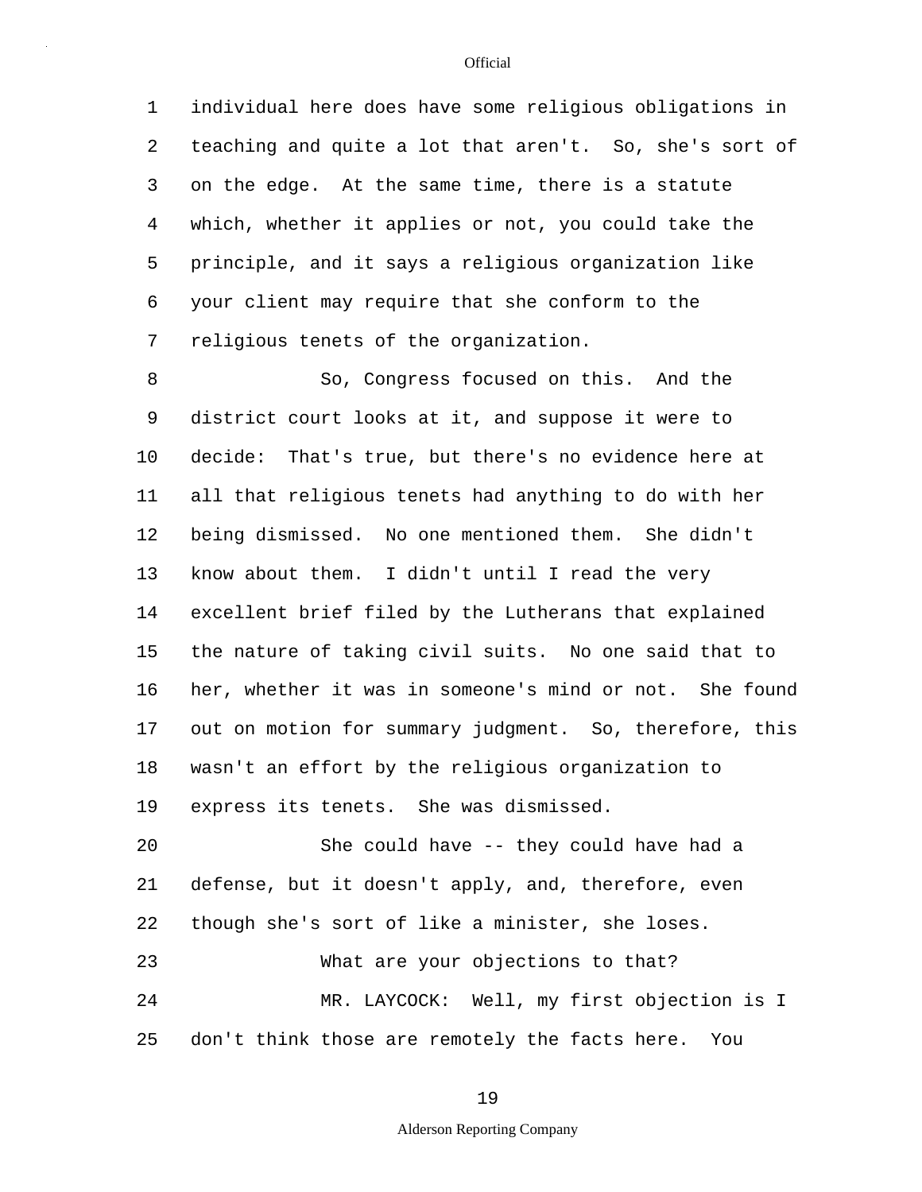individual here does have some religious obligations in teaching and quite a lot that aren't. So, she's sort of on the edge. At the same time, there is a statute which, whether it applies or not, you could take the principle, and it says a religious organization like your client may require that she conform to the religious tenets of the organization.

So, Congress focused on this. And the district court looks at it, and suppose it were to decide: That's true, but there's no evidence here at all that religious tenets had anything to do with her being dismissed. No one mentioned them. She didn't know about them. I didn't until I read the very excellent brief filed by the Lutherans that explained the nature of taking civil suits. No one said that to her, whether it was in someone's mind or not. She found out on motion for summary judgment. So, therefore, this wasn't an effort by the religious organization to express its tenets. She was dismissed.

She could have -- they could have had a defense, but it doesn't apply, and, therefore, even though she's sort of like a minister, she loses.

What are your objections to that?

MR. LAYCOCK: Well, my first objection is I don't think those are remotely the facts here. You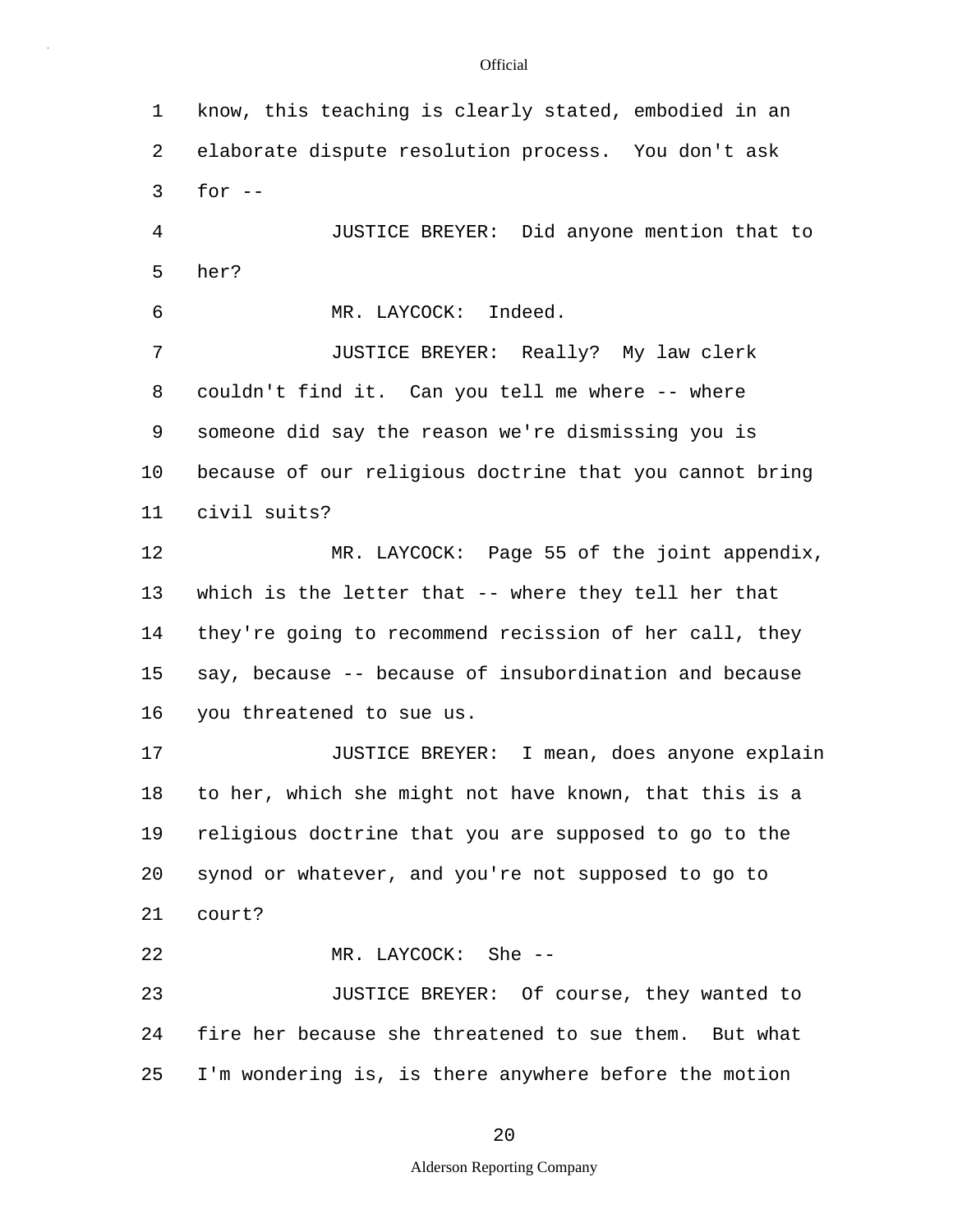know, this teaching is clearly stated, embodied in an elaborate dispute resolution process. You don't ask for --

JUSTICE BREYER: Did anyone mention that to her?

MR. LAYCOCK: Indeed.

JUSTICE BREYER: Really? My law clerk couldn't find it. Can you tell me where -- where someone did say the reason we're dismissing you is because of our religious doctrine that you cannot bring civil suits?

MR. LAYCOCK: Page 55 of the joint appendix, which is the letter that -- where they tell her that they're going to recommend recission of her call, they say, because -- because of insubordination and because you threatened to sue us.

JUSTICE BREYER: I mean, does anyone explain to her, which she might not have known, that this is a religious doctrine that you are supposed to go to the synod or whatever, and you're not supposed to go to court?

MR. LAYCOCK: She --

JUSTICE BREYER: Of course, they wanted to fire her because she threatened to sue them. But what I'm wondering is, is there anywhere before the motion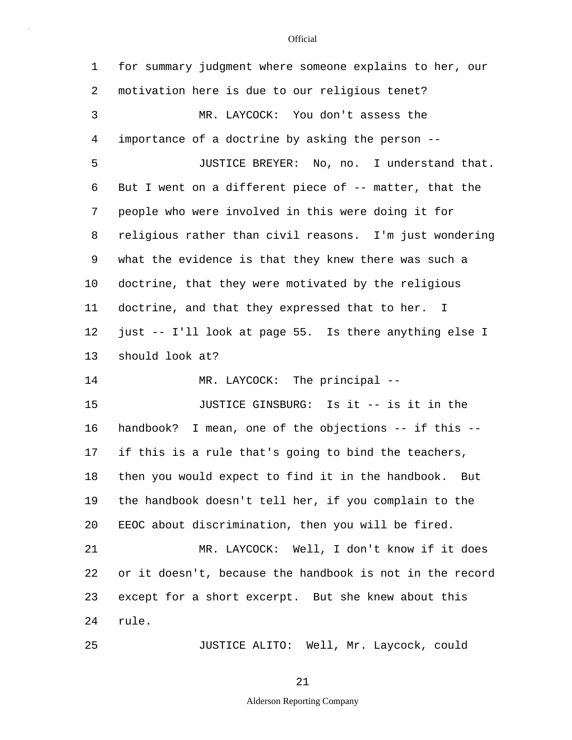for summary judgment where someone explains to her, our motivation here is due to our religious tenet?

MR. LAYCOCK: You don't assess the importance of a doctrine by asking the person --

JUSTICE BREYER: No, no. I understand that. But I went on a different piece of -- matter, that the people who were involved in this were doing it for religious rather than civil reasons. I'm just wondering what the evidence is that they knew there was such a doctrine, that they were motivated by the religious doctrine, and that they expressed that to her. I just -- I'll look at page 55. Is there anything else I should look at?

MR. LAYCOCK: The principal --

JUSTICE GINSBURG: Is it -- is it in the handbook? I mean, one of the objections -- if this -- if this is a rule that's going to bind the teachers, then you would expect to find it in the handbook. But the handbook doesn't tell her, if you complain to the EEOC about discrimination, then you will be fired.

MR. LAYCOCK: Well, I don't know if it does or it doesn't, because the handbook is not in the record except for a short excerpt. But she knew about this rule.

JUSTICE ALITO: Well, Mr. Laycock, could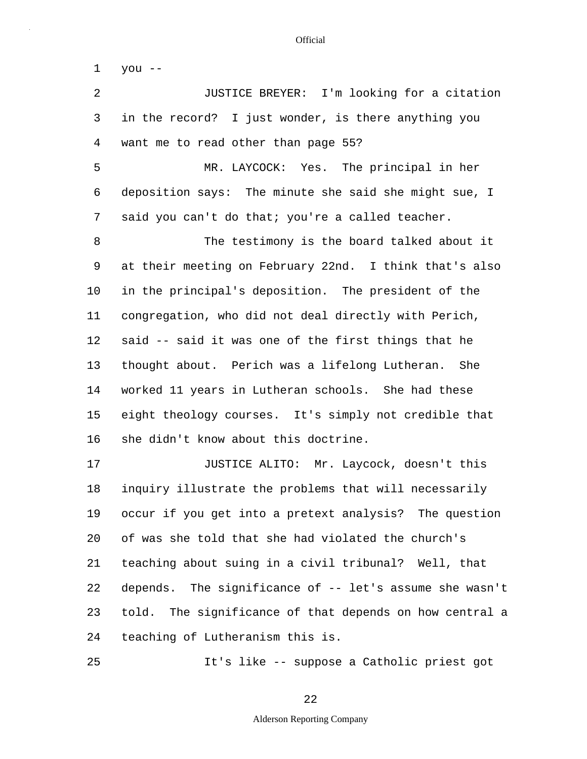you --

JUSTICE BREYER: I'm looking for a citation in the record? I just wonder, is there anything you want me to read other than page 55?

MR. LAYCOCK: Yes. The principal in her deposition says: The minute she said she might sue, I said you can't do that; you're a called teacher.

The testimony is the board talked about it at their meeting on February 22nd. I think that's also in the principal's deposition. The president of the congregation, who did not deal directly with Perich, said -- said it was one of the first things that he thought about. Perich was a lifelong Lutheran. She worked 11 years in Lutheran schools. She had these eight theology courses. It's simply not credible that she didn't know about this doctrine.

JUSTICE ALITO: Mr. Laycock, doesn't this inquiry illustrate the problems that will necessarily occur if you get into a pretext analysis? The question of was she told that she had violated the church's teaching about suing in a civil tribunal? Well, that depends. The significance of -- let's assume she wasn't told. The significance of that depends on how central a teaching of Lutheranism this is.

It's like -- suppose a Catholic priest got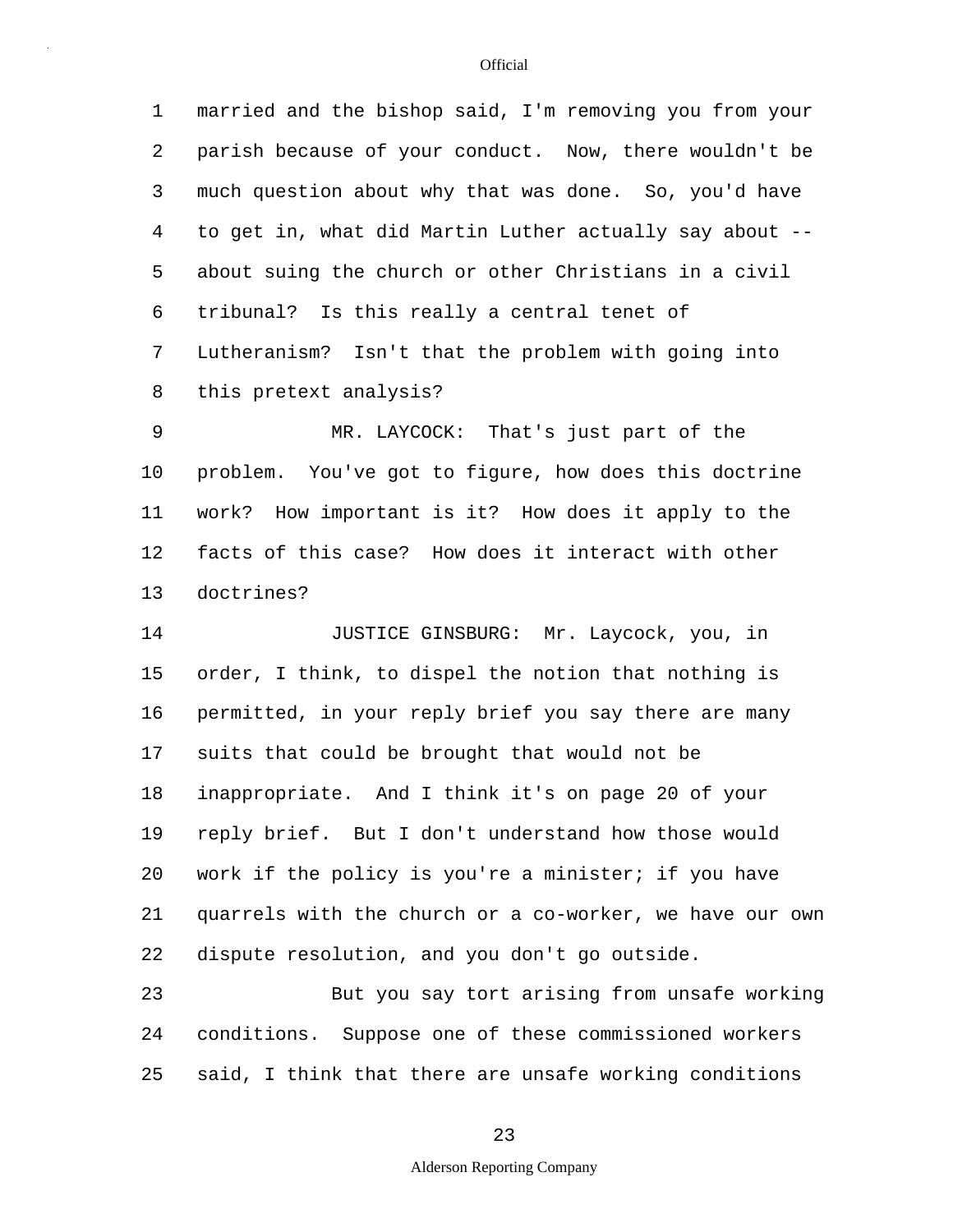married and the bishop said, I'm removing you from your parish because of your conduct. Now, there wouldn't be much question about why that was done. So, you'd have to get in, what did Martin Luther actually say about -- about suing the church or other Christians in a civil tribunal? Is this really a central tenet of Lutheranism? Isn't that the problem with going into this pretext analysis?

MR. LAYCOCK: That's just part of the problem. You've got to figure, how does this doctrine work? How important is it? How does it apply to the facts of this case? How does it interact with other doctrines?

JUSTICE GINSBURG: Mr. Laycock, you, in order, I think, to dispel the notion that nothing is permitted, in your reply brief you say there are many suits that could be brought that would not be inappropriate. And I think it's on page 20 of your reply brief. But I don't understand how those would work if the policy is you're a minister; if you have quarrels with the church or a co-worker, we have our own dispute resolution, and you don't go outside.

But you say tort arising from unsafe working conditions. Suppose one of these commissioned workers said, I think that there are unsafe working conditions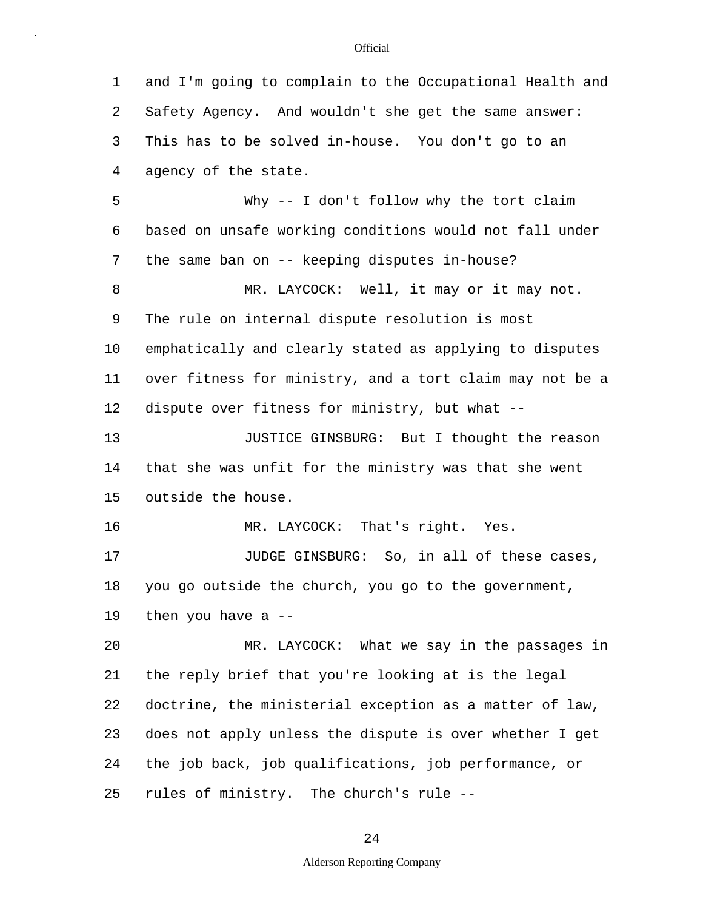and I'm going to complain to the Occupational Health and Safety Agency. And wouldn't she get the same answer: This has to be solved in-house. You don't go to an agency of the state.

Why -- I don't follow why the tort claim based on unsafe working conditions would not fall under the same ban on -- keeping disputes in-house?

MR. LAYCOCK: Well, it may or it may not. The rule on internal dispute resolution is most emphatically and clearly stated as applying to disputes over fitness for ministry, and a tort claim may not be a dispute over fitness for ministry, but what --

JUSTICE GINSBURG: But I thought the reason that she was unfit for the ministry was that she went outside the house.

MR. LAYCOCK: That's right. Yes.

JUDGE GINSBURG: So, in all of these cases, you go outside the church, you go to the government, then you have a --

MR. LAYCOCK: What we say in the passages in the reply brief that you're looking at is the legal doctrine, the ministerial exception as a matter of law, does not apply unless the dispute is over whether I get the job back, job qualifications, job performance, or rules of ministry. The church's rule --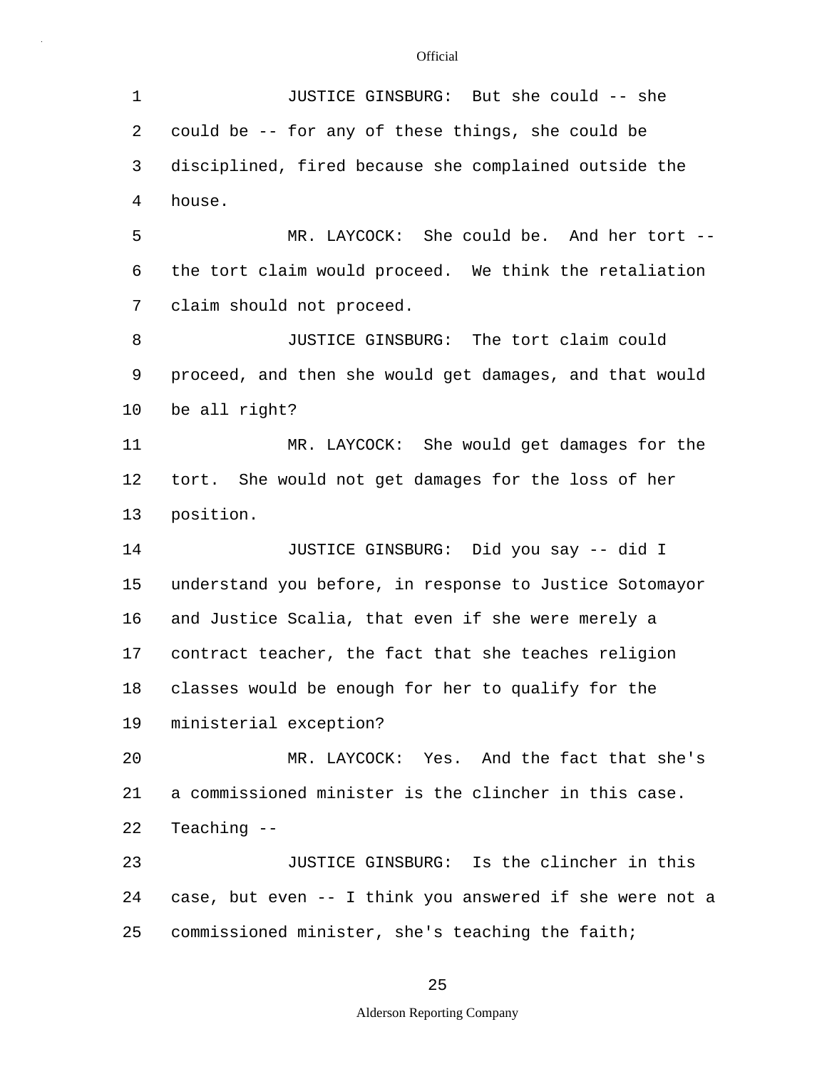JUSTICE GINSBURG: But she could -- she could be -- for any of these things, she could be disciplined, fired because she complained outside the house.

MR. LAYCOCK: She could be. And her tort -- the tort claim would proceed. We think the retaliation claim should not proceed.

JUSTICE GINSBURG: The tort claim could proceed, and then she would get damages, and that would be all right?

MR. LAYCOCK: She would get damages for the tort. She would not get damages for the loss of her position.

JUSTICE GINSBURG: Did you say -- did I understand you before, in response to Justice Sotomayor and Justice Scalia, that even if she were merely a contract teacher, the fact that she teaches religion classes would be enough for her to qualify for the ministerial exception?

MR. LAYCOCK: Yes. And the fact that she's a commissioned minister is the clincher in this case. Teaching --

JUSTICE GINSBURG: Is the clincher in this case, but even -- I think you answered if she were not a commissioned minister, she's teaching the faith;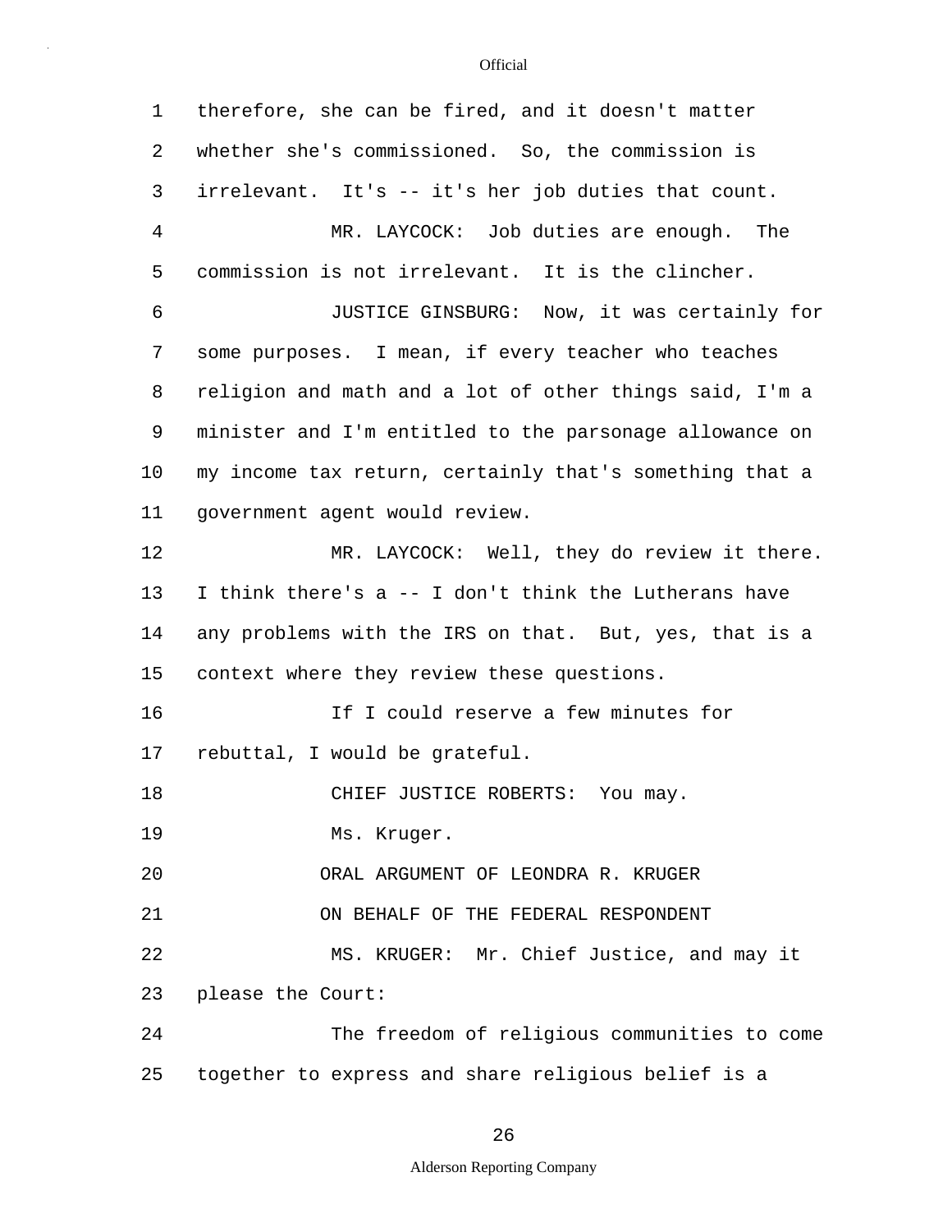therefore, she can be fired, and it doesn't matter whether she's commissioned. So, the commission is irrelevant. It's -- it's her job duties that count.

MR. LAYCOCK: Job duties are enough. The commission is not irrelevant. It is the clincher.

JUSTICE GINSBURG: Now, it was certainly for some purposes. I mean, if every teacher who teaches religion and math and a lot of other things said, I'm a minister and I'm entitled to the parsonage allowance on my income tax return, certainly that's something that a government agent would review.

MR. LAYCOCK: Well, they do review it there. I think there's a -- I don't think the Lutherans have any problems with the IRS on that. But, yes, that is a context where they review these questions.

If I could reserve a few minutes for rebuttal, I would be grateful.

CHIEF JUSTICE ROBERTS: You may.

Ms. Kruger.

ORAL ARGUMENT OF LEONDRA R. KRUGER
ON BEHALF OF THE FEDERAL RESPONDENT

MS. KRUGER: Mr. Chief Justice, and may it please the Court:

The freedom of religious communities to come together to express and share religious belief is a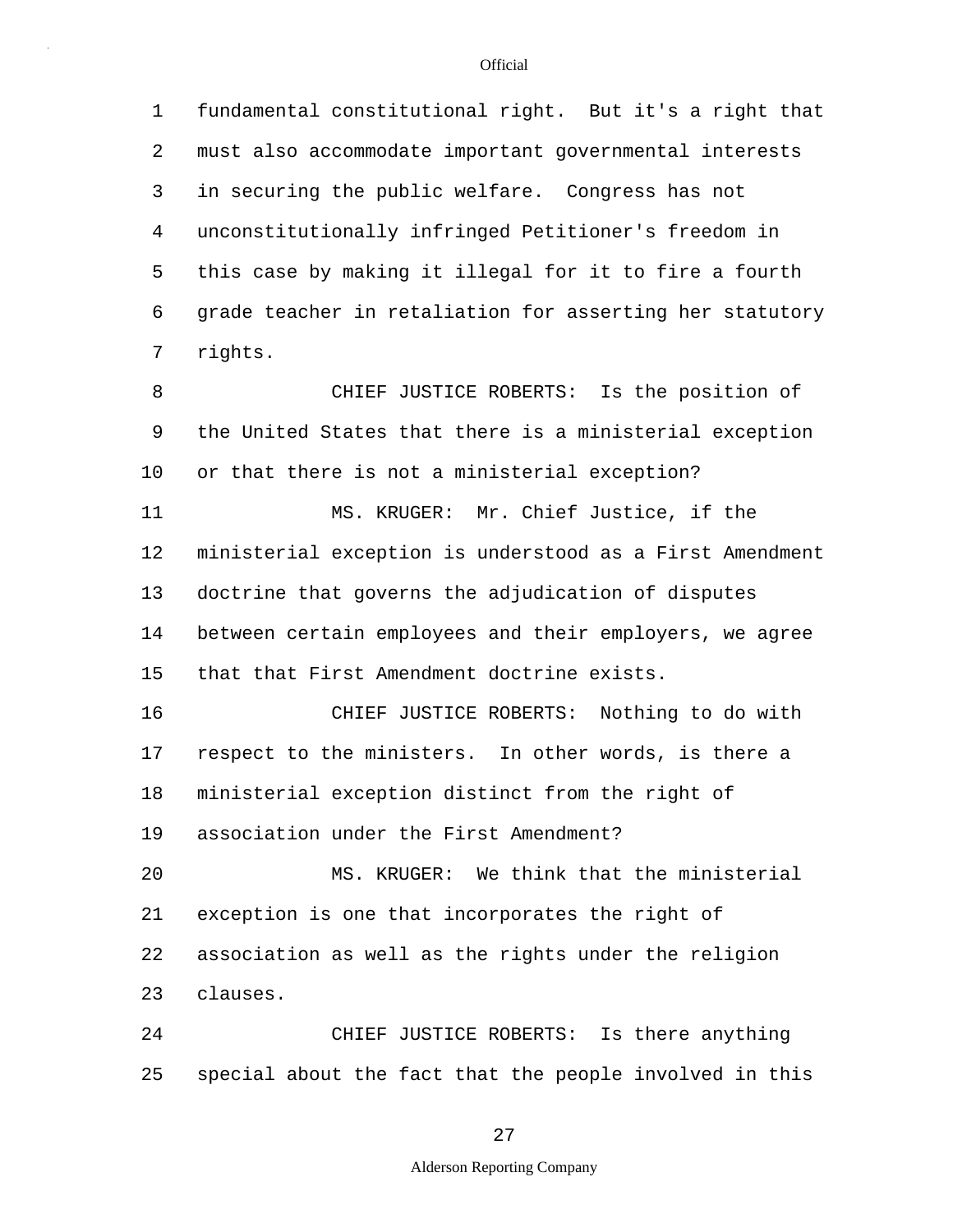fundamental constitutional right. But it's a right that must also accommodate important governmental interests in securing the public welfare. Congress has not unconstitutionally infringed Petitioner's freedom in this case by making it illegal for it to fire a fourth grade teacher in retaliation for asserting her statutory rights.

CHIEF JUSTICE ROBERTS: Is the position of the United States that there is a ministerial exception or that there is not a ministerial exception?

MS. KRUGER: Mr. Chief Justice, if the ministerial exception is understood as a First Amendment doctrine that governs the adjudication of disputes between certain employees and their employers, we agree that that First Amendment doctrine exists.

CHIEF JUSTICE ROBERTS: Nothing to do with respect to the ministers. In other words, is there a ministerial exception distinct from the right of association under the First Amendment?

MS. KRUGER: We think that the ministerial exception is one that incorporates the right of association as well as the rights under the religion clauses.

CHIEF JUSTICE ROBERTS: Is there anything special about the fact that the people involved in this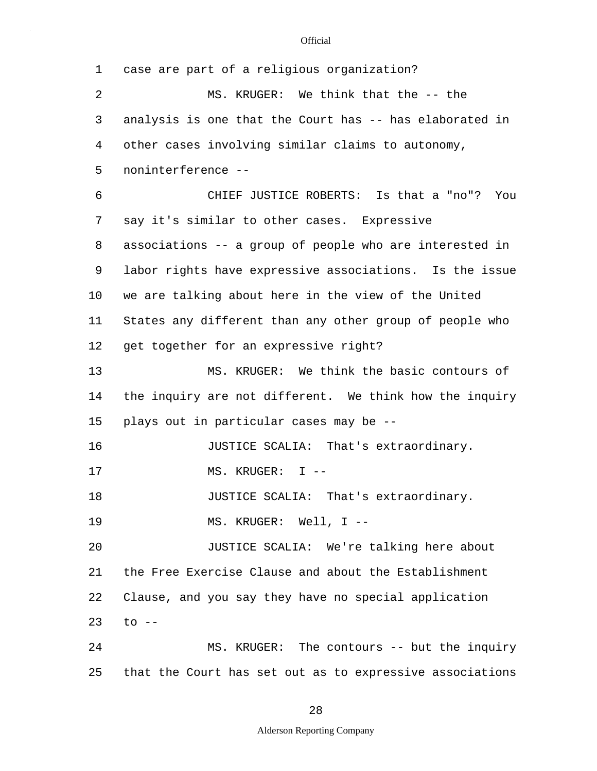1 case are part of a religious organization?

2 MS. KRUGER: We think that the -- the

3 analysis is one that the Court has -- has elaborated in

4 other cases involving similar claims to autonomy,

5 noninterference --

6 CHIEF JUSTICE ROBERTS: Is that a "no"? You

7 say it's similar to other cases. Expressive

8 associations -- a group of people who are interested in

9 labor rights have expressive associations. Is the issue

10 we are talking about here in the view of the United

11 States any different than any other group of people who

12 get together for an expressive right?

13 MS. KRUGER: We think the basic contours of

14 the inquiry are not different. We think how the inquiry

15 plays out in particular cases may be --

16 JUSTICE SCALIA: That's extraordinary.

17 MS. KRUGER: I --

18 JUSTICE SCALIA: That's extraordinary.

19 MS. KRUGER: Well, I --

20 JUSTICE SCALIA: We're talking here about

21 the Free Exercise Clause and about the Establishment

22 Clause, and you say they have no special application

23 to --

24 MS. KRUGER: The contours -- but the inquiry

25 that the Court has set out as to expressive associations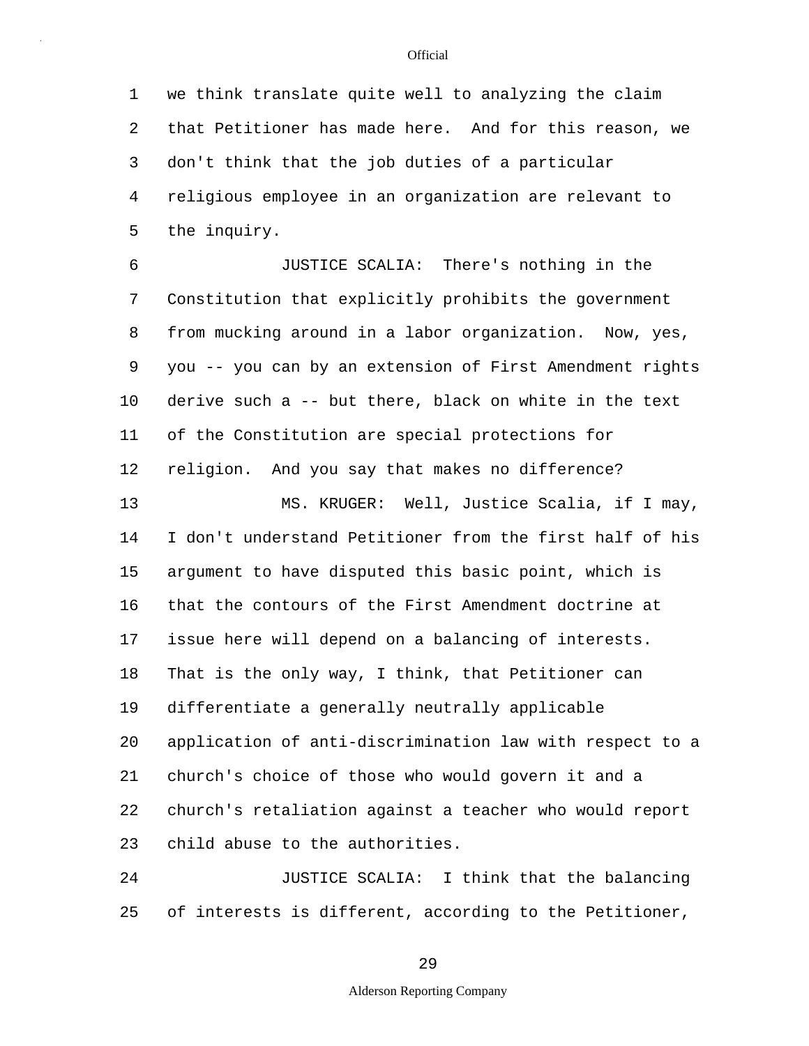we think translate quite well to analyzing the claim that Petitioner has made here. And for this reason, we don't think that the job duties of a particular religious employee in an organization are relevant to the inquiry.

JUSTICE SCALIA: There's nothing in the Constitution that explicitly prohibits the government from mucking around in a labor organization. Now, yes, you -- you can by an extension of First Amendment rights derive such a -- but there, black on white in the text of the Constitution are special protections for religion. And you say that makes no difference?

MS. KRUGER: Well, Justice Scalia, if I may, I don't understand Petitioner from the first half of his argument to have disputed this basic point, which is that the contours of the First Amendment doctrine at issue here will depend on a balancing of interests. That is the only way, I think, that Petitioner can differentiate a generally neutrally applicable application of anti-discrimination law with respect to a church's choice of those who would govern it and a church's retaliation against a teacher who would report child abuse to the authorities.

JUSTICE SCALIA: I think that the balancing of interests is different, according to the Petitioner,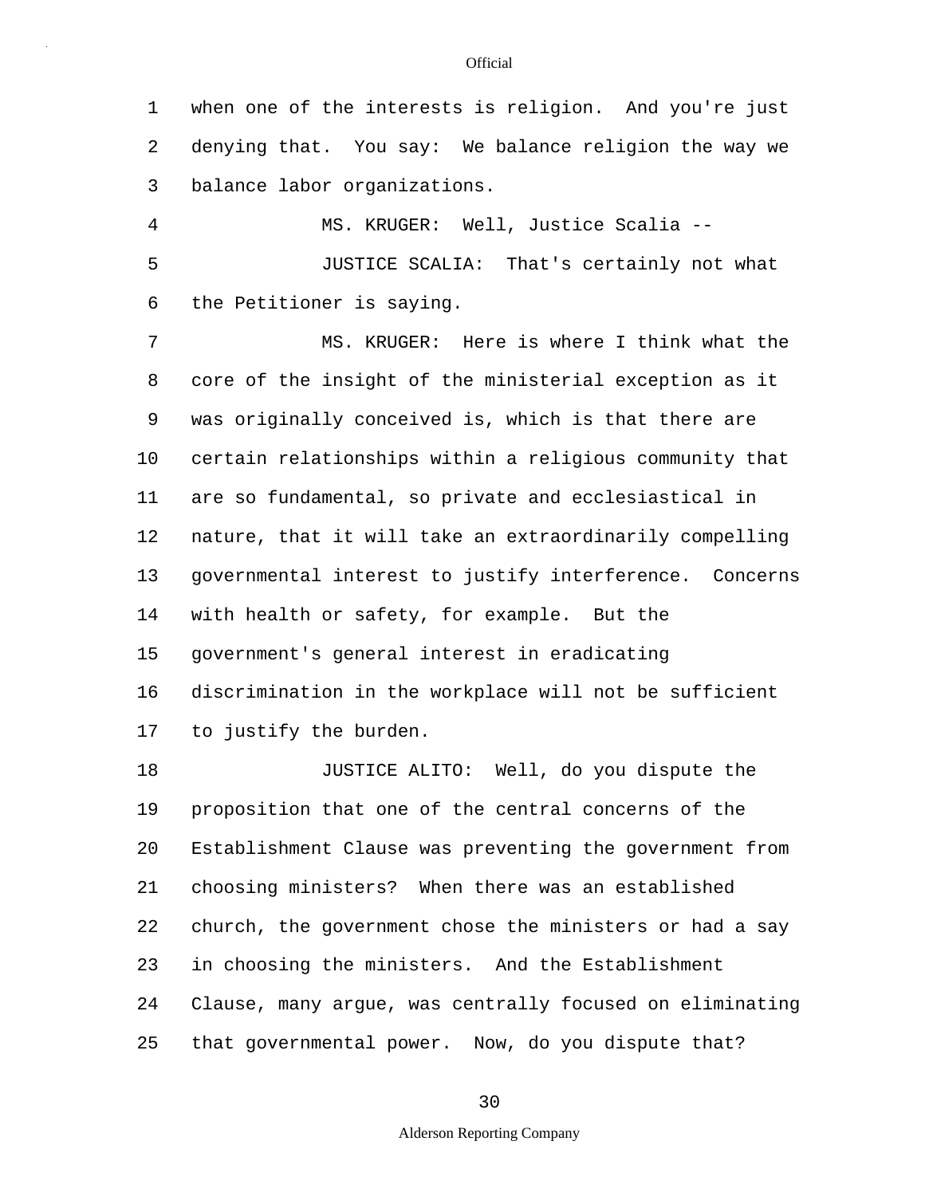when one of the interests is religion. And you're just denying that. You say: We balance religion the way we balance labor organizations.

MS. KRUGER: Well, Justice Scalia --

JUSTICE SCALIA: That's certainly not what the Petitioner is saying.

MS. KRUGER: Here is where I think what the core of the insight of the ministerial exception as it was originally conceived is, which is that there are certain relationships within a religious community that are so fundamental, so private and ecclesiastical in nature, that it will take an extraordinarily compelling governmental interest to justify interference. Concerns with health or safety, for example. But the government's general interest in eradicating discrimination in the workplace will not be sufficient to justify the burden.

JUSTICE ALITO: Well, do you dispute the proposition that one of the central concerns of the Establishment Clause was preventing the government from choosing ministers? When there was an established church, the government chose the ministers or had a say in choosing the ministers. And the Establishment Clause, many argue, was centrally focused on eliminating that governmental power. Now, do you dispute that?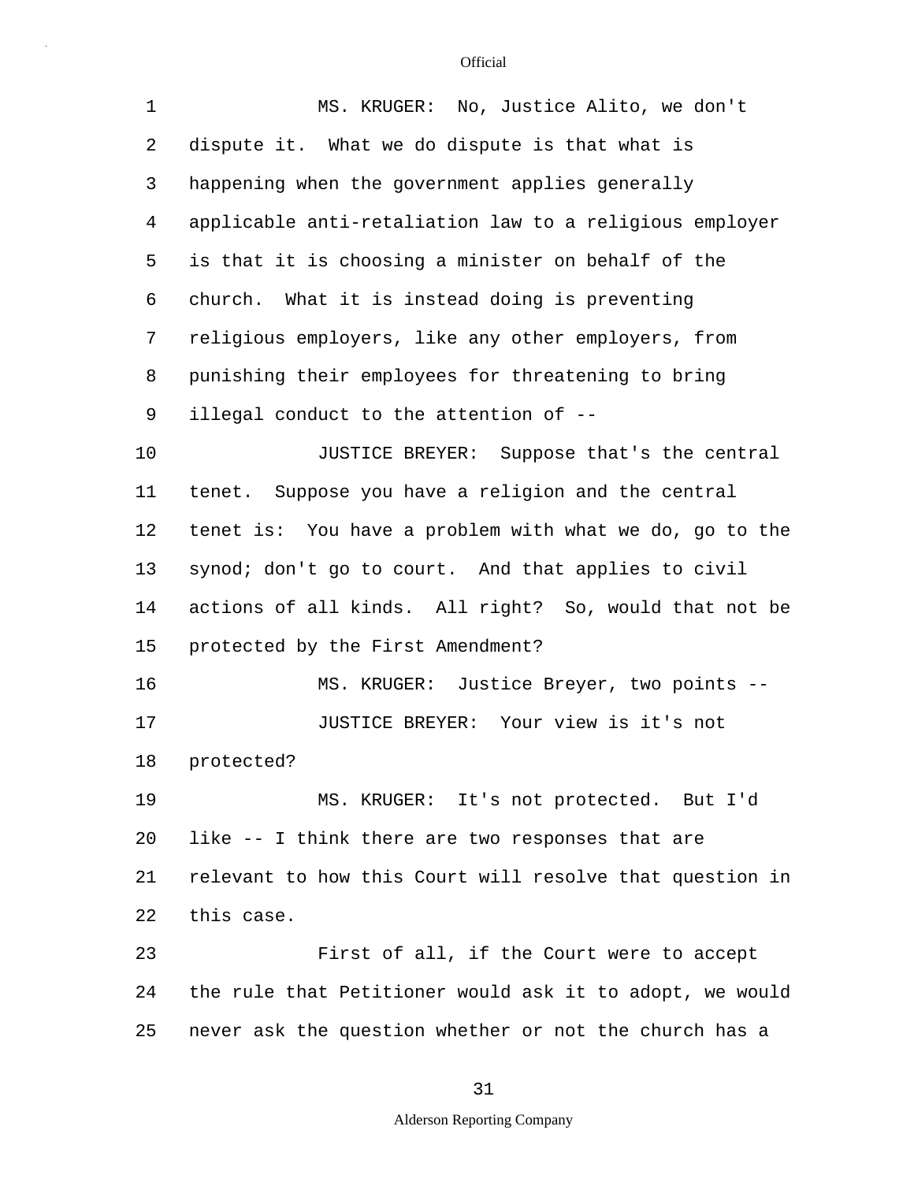MS. KRUGER: No, Justice Alito, we don't dispute it. What we do dispute is that what is happening when the government applies generally applicable anti-retaliation law to a religious employer is that it is choosing a minister on behalf of the church. What it is instead doing is preventing religious employers, like any other employers, from punishing their employees for threatening to bring illegal conduct to the attention of --

JUSTICE BREYER: Suppose that's the central tenet. Suppose you have a religion and the central tenet is: You have a problem with what we do, go to the synod; don't go to court. And that applies to civil actions of all kinds. All right? So, would that not be protected by the First Amendment?

MS. KRUGER: Justice Breyer, two points --

JUSTICE BREYER: Your view is it's not protected?

MS. KRUGER: It's not protected. But I'd like -- I think there are two responses that are relevant to how this Court will resolve that question in this case.

First of all, if the Court were to accept the rule that Petitioner would ask it to adopt, we would never ask the question whether or not the church has a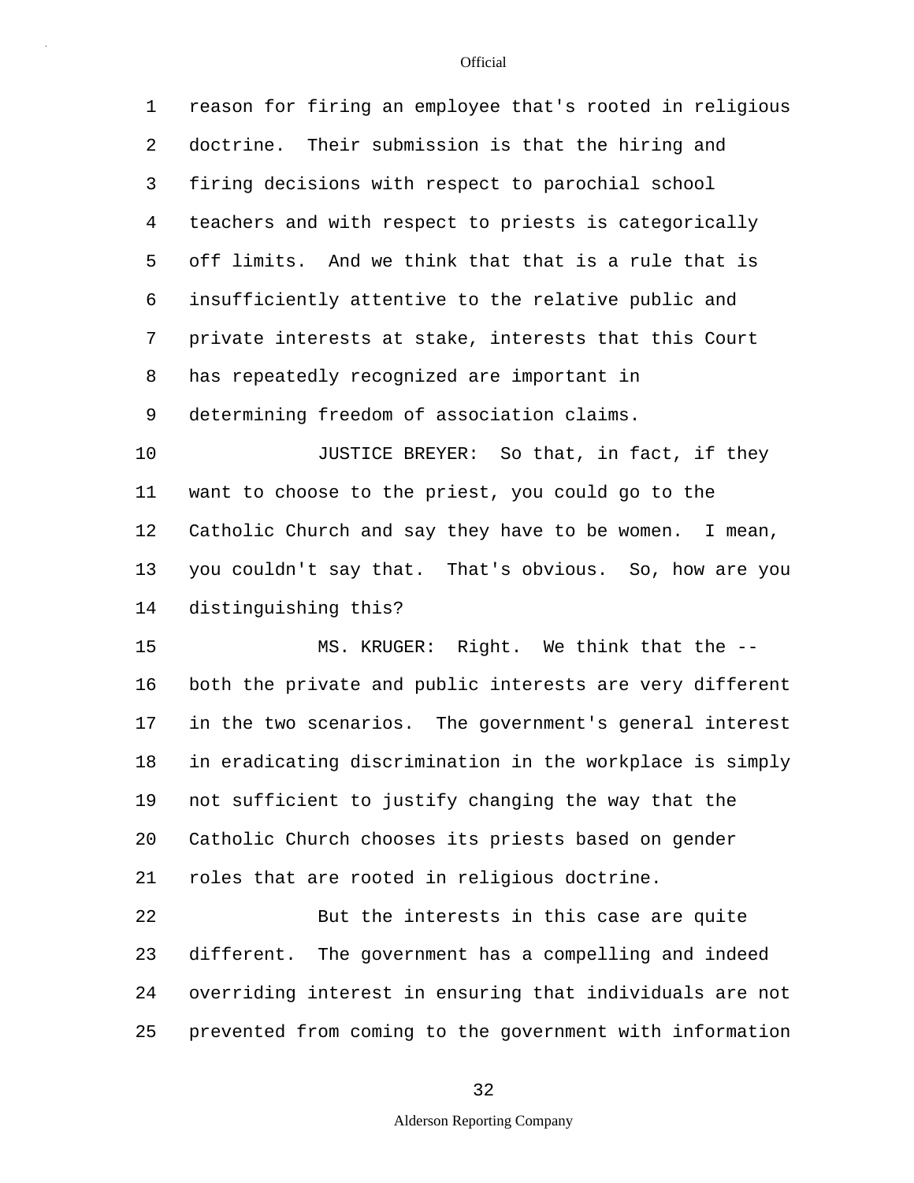reason for firing an employee that's rooted in religious doctrine. Their submission is that the hiring and firing decisions with respect to parochial school teachers and with respect to priests is categorically off limits. And we think that that is a rule that is insufficiently attentive to the relative public and private interests at stake, interests that this Court has repeatedly recognized are important in determining freedom of association claims.

JUSTICE BREYER: So that, in fact, if they want to choose to the priest, you could go to the Catholic Church and say they have to be women. I mean, you couldn't say that. That's obvious. So, how are you distinguishing this?

MS. KRUGER: Right. We think that the -- both the private and public interests are very different in the two scenarios. The government's general interest in eradicating discrimination in the workplace is simply not sufficient to justify changing the way that the Catholic Church chooses its priests based on gender roles that are rooted in religious doctrine.

But the interests in this case are quite different. The government has a compelling and indeed overriding interest in ensuring that individuals are not prevented from coming to the government with information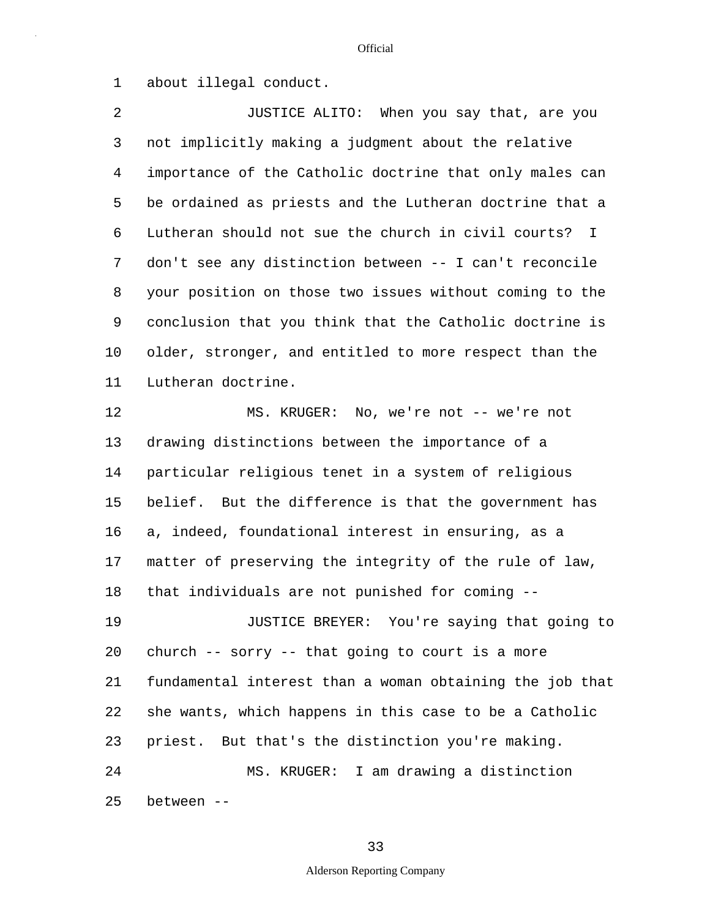about illegal conduct.

JUSTICE ALITO: When you say that, are you not implicitly making a judgment about the relative importance of the Catholic doctrine that only males can be ordained as priests and the Lutheran doctrine that a Lutheran should not sue the church in civil courts? I don't see any distinction between -- I can't reconcile your position on those two issues without coming to the conclusion that you think that the Catholic doctrine is older, stronger, and entitled to more respect than the Lutheran doctrine.

MS. KRUGER: No, we're not -- we're not drawing distinctions between the importance of a particular religious tenet in a system of religious belief. But the difference is that the government has a, indeed, foundational interest in ensuring, as a matter of preserving the integrity of the rule of law, that individuals are not punished for coming --

JUSTICE BREYER: You're saying that going to church -- sorry -- that going to court is a more fundamental interest than a woman obtaining the job that she wants, which happens in this case to be a Catholic priest. But that's the distinction you're making.

MS. KRUGER: I am drawing a distinction between --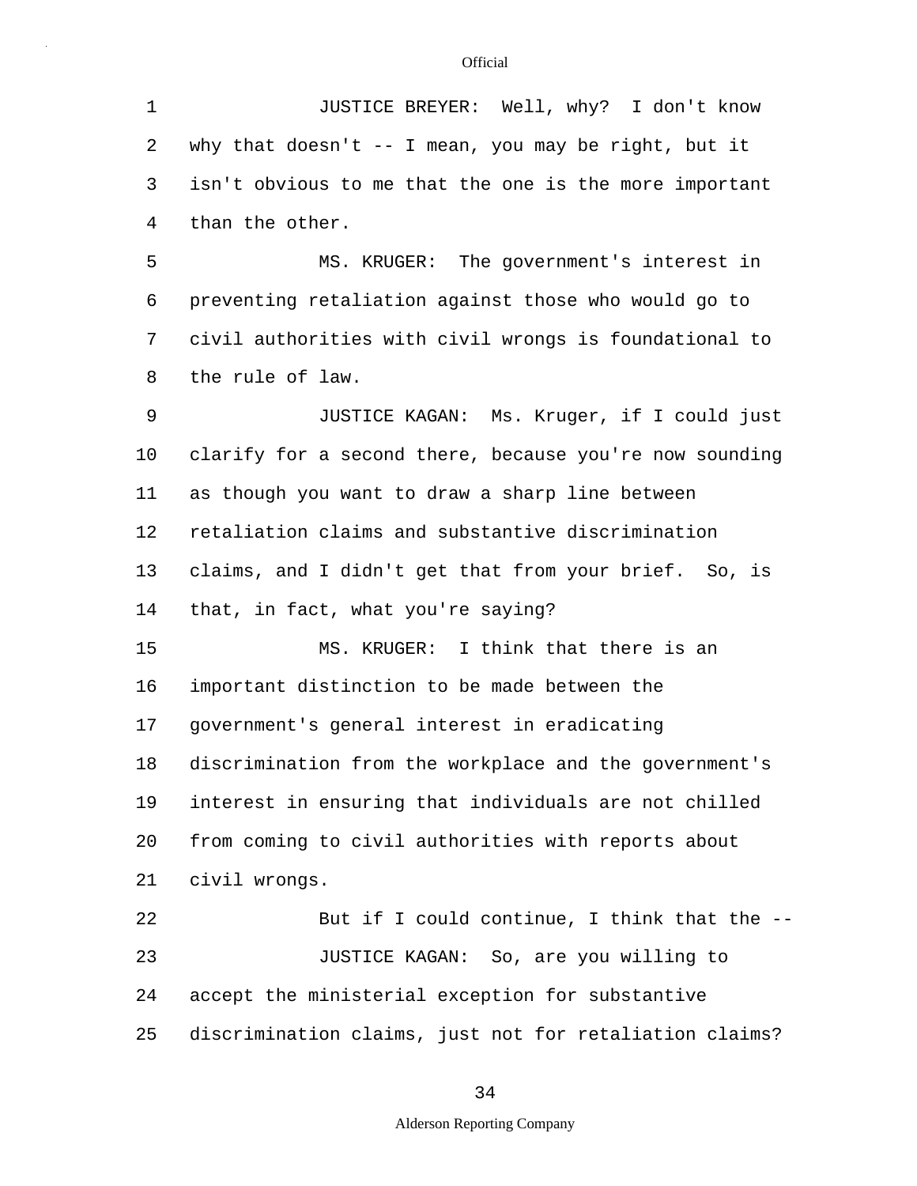JUSTICE BREYER: Well, why? I don't know why that doesn't -- I mean, you may be right, but it isn't obvious to me that the one is the more important than the other.

MS. KRUGER: The government's interest in preventing retaliation against those who would go to civil authorities with civil wrongs is foundational to the rule of law.

JUSTICE KAGAN: Ms. Kruger, if I could just clarify for a second there, because you're now sounding as though you want to draw a sharp line between retaliation claims and substantive discrimination claims, and I didn't get that from your brief. So, is that, in fact, what you're saying?

MS. KRUGER: I think that there is an important distinction to be made between the government's general interest in eradicating discrimination from the workplace and the government's interest in ensuring that individuals are not chilled from coming to civil authorities with reports about civil wrongs.

But if I could continue, I think that the --

JUSTICE KAGAN: So, are you willing to accept the ministerial exception for substantive discrimination claims, just not for retaliation claims?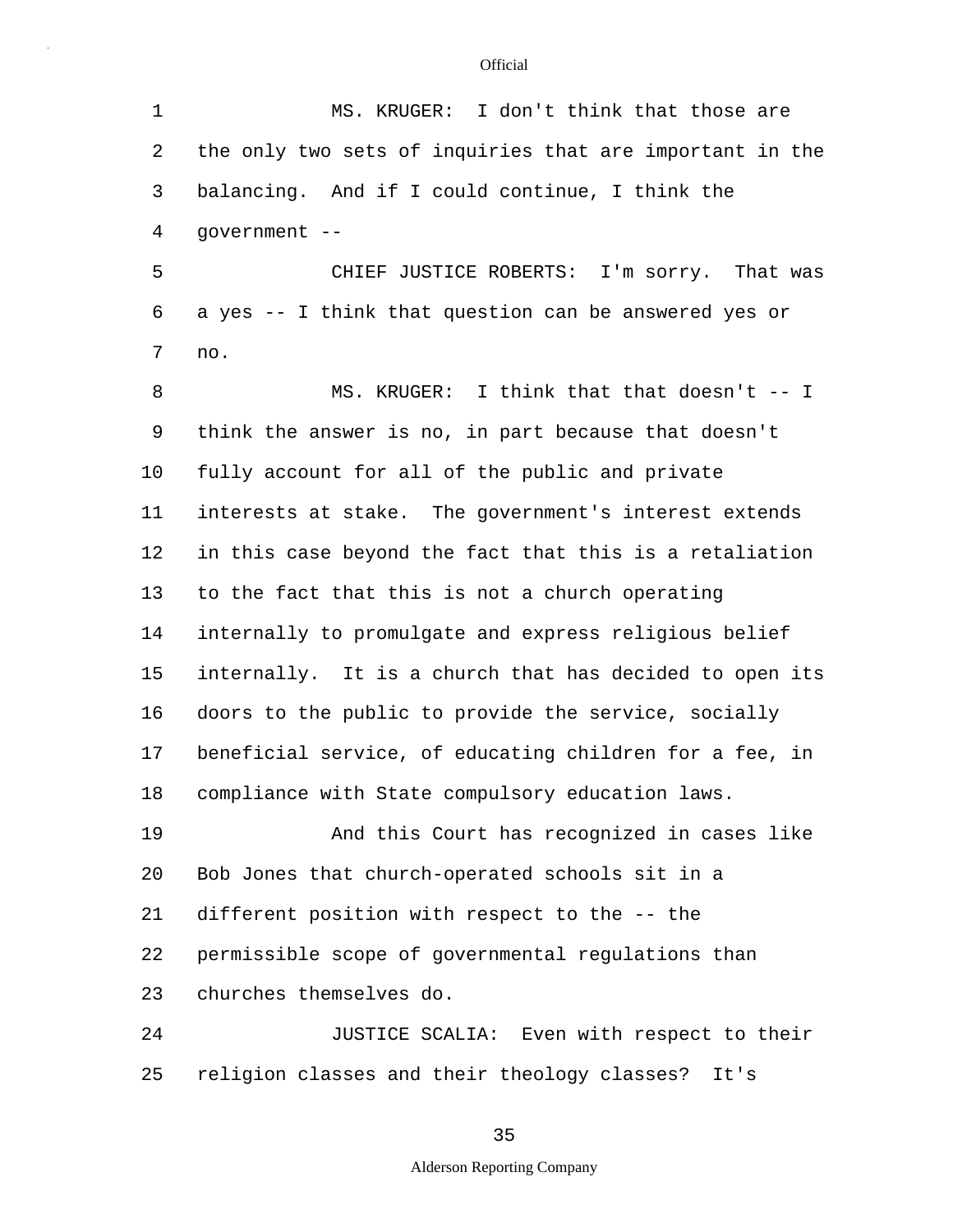MS. KRUGER: I don't think that those are the only two sets of inquiries that are important in the balancing. And if I could continue, I think the government --

CHIEF JUSTICE ROBERTS: I'm sorry. That was a yes -- I think that question can be answered yes or no.

MS. KRUGER: I think that that doesn't -- I think the answer is no, in part because that doesn't fully account for all of the public and private interests at stake. The government's interest extends in this case beyond the fact that this is a retaliation to the fact that this is not a church operating internally to promulgate and express religious belief internally. It is a church that has decided to open its doors to the public to provide the service, socially beneficial service, of educating children for a fee, in compliance with State compulsory education laws.

And this Court has recognized in cases like Bob Jones that church-operated schools sit in a different position with respect to the -- the permissible scope of governmental regulations than churches themselves do.

JUSTICE SCALIA: Even with respect to their religion classes and their theology classes? It's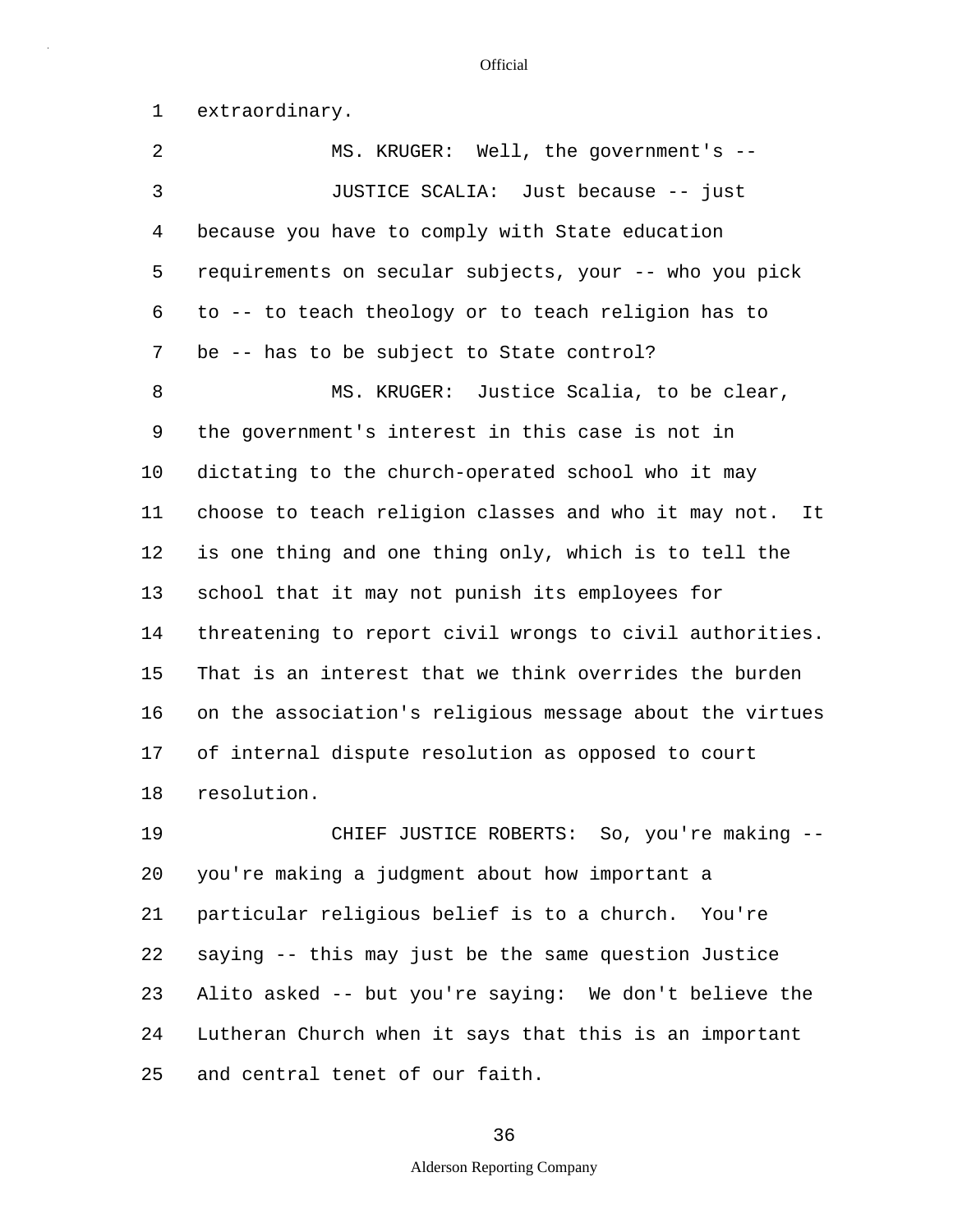extraordinary.

MS. KRUGER: Well, the government's --

JUSTICE SCALIA: Just because -- just because you have to comply with State education requirements on secular subjects, your -- who you pick to -- to teach theology or to teach religion has to be -- has to be subject to State control?

MS. KRUGER: Justice Scalia, to be clear, the government's interest in this case is not in dictating to the church-operated school who it may choose to teach religion classes and who it may not. It is one thing and one thing only, which is to tell the school that it may not punish its employees for threatening to report civil wrongs to civil authorities. That is an interest that we think overrides the burden on the association's religious message about the virtues of internal dispute resolution as opposed to court resolution.

CHIEF JUSTICE ROBERTS: So, you're making -- you're making a judgment about how important a particular religious belief is to a church. You're saying -- this may just be the same question Justice Alito asked -- but you're saying: We don't believe the Lutheran Church when it says that this is an important and central tenet of our faith.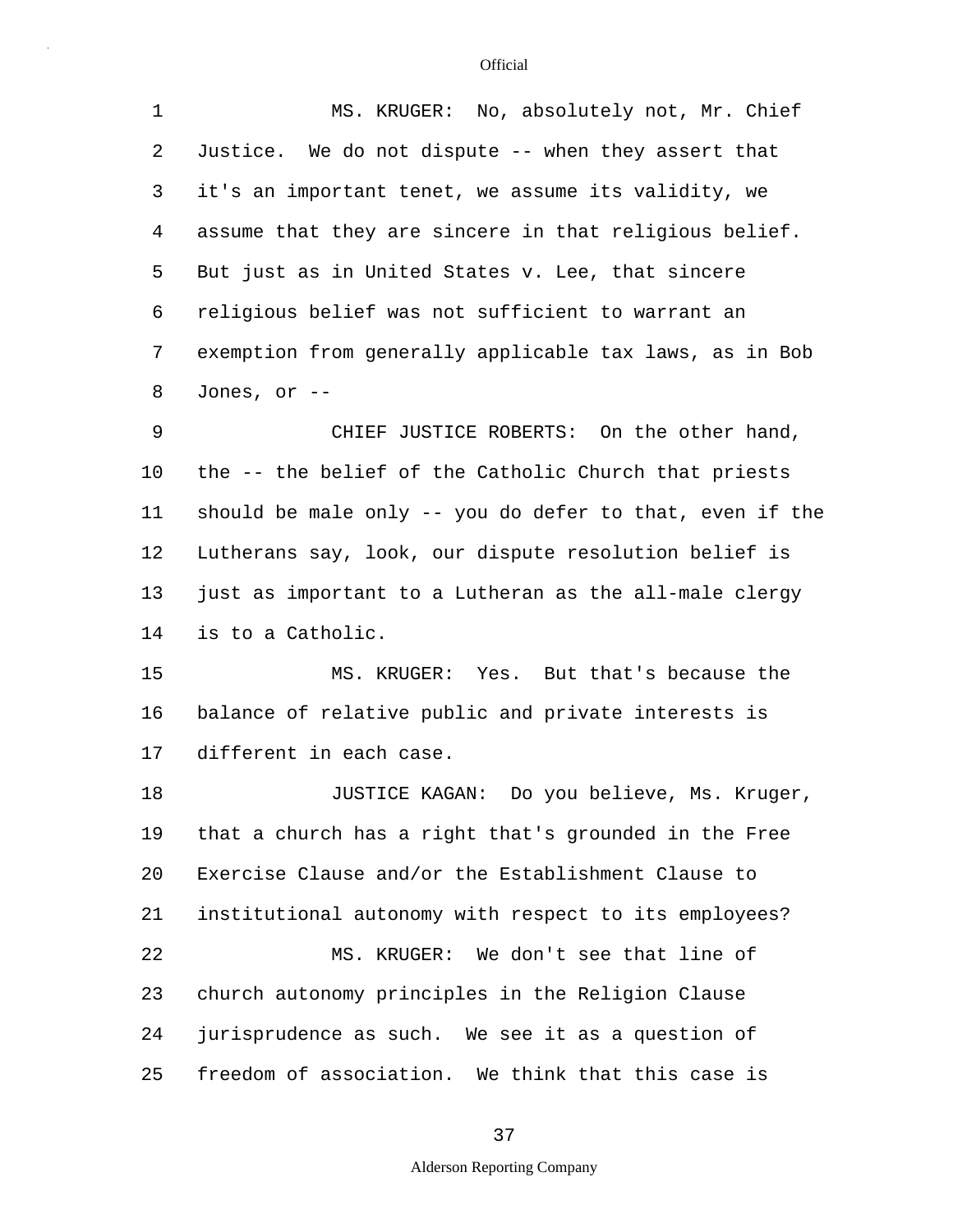1 MS. KRUGER: No, absolutely not, Mr. Chief
2 Justice. We do not dispute -- when they assert that
3 it's an important tenet, we assume its validity, we
4 assume that they are sincere in that religious belief.
5 But just as in United States v. Lee, that sincere
6 religious belief was not sufficient to warrant an
7 exemption from generally applicable tax laws, as in Bob
8 Jones, or --

9 CHIEF JUSTICE ROBERTS: On the other hand,
10 the -- the belief of the Catholic Church that priests
11 should be male only -- you do defer to that, even if the
12 Lutherans say, look, our dispute resolution belief is
13 just as important to a Lutheran as the all-male clergy
14 is to a Catholic.

15 MS. KRUGER: Yes. But that's because the
16 balance of relative public and private interests is
17 different in each case.

18 JUSTICE KAGAN: Do you believe, Ms. Kruger,
19 that a church has a right that's grounded in the Free
20 Exercise Clause and/or the Establishment Clause to
21 institutional autonomy with respect to its employees?

22 MS. KRUGER: We don't see that line of
23 church autonomy principles in the Religion Clause
24 jurisprudence as such. We see it as a question of
25 freedom of association. We think that this case is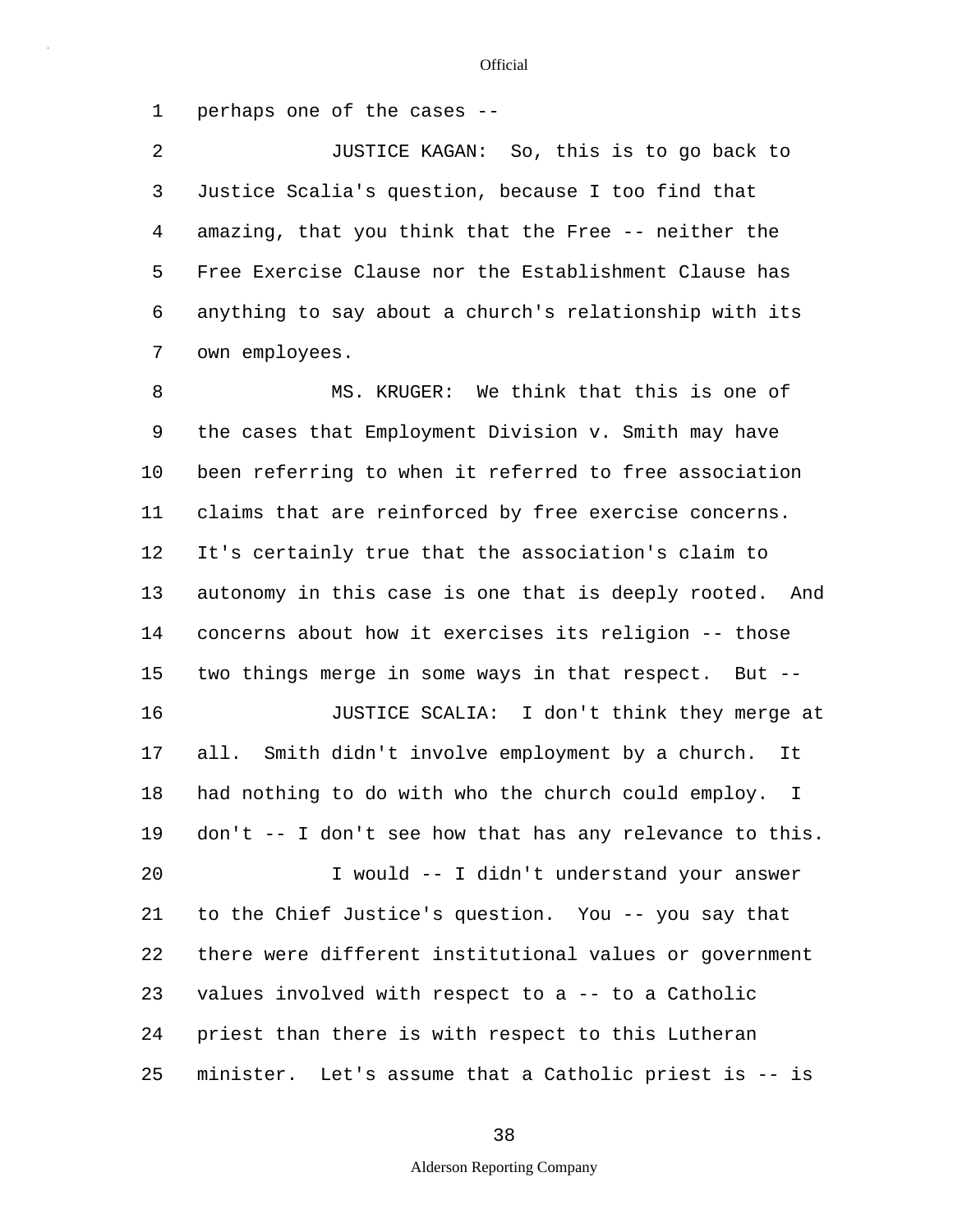perhaps one of the cases --

JUSTICE KAGAN: So, this is to go back to Justice Scalia's question, because I too find that amazing, that you think that the Free -- neither the Free Exercise Clause nor the Establishment Clause has anything to say about a church's relationship with its own employees.

MS. KRUGER: We think that this is one of the cases that Employment Division v. Smith may have been referring to when it referred to free association claims that are reinforced by free exercise concerns. It's certainly true that the association's claim to autonomy in this case is one that is deeply rooted. And concerns about how it exercises its religion -- those two things merge in some ways in that respect. But --

JUSTICE SCALIA: I don't think they merge at all. Smith didn't involve employment by a church. It had nothing to do with who the church could employ. I don't -- I don't see how that has any relevance to this.

I would -- I didn't understand your answer to the Chief Justice's question. You -- you say that there were different institutional values or government values involved with respect to a -- to a Catholic priest than there is with respect to this Lutheran minister. Let's assume that a Catholic priest is -- is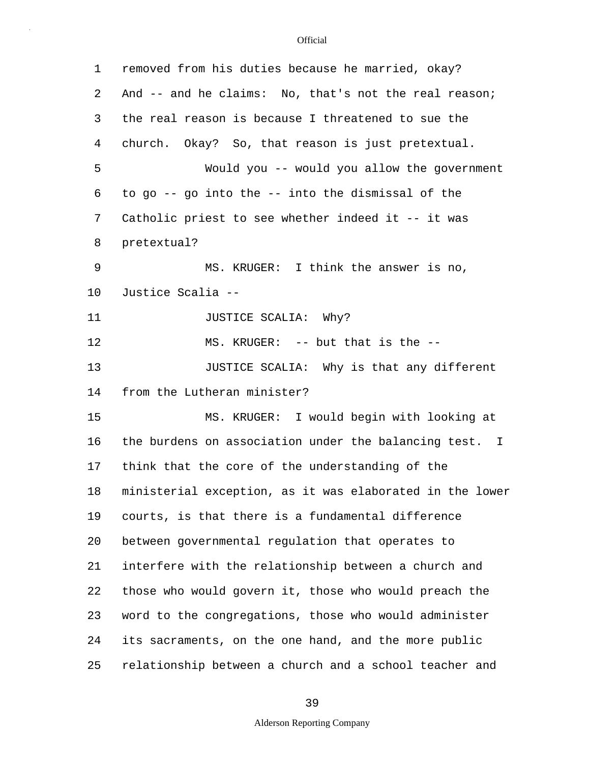removed from his duties because he married, okay? And -- and he claims: No, that's not the real reason; the real reason is because I threatened to sue the church. Okay? So, that reason is just pretextual.

Would you -- would you allow the government to go -- go into the -- into the dismissal of the Catholic priest to see whether indeed it -- it was pretextual?

MS. KRUGER: I think the answer is no, Justice Scalia --

JUSTICE SCALIA: Why?

MS. KRUGER: -- but that is the --

JUSTICE SCALIA: Why is that any different from the Lutheran minister?

MS. KRUGER: I would begin with looking at the burdens on association under the balancing test. I think that the core of the understanding of the ministerial exception, as it was elaborated in the lower courts, is that there is a fundamental difference between governmental regulation that operates to interfere with the relationship between a church and those who would govern it, those who would preach the word to the congregations, those who would administer its sacraments, on the one hand, and the more public relationship between a church and a school teacher and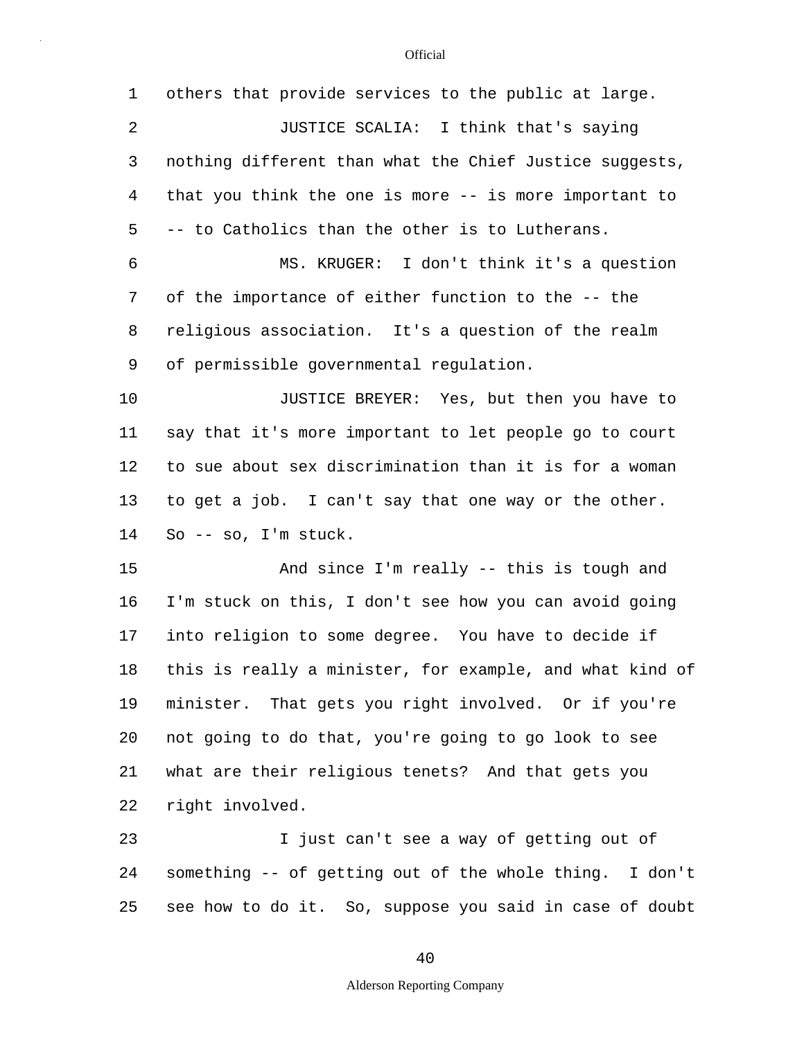others that provide services to the public at large.

JUSTICE SCALIA: I think that's saying nothing different than what the Chief Justice suggests, that you think the one is more -- is more important to -- to Catholics than the other is to Lutherans.

MS. KRUGER: I don't think it's a question of the importance of either function to the -- the religious association. It's a question of the realm of permissible governmental regulation.

JUSTICE BREYER: Yes, but then you have to say that it's more important to let people go to court to sue about sex discrimination than it is for a woman to get a job. I can't say that one way or the other. So -- so, I'm stuck.

And since I'm really -- this is tough and I'm stuck on this, I don't see how you can avoid going into religion to some degree. You have to decide if this is really a minister, for example, and what kind of minister. That gets you right involved. Or if you're not going to do that, you're going to go look to see what are their religious tenets? And that gets you right involved.

I just can't see a way of getting out of something -- of getting out of the whole thing. I don't see how to do it. So, suppose you said in case of doubt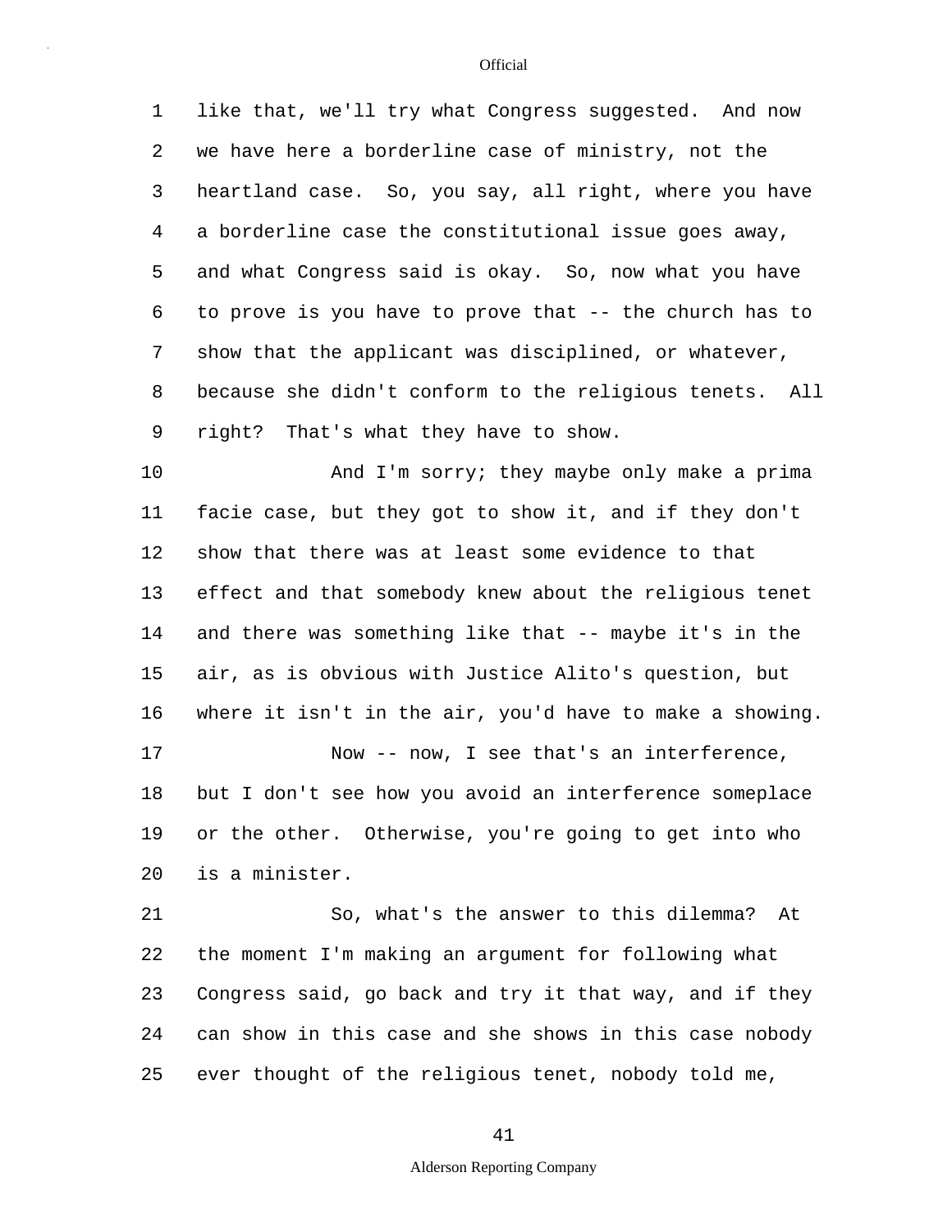like that, we'll try what Congress suggested. And now we have here a borderline case of ministry, not the heartland case. So, you say, all right, where you have a borderline case the constitutional issue goes away, and what Congress said is okay. So, now what you have to prove is you have to prove that -- the church has to show that the applicant was disciplined, or whatever, because she didn't conform to the religious tenets. All right? That's what they have to show.

And I'm sorry; they maybe only make a prima facie case, but they got to show it, and if they don't show that there was at least some evidence to that effect and that somebody knew about the religious tenet and there was something like that -- maybe it's in the air, as is obvious with Justice Alito's question, but where it isn't in the air, you'd have to make a showing.

Now -- now, I see that's an interference, but I don't see how you avoid an interference someplace or the other. Otherwise, you're going to get into who is a minister.

So, what's the answer to this dilemma? At the moment I'm making an argument for following what Congress said, go back and try it that way, and if they can show in this case and she shows in this case nobody ever thought of the religious tenet, nobody told me,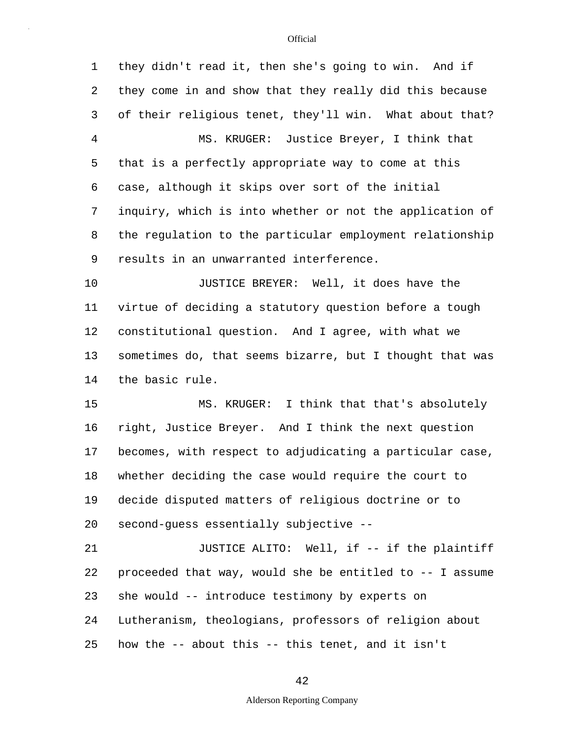they didn't read it, then she's going to win. And if they come in and show that they really did this because of their religious tenet, they'll win. What about that?

MS. KRUGER: Justice Breyer, I think that that is a perfectly appropriate way to come at this case, although it skips over sort of the initial inquiry, which is into whether or not the application of the regulation to the particular employment relationship results in an unwarranted interference.

JUSTICE BREYER: Well, it does have the virtue of deciding a statutory question before a tough constitutional question. And I agree, with what we sometimes do, that seems bizarre, but I thought that was the basic rule.

MS. KRUGER: I think that that's absolutely right, Justice Breyer. And I think the next question becomes, with respect to adjudicating a particular case, whether deciding the case would require the court to decide disputed matters of religious doctrine or to second-guess essentially subjective --

JUSTICE ALITO: Well, if -- if the plaintiff proceeded that way, would she be entitled to -- I assume she would -- introduce testimony by experts on Lutheranism, theologians, professors of religion about how the -- about this -- this tenet, and it isn't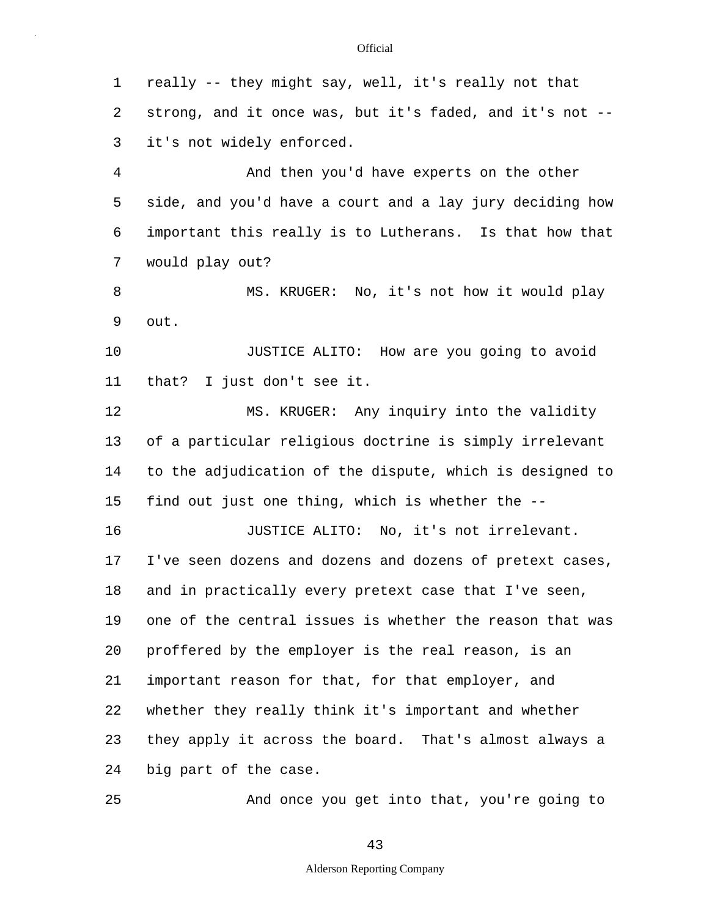really -- they might say, well, it's really not that strong, and it once was, but it's faded, and it's not -- it's not widely enforced.

And then you'd have experts on the other side, and you'd have a court and a lay jury deciding how important this really is to Lutherans. Is that how that would play out?

MS. KRUGER: No, it's not how it would play out.

JUSTICE ALITO: How are you going to avoid that? I just don't see it.

MS. KRUGER: Any inquiry into the validity of a particular religious doctrine is simply irrelevant to the adjudication of the dispute, which is designed to find out just one thing, which is whether the --

JUSTICE ALITO: No, it's not irrelevant. I've seen dozens and dozens and dozens of pretext cases, and in practically every pretext case that I've seen, one of the central issues is whether the reason that was proffered by the employer is the real reason, is an important reason for that, for that employer, and whether they really think it's important and whether they apply it across the board. That's almost always a big part of the case.

And once you get into that, you're going to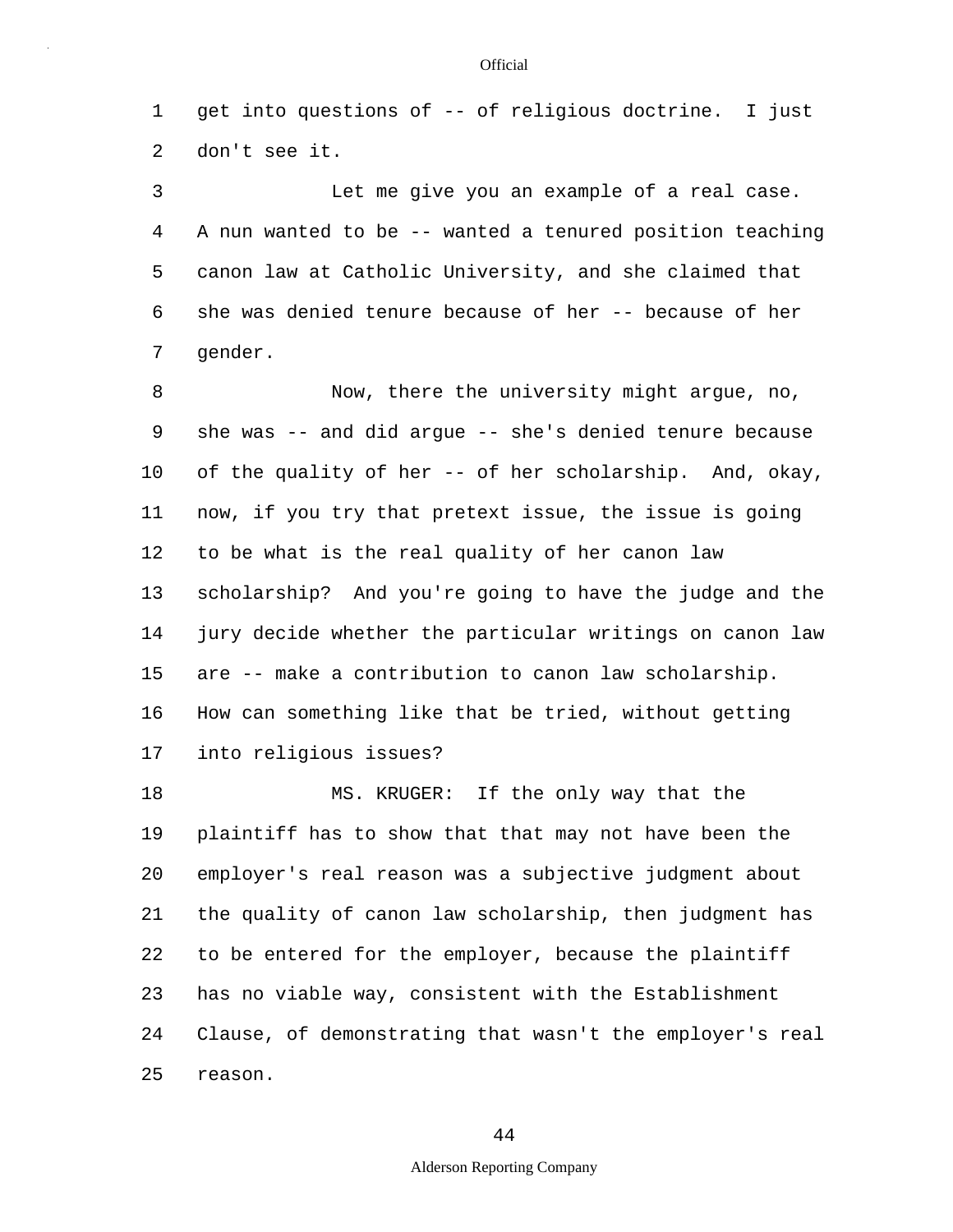get into questions of -- of religious doctrine. I just don't see it.

Let me give you an example of a real case. A nun wanted to be -- wanted a tenured position teaching canon law at Catholic University, and she claimed that she was denied tenure because of her -- because of her gender.

Now, there the university might argue, no, she was -- and did argue -- she's denied tenure because of the quality of her -- of her scholarship. And, okay, now, if you try that pretext issue, the issue is going to be what is the real quality of her canon law scholarship? And you're going to have the judge and the jury decide whether the particular writings on canon law are -- make a contribution to canon law scholarship. How can something like that be tried, without getting into religious issues?

MS. KRUGER: If the only way that the plaintiff has to show that that may not have been the employer's real reason was a subjective judgment about the quality of canon law scholarship, then judgment has to be entered for the employer, because the plaintiff has no viable way, consistent with the Establishment Clause, of demonstrating that wasn't the employer's real reason.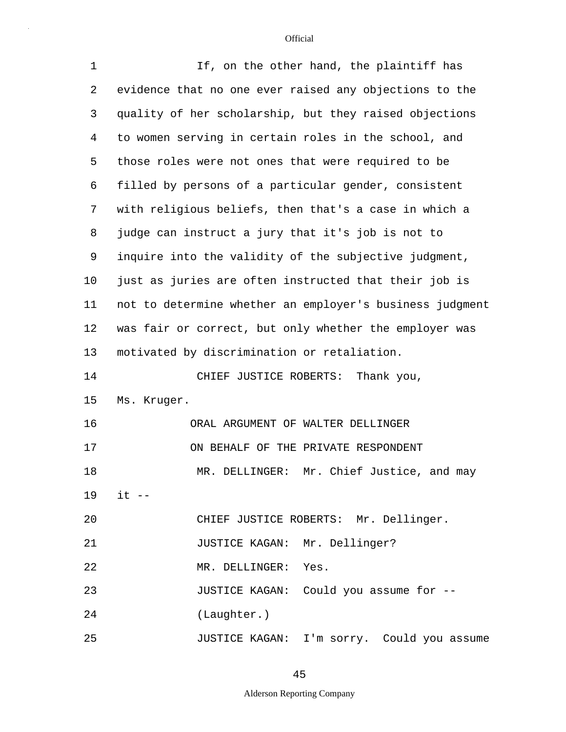If, on the other hand, the plaintiff has evidence that no one ever raised any objections to the quality of her scholarship, but they raised objections to women serving in certain roles in the school, and those roles were not ones that were required to be filled by persons of a particular gender, consistent with religious beliefs, then that's a case in which a judge can instruct a jury that it's job is not to inquire into the validity of the subjective judgment, just as juries are often instructed that their job is not to determine whether an employer's business judgment was fair or correct, but only whether the employer was motivated by discrimination or retaliation.

CHIEF JUSTICE ROBERTS: Thank you, Ms. Kruger.

ORAL ARGUMENT OF WALTER DELLINGER
ON BEHALF OF THE PRIVATE RESPONDENT

MR. DELLINGER: Mr. Chief Justice, and may it --

CHIEF JUSTICE ROBERTS: Mr. Dellinger.

JUSTICE KAGAN: Mr. Dellinger?

MR. DELLINGER: Yes.

JUSTICE KAGAN: Could you assume for --

(Laughter.)

JUSTICE KAGAN: I'm sorry. Could you assume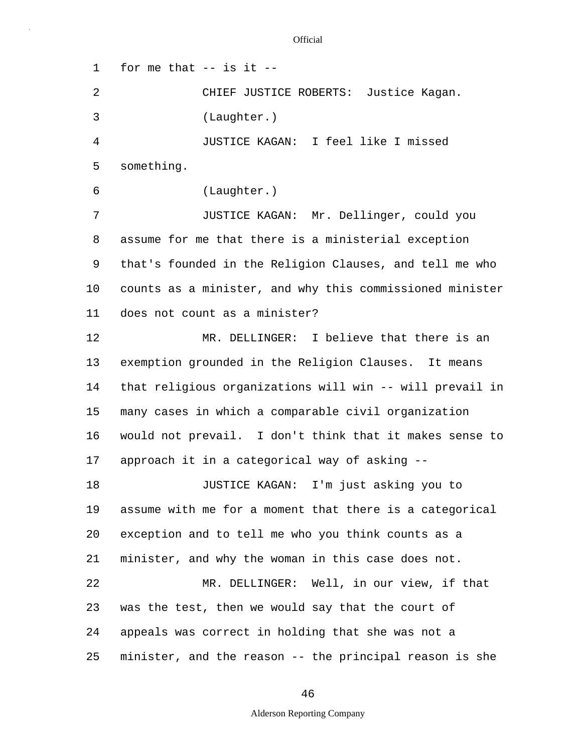for me that -- is it --

CHIEF JUSTICE ROBERTS: Justice Kagan.

(Laughter.)

JUSTICE KAGAN: I feel like I missed something.

(Laughter.)

JUSTICE KAGAN: Mr. Dellinger, could you assume for me that there is a ministerial exception that's founded in the Religion Clauses, and tell me who counts as a minister, and why this commissioned minister does not count as a minister?

MR. DELLINGER: I believe that there is an exemption grounded in the Religion Clauses. It means that religious organizations will win -- will prevail in many cases in which a comparable civil organization would not prevail. I don't think that it makes sense to approach it in a categorical way of asking --

JUSTICE KAGAN: I'm just asking you to assume with me for a moment that there is a categorical exception and to tell me who you think counts as a minister, and why the woman in this case does not.

MR. DELLINGER: Well, in our view, if that was the test, then we would say that the court of appeals was correct in holding that she was not a minister, and the reason -- the principal reason is she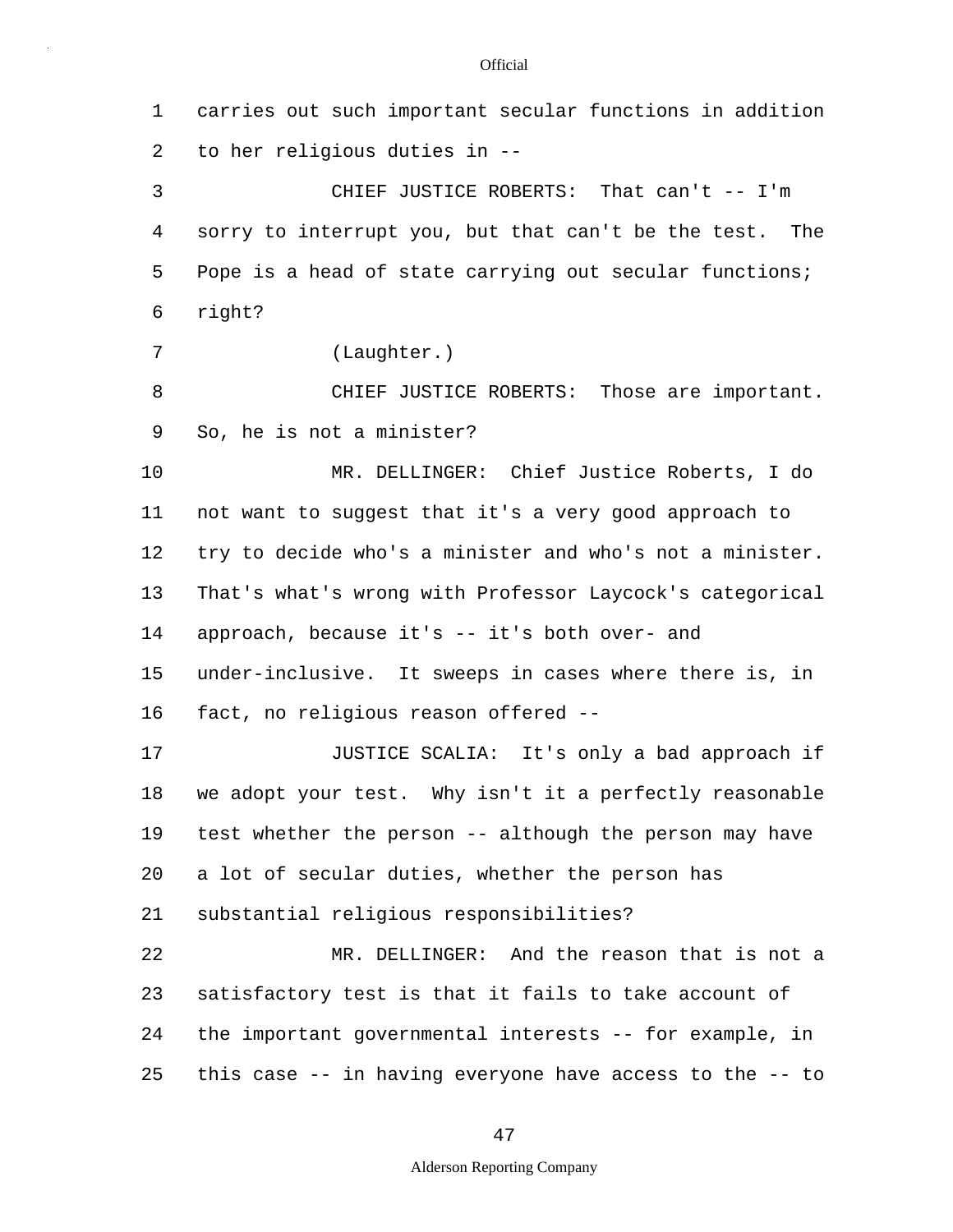carries out such important secular functions in addition to her religious duties in --

CHIEF JUSTICE ROBERTS: That can't -- I'm sorry to interrupt you, but that can't be the test. The Pope is a head of state carrying out secular functions; right?

(Laughter.)

CHIEF JUSTICE ROBERTS: Those are important. So, he is not a minister?

MR. DELLINGER: Chief Justice Roberts, I do not want to suggest that it's a very good approach to try to decide who's a minister and who's not a minister. That's what's wrong with Professor Laycock's categorical approach, because it's -- it's both over- and under-inclusive. It sweeps in cases where there is, in fact, no religious reason offered --

JUSTICE SCALIA: It's only a bad approach if we adopt your test. Why isn't it a perfectly reasonable test whether the person -- although the person may have a lot of secular duties, whether the person has substantial religious responsibilities?

MR. DELLINGER: And the reason that is not a satisfactory test is that it fails to take account of the important governmental interests -- for example, in this case -- in having everyone have access to the -- to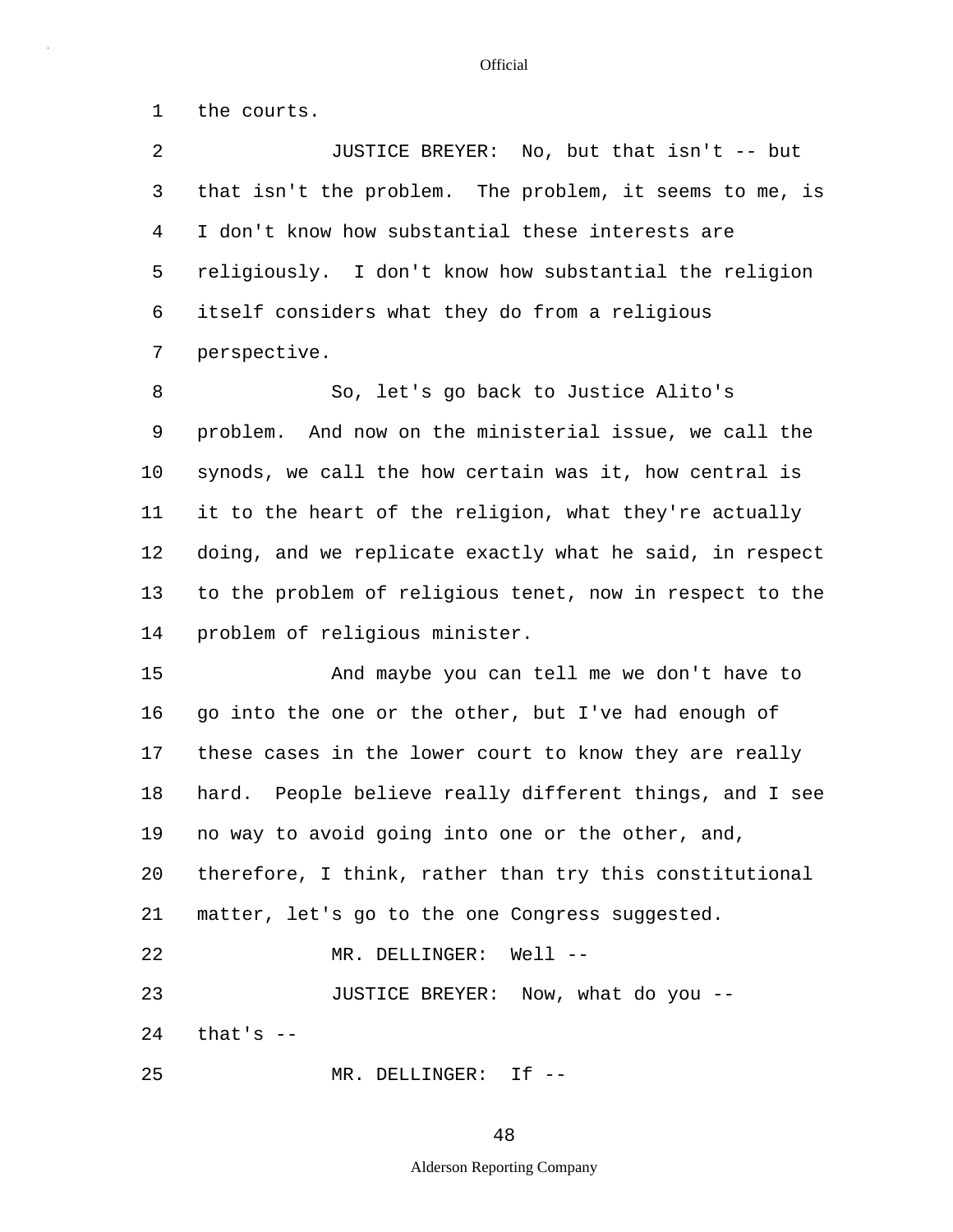the courts.

JUSTICE BREYER: No, but that isn't -- but that isn't the problem. The problem, it seems to me, is I don't know how substantial these interests are religiously. I don't know how substantial the religion itself considers what they do from a religious perspective.

So, let's go back to Justice Alito's problem. And now on the ministerial issue, we call the synods, we call the how certain was it, how central is it to the heart of the religion, what they're actually doing, and we replicate exactly what he said, in respect to the problem of religious tenet, now in respect to the problem of religious minister.

And maybe you can tell me we don't have to go into the one or the other, but I've had enough of these cases in the lower court to know they are really hard. People believe really different things, and I see no way to avoid going into one or the other, and, therefore, I think, rather than try this constitutional matter, let's go to the one Congress suggested.

MR. DELLINGER: Well --

JUSTICE BREYER: Now, what do you -- that's --

MR. DELLINGER: If --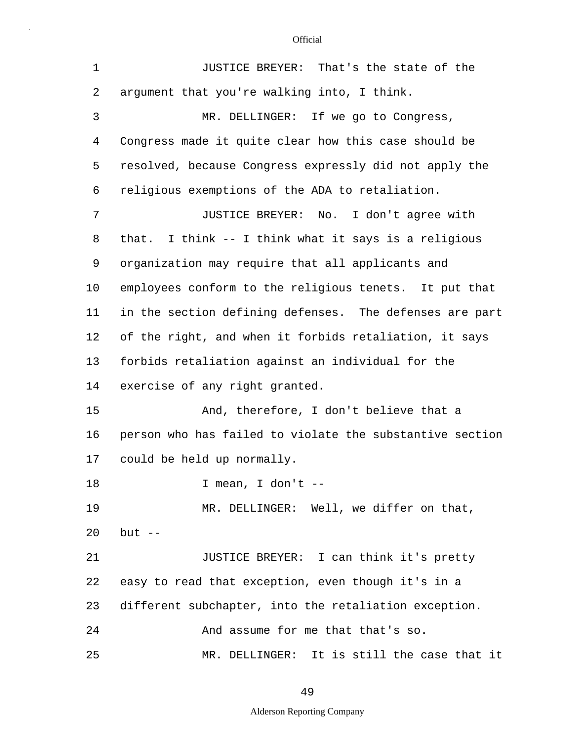JUSTICE BREYER: That's the state of the argument that you're walking into, I think.

MR. DELLINGER: If we go to Congress, Congress made it quite clear how this case should be resolved, because Congress expressly did not apply the religious exemptions of the ADA to retaliation.

JUSTICE BREYER: No. I don't agree with that. I think -- I think what it says is a religious organization may require that all applicants and employees conform to the religious tenets. It put that in the section defining defenses. The defenses are part of the right, and when it forbids retaliation, it says forbids retaliation against an individual for the exercise of any right granted.

And, therefore, I don't believe that a person who has failed to violate the substantive section could be held up normally.

I mean, I don't --

MR. DELLINGER: Well, we differ on that, but --

JUSTICE BREYER: I can think it's pretty easy to read that exception, even though it's in a different subchapter, into the retaliation exception.

And assume for me that that's so.

MR. DELLINGER: It is still the case that it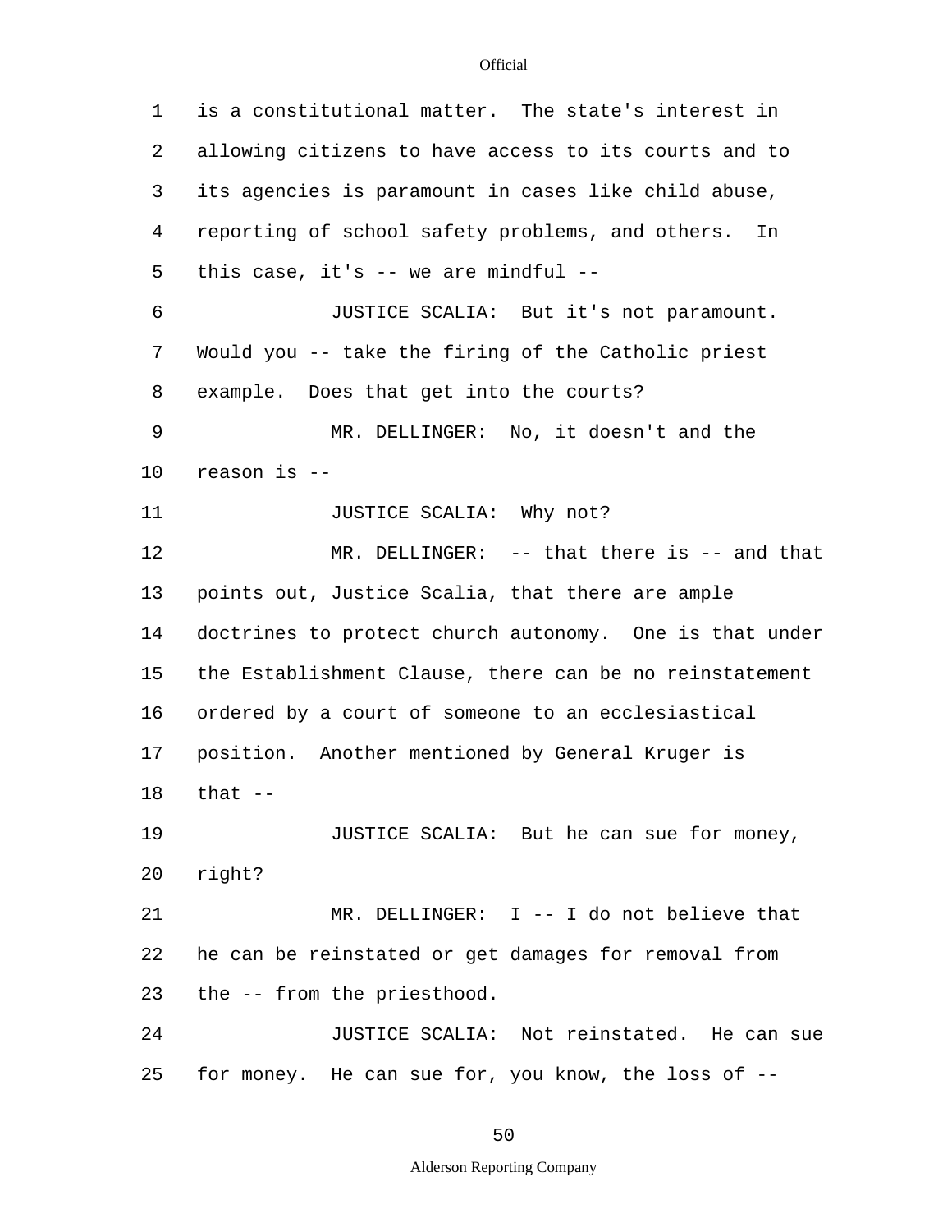is a constitutional matter. The state's interest in allowing citizens to have access to its courts and to its agencies is paramount in cases like child abuse, reporting of school safety problems, and others. In this case, it's -- we are mindful --

JUSTICE SCALIA: But it's not paramount. Would you -- take the firing of the Catholic priest example. Does that get into the courts?

MR. DELLINGER: No, it doesn't and the reason is --

JUSTICE SCALIA: Why not?

MR. DELLINGER: -- that there is -- and that points out, Justice Scalia, that there are ample doctrines to protect church autonomy. One is that under the Establishment Clause, there can be no reinstatement ordered by a court of someone to an ecclesiastical position. Another mentioned by General Kruger is that --

JUSTICE SCALIA: But he can sue for money, right?

MR. DELLINGER: I -- I do not believe that he can be reinstated or get damages for removal from the -- from the priesthood.

JUSTICE SCALIA: Not reinstated. He can sue for money. He can sue for, you know, the loss of --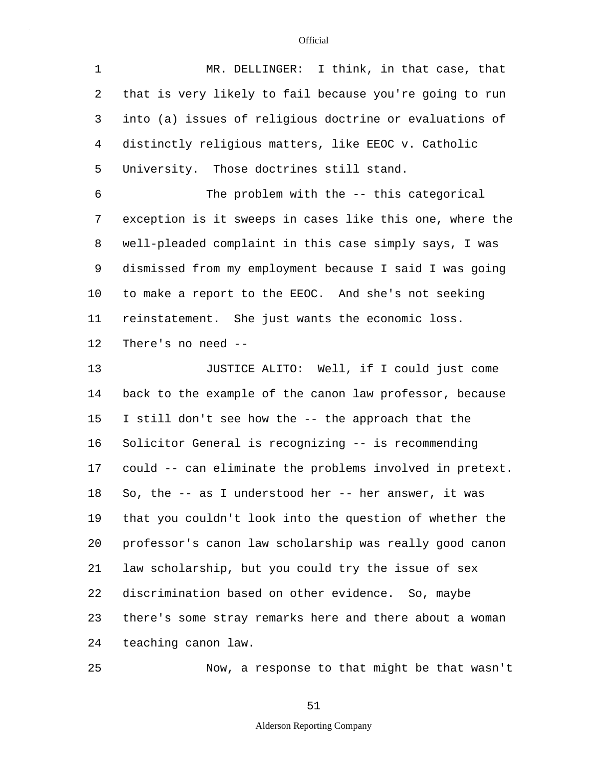MR. DELLINGER: I think, in that case, that that is very likely to fail because you're going to run into (a) issues of religious doctrine or evaluations of distinctly religious matters, like EEOC v. Catholic University. Those doctrines still stand.

The problem with the -- this categorical exception is it sweeps in cases like this one, where the well-pleaded complaint in this case simply says, I was dismissed from my employment because I said I was going to make a report to the EEOC. And she's not seeking reinstatement. She just wants the economic loss. There's no need --

JUSTICE ALITO: Well, if I could just come back to the example of the canon law professor, because I still don't see how the -- the approach that the Solicitor General is recognizing -- is recommending could -- can eliminate the problems involved in pretext. So, the -- as I understood her -- her answer, it was that you couldn't look into the question of whether the professor's canon law scholarship was really good canon law scholarship, but you could try the issue of sex discrimination based on other evidence. So, maybe there's some stray remarks here and there about a woman teaching canon law.

Now, a response to that might be that wasn't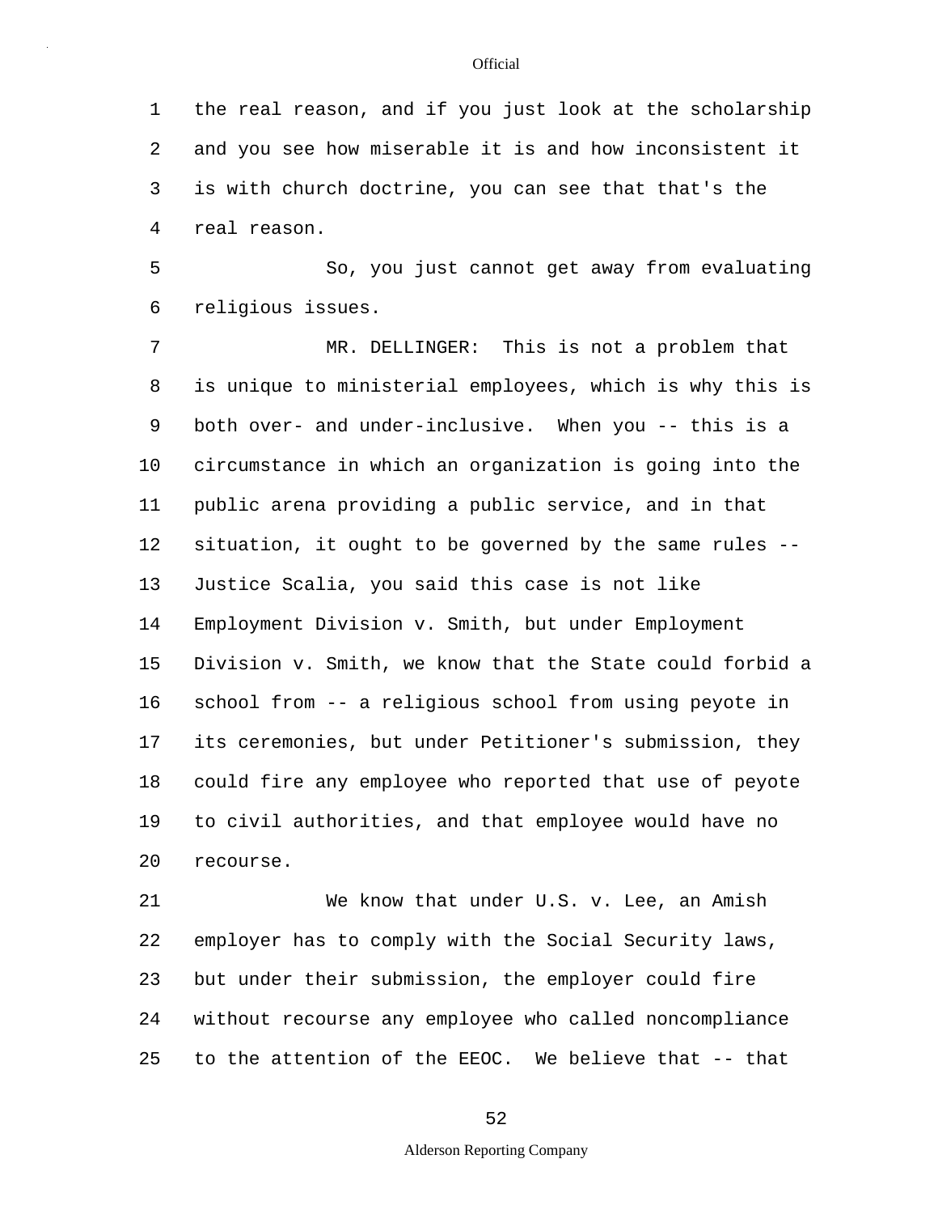the real reason, and if you just look at the scholarship and you see how miserable it is and how inconsistent it is with church doctrine, you can see that that's the real reason.

So, you just cannot get away from evaluating religious issues.

MR. DELLINGER: This is not a problem that is unique to ministerial employees, which is why this is both over- and under-inclusive. When you -- this is a circumstance in which an organization is going into the public arena providing a public service, and in that situation, it ought to be governed by the same rules -- Justice Scalia, you said this case is not like Employment Division v. Smith, but under Employment Division v. Smith, we know that the State could forbid a school from -- a religious school from using peyote in its ceremonies, but under Petitioner's submission, they could fire any employee who reported that use of peyote to civil authorities, and that employee would have no recourse.

We know that under U.S. v. Lee, an Amish employer has to comply with the Social Security laws, but under their submission, the employer could fire without recourse any employee who called noncompliance to the attention of the EEOC. We believe that -- that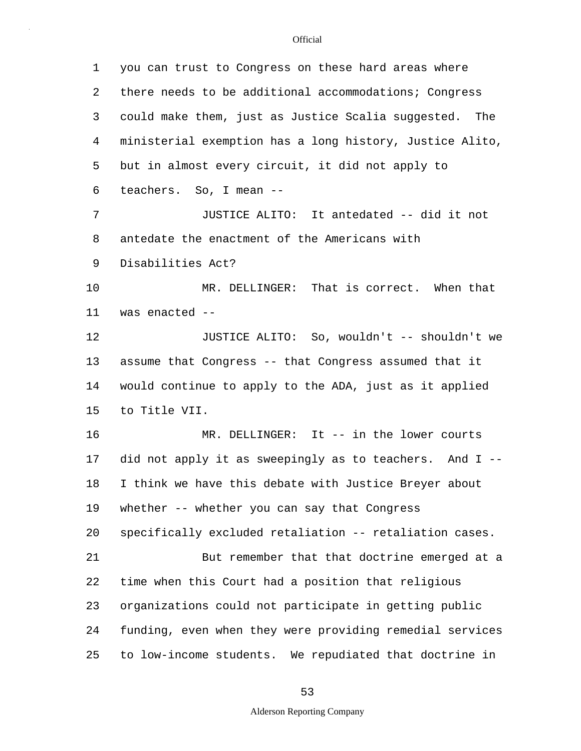you can trust to Congress on these hard areas where there needs to be additional accommodations; Congress could make them, just as Justice Scalia suggested. The ministerial exemption has a long history, Justice Alito, but in almost every circuit, it did not apply to teachers. So, I mean --

JUSTICE ALITO: It antedated -- did it not antedate the enactment of the Americans with Disabilities Act?

MR. DELLINGER: That is correct. When that was enacted --

JUSTICE ALITO: So, wouldn't -- shouldn't we assume that Congress -- that Congress assumed that it would continue to apply to the ADA, just as it applied to Title VII.

MR. DELLINGER: It -- in the lower courts did not apply it as sweepingly as to teachers. And I -- I think we have this debate with Justice Breyer about whether -- whether you can say that Congress specifically excluded retaliation -- retaliation cases.

But remember that that doctrine emerged at a time when this Court had a position that religious organizations could not participate in getting public funding, even when they were providing remedial services to low-income students. We repudiated that doctrine in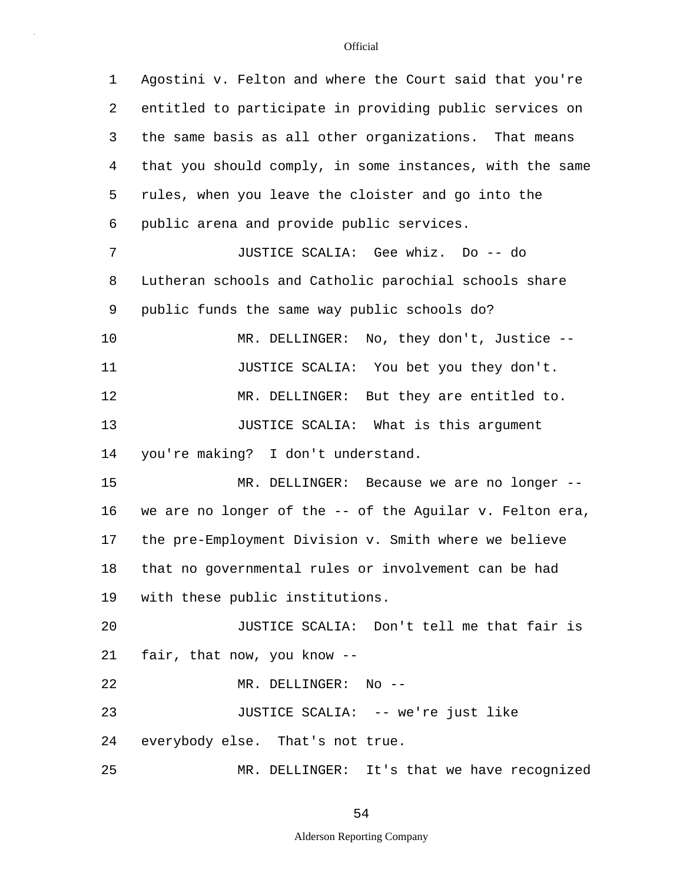Agostini v. Felton and where the Court said that you're entitled to participate in providing public services on the same basis as all other organizations. That means that you should comply, in some instances, with the same rules, when you leave the cloister and go into the public arena and provide public services.

JUSTICE SCALIA: Gee whiz. Do -- do Lutheran schools and Catholic parochial schools share public funds the same way public schools do?

MR. DELLINGER: No, they don't, Justice --

JUSTICE SCALIA: You bet you they don't.

MR. DELLINGER: But they are entitled to.

JUSTICE SCALIA: What is this argument you're making? I don't understand.

MR. DELLINGER: Because we are no longer -- we are no longer of the -- of the Aguilar v. Felton era, the pre-Employment Division v. Smith where we believe that no governmental rules or involvement can be had with these public institutions.

JUSTICE SCALIA: Don't tell me that fair is fair, that now, you know --

MR. DELLINGER: No --

JUSTICE SCALIA: -- we're just like everybody else. That's not true.

MR. DELLINGER: It's that we have recognized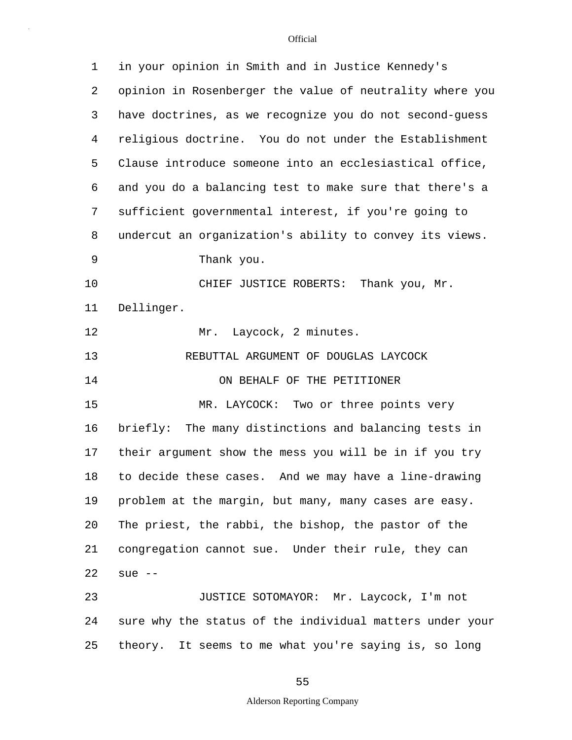in your opinion in Smith and in Justice Kennedy's opinion in Rosenberger the value of neutrality where you have doctrines, as we recognize you do not second-guess religious doctrine. You do not under the Establishment Clause introduce someone into an ecclesiastical office, and you do a balancing test to make sure that there's a sufficient governmental interest, if you're going to undercut an organization's ability to convey its views.

Thank you.

CHIEF JUSTICE ROBERTS: Thank you, Mr. Dellinger.

Mr. Laycock, 2 minutes.

REBUTTAL ARGUMENT OF DOUGLAS LAYCOCK

ON BEHALF OF THE PETITIONER

MR. LAYCOCK: Two or three points very briefly: The many distinctions and balancing tests in their argument show the mess you will be in if you try to decide these cases. And we may have a line-drawing problem at the margin, but many, many cases are easy. The priest, the rabbi, the bishop, the pastor of the congregation cannot sue. Under their rule, they can sue --

JUSTICE SOTOMAYOR: Mr. Laycock, I'm not sure why the status of the individual matters under your theory. It seems to me what you're saying is, so long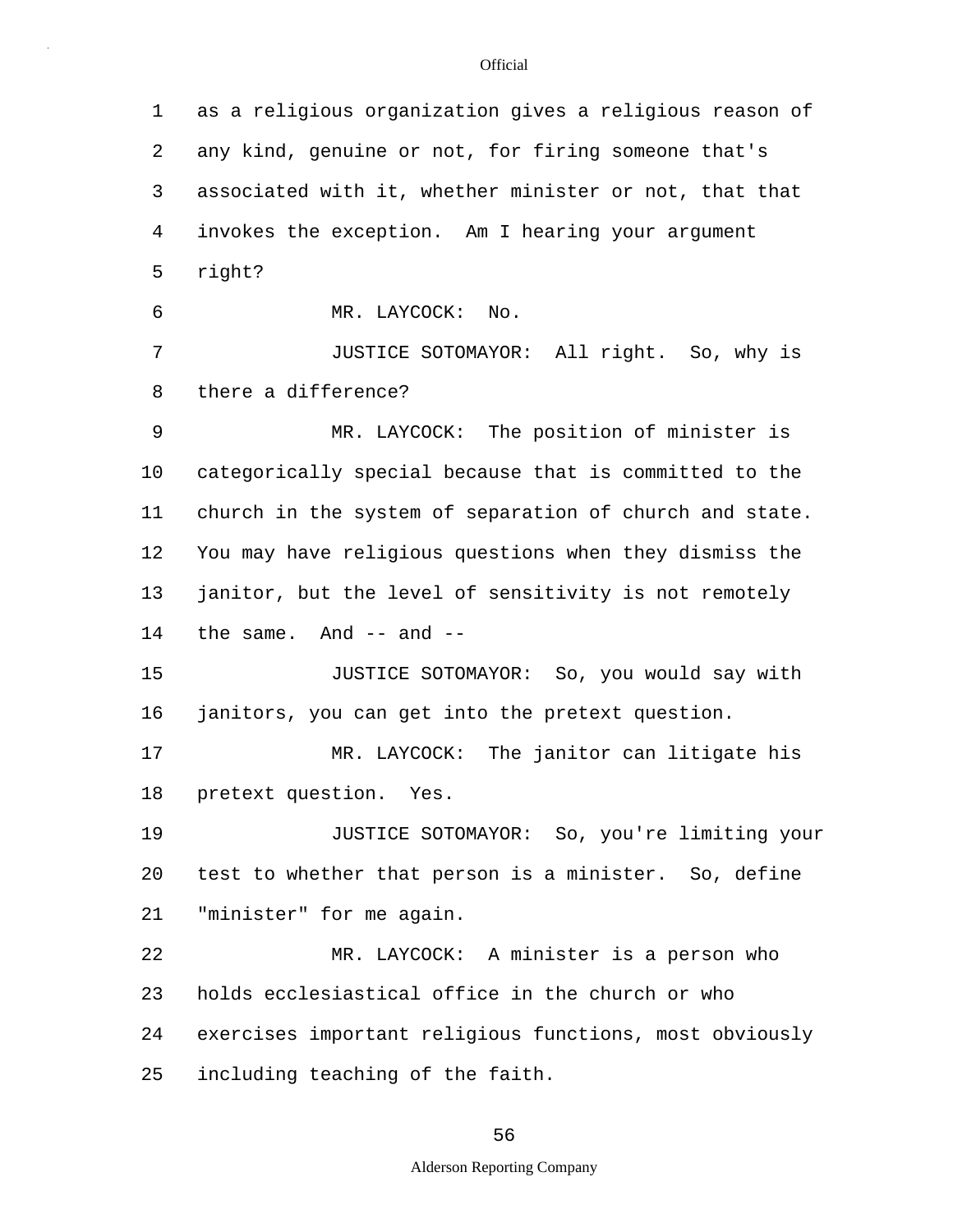as a religious organization gives a religious reason of any kind, genuine or not, for firing someone that's associated with it, whether minister or not, that that invokes the exception. Am I hearing your argument right?

MR. LAYCOCK: No.

JUSTICE SOTOMAYOR: All right. So, why is there a difference?

MR. LAYCOCK: The position of minister is categorically special because that is committed to the church in the system of separation of church and state. You may have religious questions when they dismiss the janitor, but the level of sensitivity is not remotely the same. And -- and --

JUSTICE SOTOMAYOR: So, you would say with janitors, you can get into the pretext question.

MR. LAYCOCK: The janitor can litigate his pretext question. Yes.

JUSTICE SOTOMAYOR: So, you're limiting your test to whether that person is a minister. So, define "minister" for me again.

MR. LAYCOCK: A minister is a person who holds ecclesiastical office in the church or who exercises important religious functions, most obviously including teaching of the faith.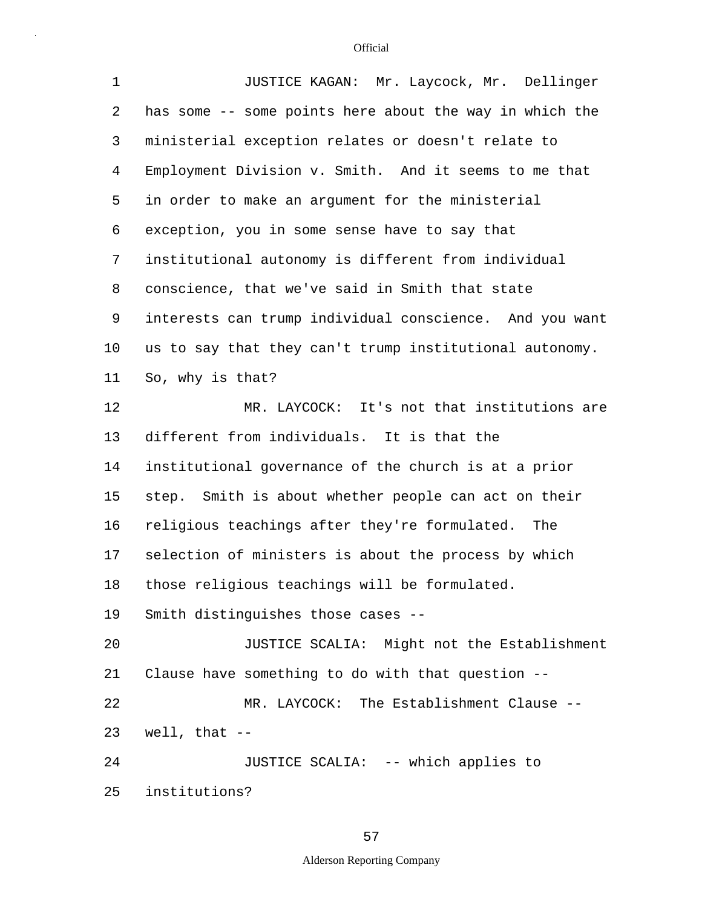JUSTICE KAGAN: Mr. Laycock, Mr. Dellinger has some -- some points here about the way in which the ministerial exception relates or doesn't relate to Employment Division v. Smith. And it seems to me that in order to make an argument for the ministerial exception, you in some sense have to say that institutional autonomy is different from individual conscience, that we've said in Smith that state interests can trump individual conscience. And you want us to say that they can't trump institutional autonomy. So, why is that?

MR. LAYCOCK: It's not that institutions are different from individuals. It is that the institutional governance of the church is at a prior step. Smith is about whether people can act on their religious teachings after they're formulated. The selection of ministers is about the process by which those religious teachings will be formulated. Smith distinguishes those cases --

JUSTICE SCALIA: Might not the Establishment Clause have something to do with that question --

MR. LAYCOCK: The Establishment Clause -- well, that --

JUSTICE SCALIA: -- which applies to institutions?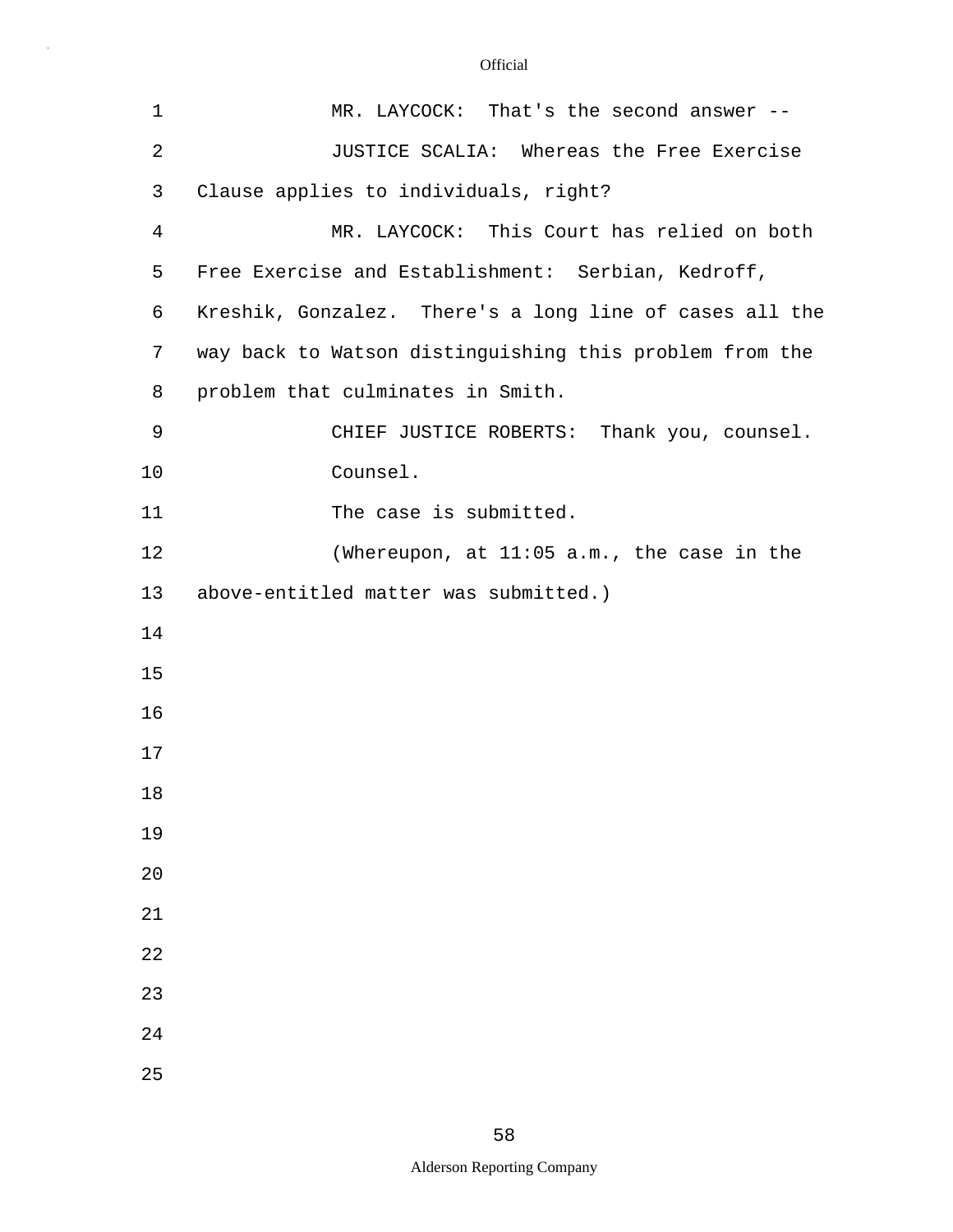MR. LAYCOCK: That's the second answer --

JUSTICE SCALIA: Whereas the Free Exercise Clause applies to individuals, right?

MR. LAYCOCK: This Court has relied on both Free Exercise and Establishment: Serbian, Kedroff, Kreshik, Gonzalez. There's a long line of cases all the way back to Watson distinguishing this problem from the problem that culminates in Smith.

CHIEF JUSTICE ROBERTS: Thank you, counsel.

Counsel.

The case is submitted.

(Whereupon, at 11:05 a.m., the case in the above-entitled matter was submitted.)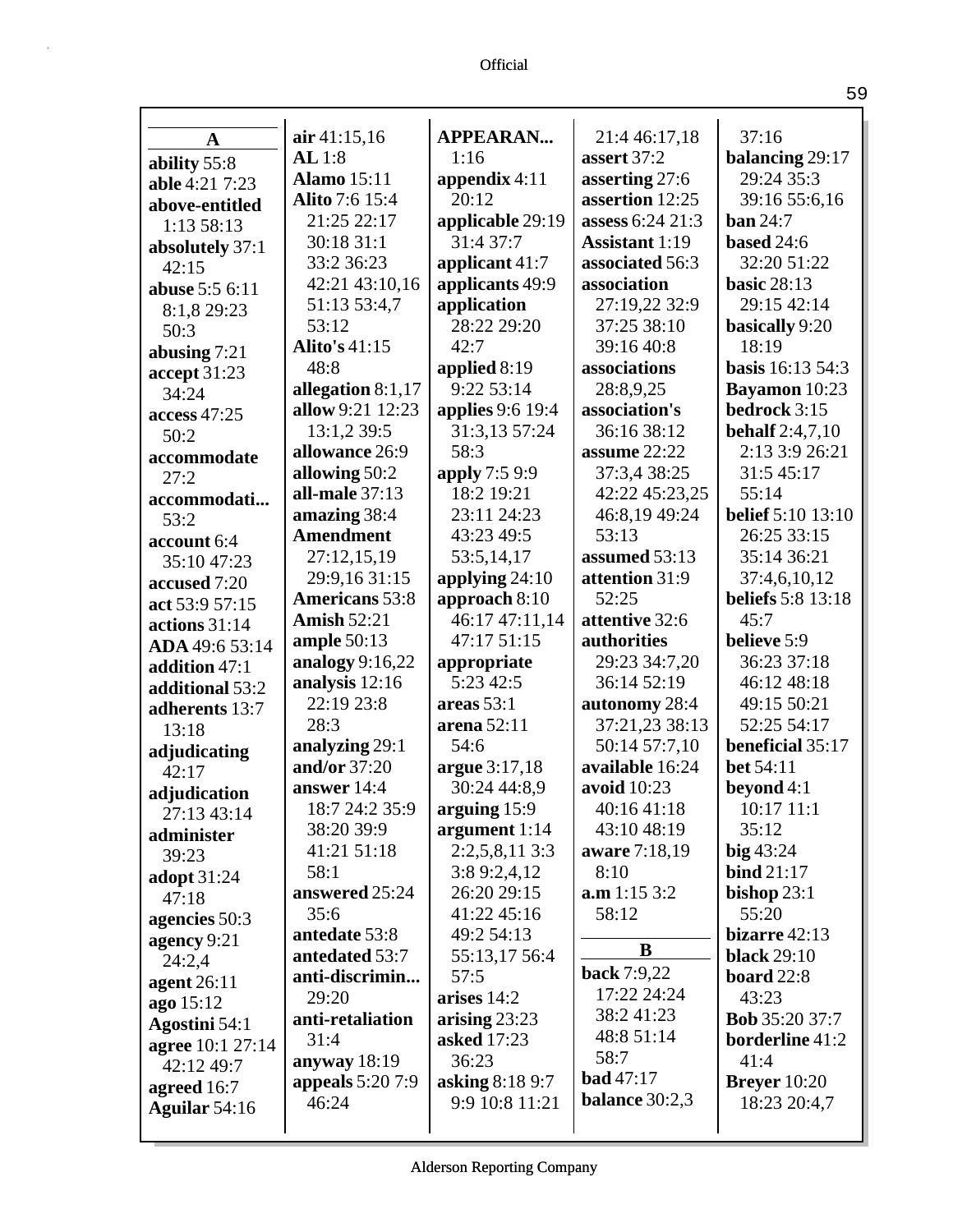## A

**ability** 55:8
**able** 4:21 7:23
**above-entitled** 1:13 58:13
**absolutely** 37:1 42:15
**abuse** 5:5 6:11 8:1,8 29:23 50:3
**abusing** 7:21
**accept** 31:23 34:24
**access** 47:25 50:2
**accommodate** 27:2
**accommodati...** 53:2
**account** 6:4 35:10 47:23
**accused** 7:20
**act** 53:9 57:15
**actions** 31:14
**ADA** 49:6 53:14
**addition** 47:1
**additional** 53:2
**adherents** 13:7 13:18
**adjudicating** 42:17
**adjudication** 27:13 43:14
**administer** 39:23
**adopt** 31:24 47:18
**agencies** 50:3
**agency** 9:21 24:2,4
**agent** 26:11
**ago** 15:12
**Agostini** 54:1
**agree** 10:1 27:14 42:12 49:7
**agreed** 16:7
**Aguilar** 54:16
**air** 41:15,16
**AL** 1:8
**Alamo** 15:11
**Alito** 7:6 15:4 21:25 22:17 30:18 31:1 33:2 36:23 42:21 43:10,16 51:13 53:4,7 53:12
**Alito's** 41:15 48:8
**allegation** 8:1,17
**allow** 9:21 12:23 13:1,2 39:5
**allowance** 26:9
**allowing** 50:2
**all-male** 37:13
**amazing** 38:4
**Amendment** 27:12,15,19 29:9,16 31:15
**Americans** 53:8
**Amish** 52:21
**ample** 50:13
**analogy** 9:16,22
**analysis** 12:16 22:19 23:8 28:3
**analyzing** 29:1
**and/or** 37:20
**answer** 14:4 18:7 24:2 35:9 38:20 39:9 41:21 51:18 58:1
**answered** 25:24 35:6
**antedate** 53:8
**antedated** 53:7
**anti-discrimin...** 29:20
**anti-retaliation** 31:4
**anyway** 18:19
**appeals** 5:20 7:9 46:24
**APPEARAN...** 1:16
**appendix** 4:11 20:12
**applicable** 29:19 31:4 37:7
**applicant** 41:7
**applicants** 49:9
**application** 28:22 29:20 42:7
**applied** 8:19 9:22 53:14
**applies** 9:6 19:4 31:3,13 57:24 58:3
**apply** 7:5 9:9 18:2 19:21 23:11 24:23 43:23 49:5 53:5,14,17
**applying** 24:10
**approach** 8:10 46:17 47:11,14 47:17 51:15
**appropriate** 5:23 42:5
**areas** 53:1
**arena** 52:11 54:6
**argue** 3:17,18 30:24 44:8,9
**arguing** 15:9
**argument** 1:14 2:2,5,8,11 3:3 3:8 9:2,4,12 26:20 29:15 41:22 45:16 49:2 54:13 55:13,17 56:4 57:5
**arises** 14:2
**arising** 23:23
**asked** 17:23 36:23
**asking** 8:18 9:7 9:9 10:8 11:21 21:4 46:17,18
**assert** 37:2
**asserting** 27:6
**assertion** 12:25
**assess** 6:24 21:3
**Assistant** 1:19
**associated** 56:3
**association** 27:19,22 32:9 37:25 38:10 39:16 40:8
**associations** 28:8,9,25
**association's** 36:16 38:12
**assume** 22:22 37:3,4 38:25 42:22 45:23,25 46:8,19 49:24 53:13
**assumed** 53:13
**attention** 31:9 52:25
**attentive** 32:6
**authorities** 29:23 34:7,20 36:14 52:19
**autonomy** 28:4 37:21,23 38:13 50:14 57:7,10
**available** 16:24
**avoid** 10:23 40:16 41:18 43:10 48:19
**aware** 7:18,19 8:10
**a.m** 1:15 3:2 58:12

## B

**back** 7:9,22 17:22 24:24 38:2 41:23 48:8 51:14 58:7
**bad** 47:17
**balance** 30:2,3 37:16
**balancing** 29:17 29:24 35:3 39:16 55:6,16
**ban** 24:7
**based** 24:6 32:20 51:22
**basic** 28:13 29:15 42:14
**basically** 9:20 18:19
**basis** 16:13 54:3
**Bayamon** 10:23
**bedrock** 3:15
**behalf** 2:4,7,10 2:13 3:9 26:21 31:5 45:17 55:14
**belief** 5:10 13:10 26:25 33:15 35:14 36:21 37:4,6,10,12
**beliefs** 5:8 13:18 45:7
**believe** 5:9 36:23 37:18 46:12 48:18 49:15 50:21 52:25 54:17
**beneficial** 35:17
**bet** 54:11
**beyond** 4:1 10:17 11:1 35:12
**big** 43:24
**bind** 21:17
**bishop** 23:1 55:20
**bizarre** 42:13
**black** 29:10
**board** 22:8 43:23
**Bob** 35:20 37:7
**borderline** 41:2 41:4
**Breyer** 10:20 18:23 20:4,7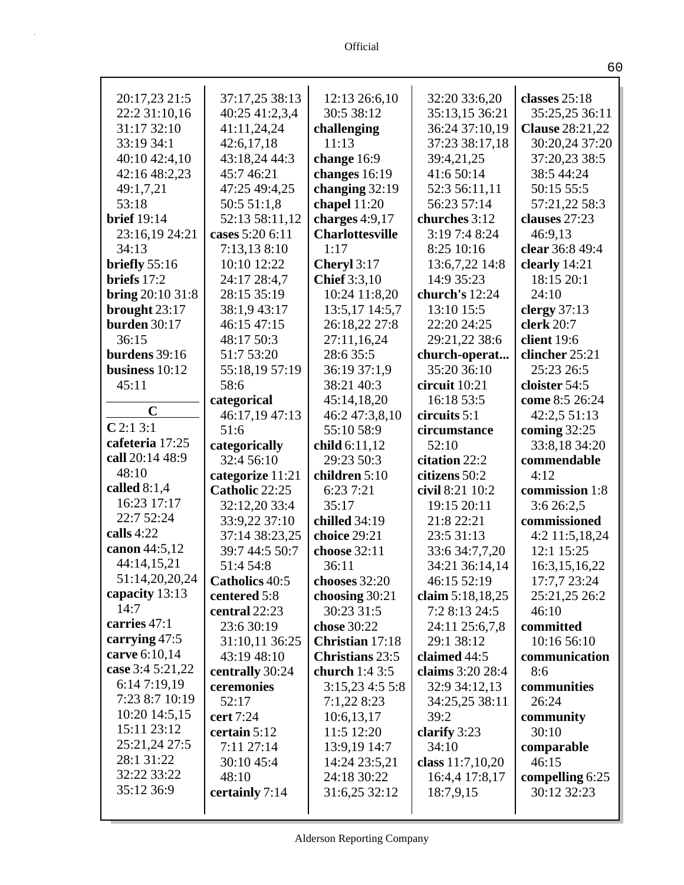20:17,23 21:5
22:2 31:10,16
31:17 32:10
33:19 34:1
40:10 42:4,10
42:16 48:2,23
49:1,7,21
53:18

**brief** 19:14
23:16,19 24:21
34:13

**briefly** 55:16

**briefs** 17:2

**bring** 20:10 31:8

**brought** 23:17

**burden** 30:17
36:15

**burdens** 39:16

**business** 10:12
45:11

## C

**C** 2:1 3:1

**cafeteria** 17:25

**call** 20:14 48:9
48:10

**called** 8:1,4
16:23 17:17
22:7 52:24

**calls** 4:22

**canon** 44:5,12
44:14,15,21
51:14,20,20,24

**capacity** 13:13
14:7

**carries** 47:1

**carrying** 47:5

**carve** 6:10,14

**case** 3:4 5:21,22
6:14 7:19,19
7:23 8:7 10:19
10:20 14:5,15
15:11 23:12
25:21,24 27:5
28:1 31:22
32:22 33:22
35:12 36:9
37:17,25 38:13
40:25 41:2,3,4
41:11,24,24
42:6,17,18
43:18,24 44:3
45:7 46:21
47:25 49:4,25
50:5 51:1,8
52:13 58:11,12

**cases** 5:20 6:11
7:13,13 8:10
10:10 12:22
24:17 28:4,7
28:15 35:19
38:1,9 43:17
46:15 47:15
48:17 50:3
51:7 53:20
55:18,19 57:19
58:6

**categorical**
46:17,19 47:13
51:6

**categorically**
32:4 56:10

**categorize** 11:21

**Catholic** 22:25
32:12,20 33:4
33:9,22 37:10
37:14 38:23,25
39:7 44:5 50:7
51:4 54:8

**Catholics** 40:5

**centered** 5:8

**central** 22:23
23:6 30:19
31:10,11 36:25
43:19 48:10

**centrally** 30:24

**ceremonies**
52:17

**cert** 7:24

**certain** 5:12
7:11 27:14
30:10 45:4
48:10

**certainly** 7:14
12:13 26:6,10
30:5 38:12

**challenging**
11:13

**change** 16:9

**changes** 16:19

**changing** 32:19

**chapel** 11:20

**charges** 4:9,17

**Charlottesville**
1:17

**Cheryl** 3:17

**Chief** 3:3,10
10:24 11:8,20
13:5,17 14:5,7
26:18,22 27:8
27:11,16,24
28:6 35:5
36:19 37:1,9
38:21 40:3
45:14,18,20
46:2 47:3,8,10
55:10 58:9

**child** 6:11,12
29:23 50:3

**children** 5:10
6:23 7:21
35:17

**chilled** 34:19

**choice** 29:21

**choose** 32:11
36:11

**chooses** 32:20

**choosing** 30:21
30:23 31:5

**chose** 30:22

**Christian** 17:18

**Christians** 23:5

**church** 1:4 3:5
3:15,23 4:5 5:8
7:1,22 8:23
10:6,13,17
11:5 12:20
13:9,19 14:7
14:24 23:5,21
24:18 30:22
31:6,25 32:12
32:20 33:6,20
35:13,15 36:21
36:24 37:10,19
37:23 38:17,18
39:4,21,25
41:6 50:14
52:3 56:11,11
56:23 57:14

**churches** 3:12
3:19 7:4 8:24
8:25 10:16
13:6,7,22 14:8
14:9 35:23

**church's** 12:24
13:10 15:5
22:20 24:25
29:21,22 38:6

**church-operat...**
35:20 36:10

**circuit** 10:21
16:18 53:5

**circuits** 5:1

**circumstance**
52:10

**citation** 22:2

**citizens** 50:2

**civil** 8:21 10:2
19:15 20:11
21:8 22:21
23:5 31:13
33:6 34:7,7,20
34:21 36:14,14
46:15 52:19

**claim** 5:18,18,25
7:2 8:13 24:5
24:11 25:6,7,8
29:1 38:12

**claimed** 44:5

**claims** 3:20 28:4
32:9 34:12,13
34:25,25 38:11
39:2

**clarify** 3:23
34:10

**class** 11:7,10,20
16:4,4 17:8,17
18:7,9,15

**classes** 25:18
35:25,25 36:11

**Clause** 28:21,22
30:20,24 37:20
37:20,23 38:5
38:5 44:24
50:15 55:5
57:21,22 58:3

**clauses** 27:23
46:9,13

**clear** 36:8 49:4

**clearly** 14:21
18:15 20:1
24:10

**clergy** 37:13

**clerk** 20:7

**client** 19:6

**clincher** 25:21
25:23 26:5

**cloister** 54:5

**come** 8:5 26:24
42:2,5 51:13

**coming** 32:25
33:8,18 34:20

**commendable**
4:12

**commission** 1:8
3:6 26:2,5

**commissioned**
4:2 11:5,18,24
12:1 15:25
16:3,15,16,22
17:7,7 23:24
25:21,25 26:2
46:10

**committed**
10:16 56:10

**communication**
8:6

**communities**
26:24

**community**
30:10

**comparable**
46:15

**compelling** 6:25
30:12 32:23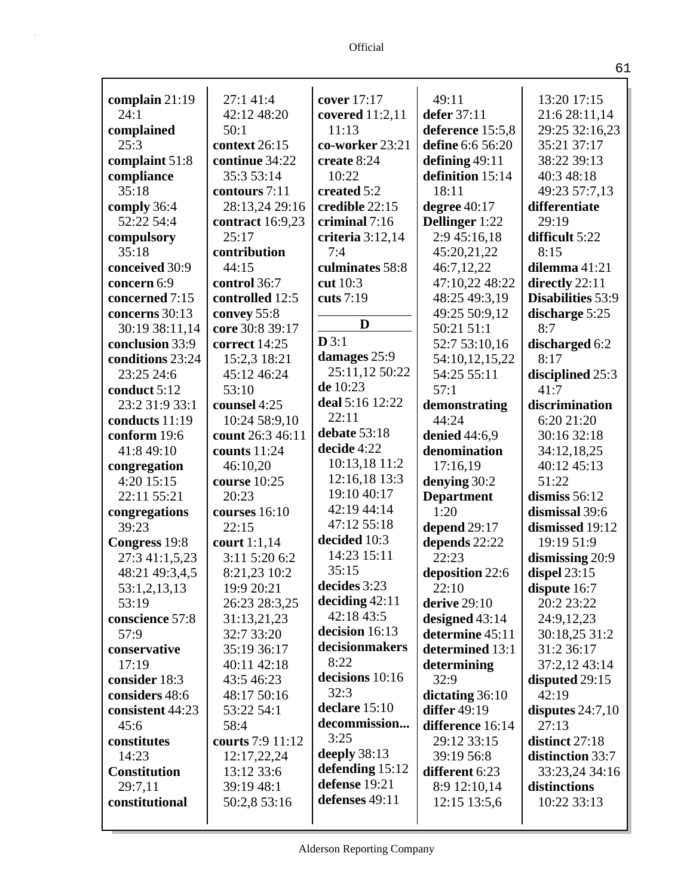**complain** 21:19 24:1
**complained** 25:3
**complaint** 51:8
**compliance** 35:18
**comply** 36:4 52:22 54:4
**compulsory** 35:18
**conceived** 30:9
**concern** 6:9
**concerned** 7:15
**concerns** 30:13 30:19 38:11,14
**conclusion** 33:9
**conditions** 23:24 23:25 24:6
**conduct** 5:12 23:2 31:9 33:1
**conducts** 11:19
**conform** 19:6 41:8 49:10
**congregation** 4:20 15:15 22:11 55:21
**congregations** 39:23
**Congress** 19:8 27:3 41:1,5,23 48:21 49:3,4,5 53:1,2,13,13 53:19
**conscience** 57:8 57:9
**conservative** 17:19
**consider** 18:3
**considers** 48:6
**consistent** 44:23 45:6
**constitutes** 14:23
**Constitution** 29:7,11
**constitutional** 27:1 41:4 42:12 48:20 50:1
**context** 26:15
**continue** 34:22 35:3 53:14
**contours** 7:11 28:13,24 29:16
**contract** 16:9,23 25:17
**contribution** 44:15
**control** 36:7
**controlled** 12:5
**convey** 55:8
**core** 30:8 39:17
**correct** 14:25 15:2,3 18:21 45:12 46:24 53:10
**counsel** 4:25 10:24 58:9,10
**count** 26:3 46:11
**counts** 11:24 46:10,20
**course** 10:25 20:23
**courses** 16:10 22:15
**court** 1:1,14 3:11 5:20 6:2 8:21,23 10:2 19:9 20:21 26:23 28:3,25 31:13,21,23 32:7 33:20 35:19 36:17 40:11 42:18 43:5 46:23 48:17 50:16 53:22 54:1 58:4
**courts** 7:9 11:12 12:17,22,24 13:12 33:6 39:19 48:1 50:2,8 53:16
**cover** 17:17
**covered** 11:2,11 11:13
**co-worker** 23:21
**create** 8:24 10:22
**created** 5:2
**credible** 22:15
**criminal** 7:16
**criteria** 3:12,14 7:4
**culminates** 58:8
**cut** 10:3
**cuts** 7:19

**D**

**D** 3:1
**damages** 25:9 25:11,12 50:22
**de** 10:23
**deal** 5:16 12:22 22:11
**debate** 53:18
**decide** 4:22 10:13,18 11:2 12:16,18 13:3 19:10 40:17 42:19 44:14 47:12 55:18
**decided** 10:3 14:23 15:11 35:15
**decides** 3:23
**deciding** 42:11 42:18 43:5
**decision** 16:13
**decisionmakers** 8:22
**decisions** 10:16 32:3
**declare** 15:10
**decommission...** 3:25
**deeply** 38:13
**defending** 15:12
**defense** 19:21
**defenses** 49:11 49:11
**defer** 37:11
**deference** 15:5,8
**define** 6:6 56:20
**defining** 49:11
**definition** 15:14 18:11
**degree** 40:17
**Dellinger** 1:22 2:9 45:16,18 45:20,21,22 46:7,12,22 47:10,22 48:22 48:25 49:3,19 49:25 50:9,12 50:21 51:1 52:7 53:10,16 54:10,12,15,22 54:25 55:11 57:1
**demonstrating** 44:24
**denied** 44:6,9
**denomination** 17:16,19
**denying** 30:2
**Department** 1:20
**depend** 29:17
**depends** 22:22 22:23
**deposition** 22:6 22:10
**derive** 29:10
**designed** 43:14
**determine** 45:11
**determined** 13:1
**determining** 32:9
**dictating** 36:10
**differ** 49:19
**difference** 16:14 29:12 33:15 39:19 56:8
**different** 6:23 8:9 12:10,14 12:15 13:5,6 13:20 17:15 21:6 28:11,14 29:25 32:16,23 35:21 37:17 38:22 39:13 40:3 48:18 49:23 57:7,13
**differentiate** 29:19
**difficult** 5:22 8:15
**dilemma** 41:21
**directly** 22:11
**Disabilities** 53:9
**discharge** 5:25 8:7
**discharged** 6:2 8:17
**disciplined** 25:3 41:7
**discrimination** 6:20 21:20 30:16 32:18 34:12,18,25 40:12 45:13 51:22
**dismiss** 56:12
**dismissal** 39:6
**dismissed** 19:12 19:19 51:9
**dismissing** 20:9
**dispel** 23:15
**dispute** 16:7 20:2 23:22 24:9,12,23 30:18,25 31:2 31:2 36:17 37:2,12 43:14
**disputed** 29:15 42:19
**disputes** 24:7,10 27:13
**distinct** 27:18
**distinction** 33:7 33:23,24 34:16
**distinctions** 10:22 33:13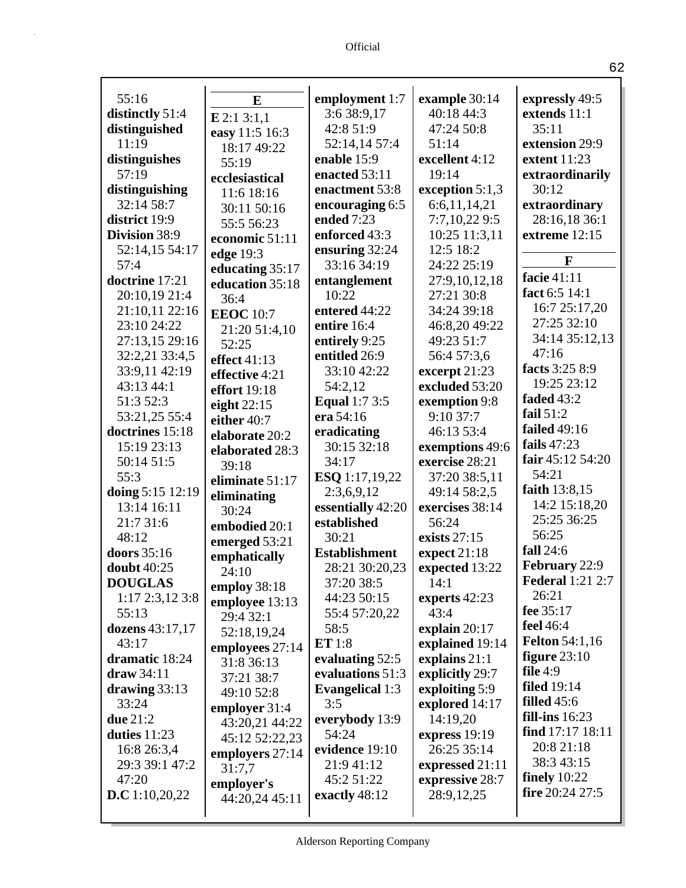55:16
**distinctly** 51:4
**distinguished** 11:19
**distinguishes** 57:19
**distinguishing** 32:14 58:7
**district** 19:9
**Division** 38:9 52:14,15 54:17 57:4
**doctrine** 17:21 20:10,19 21:4 21:10,11 22:16 23:10 24:22 27:13,15 29:16 32:2,21 33:4,5 33:9,11 42:19 43:13 44:1 51:3 52:3 53:21,25 55:4
**doctrines** 15:18 15:19 23:13 50:14 51:5 55:3
**doing** 5:15 12:19 13:14 16:11 21:7 31:6 48:12
**doors** 35:16
**doubt** 40:25
**DOUGLAS** 1:17 2:3,12 3:8 55:13
**dozens** 43:17,17 43:17
**dramatic** 18:24
**draw** 34:11
**drawing** 33:13 33:24
**due** 21:2
**duties** 11:23 16:8 26:3,4 29:3 39:1 47:2 47:20
**D.C** 1:10,20,22

**E**

**E** 2:1 3:1,1
**easy** 11:5 16:3 18:17 49:22 55:19
**ecclesiastical** 11:6 18:16 30:11 50:16 55:5 56:23
**economic** 51:11
**edge** 19:3
**educating** 35:17
**education** 35:18 36:4
**EEOC** 10:7 21:20 51:4,10 52:25
**effect** 41:13
**effective** 4:21
**effort** 19:18
**eight** 22:15
**either** 40:7
**elaborate** 20:2
**elaborated** 28:3 39:18
**eliminate** 51:17
**eliminating** 30:24
**embodied** 20:1
**emerged** 53:21
**emphatically** 24:10
**employ** 38:18
**employee** 13:13 29:4 32:1 52:18,19,24
**employees** 27:14 31:8 36:13 37:21 38:7 49:10 52:8
**employer** 31:4 43:20,21 44:22 45:12 52:22,23
**employers** 27:14 31:7,7
**employer's** 44:20,24 45:11
**employment** 1:7 3:6 38:9,17 42:8 51:9 52:14,14 57:4
**enable** 15:9
**enacted** 53:11
**enactment** 53:8
**encouraging** 6:5
**ended** 7:23
**enforced** 43:3
**ensuring** 32:24 33:16 34:19
**entanglement** 10:22
**entered** 44:22
**entire** 16:4
**entirely** 9:25
**entitled** 26:9 33:10 42:22 54:2,12
**Equal** 1:7 3:5
**era** 54:16
**eradicating** 30:15 32:18 34:17
**ESQ** 1:17,19,22 2:3,6,9,12
**essentially** 42:20
**established** 30:21
**Establishment** 28:21 30:20,23 37:20 38:5 44:23 50:15 55:4 57:20,22 58:5
**ET** 1:8
**evaluating** 52:5
**evaluations** 51:3
**Evangelical** 1:3 3:5
**everybody** 13:9 54:24
**evidence** 19:10 21:9 41:12 45:2 51:22
**exactly** 48:12
**example** 30:14 40:18 44:3 47:24 50:8 51:14
**excellent** 4:12 19:14
**exception** 5:1,3 6:6,11,14,21 7:7,10,22 9:5 10:25 11:3,11 12:5 18:2 24:22 25:19 27:9,10,12,18 27:21 30:8 34:24 39:18 46:8,20 49:22 49:23 51:7 56:4 57:3,6
**excerpt** 21:23
**excluded** 53:20
**exemption** 9:8 9:10 37:7 46:13 53:4
**exemptions** 49:6
**exercise** 28:21 37:20 38:5,11 49:14 58:2,5
**exercises** 38:14 56:24
**exists** 27:15
**expect** 21:18
**expected** 13:22 14:1
**experts** 42:23 43:4
**explain** 20:17
**explained** 19:14
**explains** 21:1
**explicitly** 29:7
**exploiting** 5:9
**explored** 14:17 14:19,20
**express** 19:19 26:25 35:14
**expressed** 21:11
**expressive** 28:7 28:9,12,25
**expressly** 49:5
**extends** 11:1 35:11
**extension** 29:9
**extent** 11:23
**extraordinarily** 30:12
**extraordinary** 28:16,18 36:1
**extreme** 12:15

**F**

**facie** 41:11
**fact** 6:5 14:1 16:7 25:17,20 27:25 32:10 34:14 35:12,13 47:16
**facts** 3:25 8:9 19:25 23:12
**faded** 43:2
**fail** 51:2
**failed** 49:16
**fails** 47:23
**fair** 45:12 54:20 54:21
**faith** 13:8,15 14:2 15:18,20 25:25 36:25 56:25
**fall** 24:6
**February** 22:9
**Federal** 1:21 2:7 26:21
**fee** 35:17
**feel** 46:4
**Felton** 54:1,16
**figure** 23:10
**file** 4:9
**filed** 19:14
**filled** 45:6
**fill-ins** 16:23
**find** 17:17 18:11 20:8 21:18 38:3 43:15
**finely** 10:22
**fire** 20:24 27:5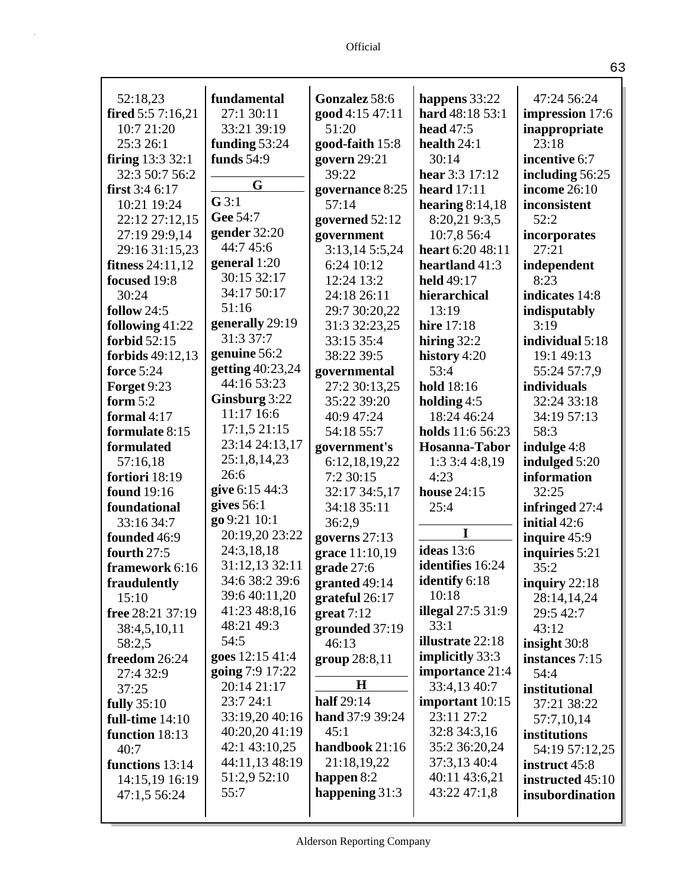52:18,23
**fired** 5:5 7:16,21
10:7 21:20
25:3 26:1
**firing** 13:3 32:1
32:3 50:7 56:2
**first** 3:4 6:17
10:21 19:24
22:12 27:12,15
27:19 29:9,14
29:16 31:15,23
**fitness** 24:11,12
**focused** 19:8
30:24
**follow** 24:5
**following** 41:22
**forbid** 52:15
**forbids** 49:12,13
**force** 5:24
**Forget** 9:23
**form** 5:2
**formal** 4:17
**formulate** 8:15
**formulated**
57:16,18
**fortiori** 18:19
**found** 19:16
**foundational**
33:16 34:7
**founded** 46:9
**fourth** 27:5
**framework** 6:16
**fraudulently**
15:10
**free** 28:21 37:19
38:4,5,10,11
58:2,5
**freedom** 26:24
27:4 32:9
37:25
**fully** 35:10
**full-time** 14:10
**function** 18:13
40:7
**functions** 13:14
14:15,19 16:19
47:1,5 56:24
**fundamental**
27:1 30:11
33:21 39:19
**funding** 53:24
**funds** 54:9

**G**

**G** 3:1
**Gee** 54:7
**gender** 32:20
44:7 45:6
**general** 1:20
30:15 32:17
34:17 50:17
51:16
**generally** 29:19
31:3 37:7
**genuine** 56:2
**getting** 40:23,24
44:16 53:23
**Ginsburg** 3:22
11:17 16:6
17:1,5 21:15
23:14 24:13,17
25:1,8,14,23
26:6
**give** 6:15 44:3
**gives** 56:1
**go** 9:21 10:1
20:19,20 23:22
24:3,18,18
31:12,13 32:11
34:6 38:2 39:6
39:6 40:11,20
41:23 48:8,16
48:21 49:3
54:5
**goes** 12:15 41:4
**going** 7:9 17:22
20:14 21:17
23:7 24:1
33:19,20 40:16
40:20,20 41:19
42:1 43:10,25
44:11,13 48:19
51:2,9 52:10
55:7
**Gonzalez** 58:6
**good** 4:15 47:11
51:20
**good-faith** 15:8
**govern** 29:21
39:22
**governance** 8:25
57:14
**governed** 52:12
**government**
3:13,14 5:5,24
6:24 10:12
12:24 13:2
24:18 26:11
29:7 30:20,22
31:3 32:23,25
33:15 35:4
38:22 39:5
**governmental**
27:2 30:13,25
35:22 39:20
40:9 47:24
54:18 55:7
**government's**
6:12,18,19,22
7:2 30:15
32:17 34:5,17
34:18 35:11
36:2,9
**governs** 27:13
**grace** 11:10,19
**grade** 27:6
**granted** 49:14
**grateful** 26:17
**great** 7:12
**grounded** 37:19
46:13
**group** 28:8,11

**H**

**half** 29:14
**hand** 37:9 39:24
45:1
**handbook** 21:16
21:18,19,22
**happen** 8:2
**happening** 31:3
**happens** 33:22
**hard** 48:18 53:1
**head** 47:5
**health** 24:1
30:14
**hear** 3:3 17:12
**heard** 17:11
**hearing** 8:14,18
8:20,21 9:3,5
10:7,8 56:4
**heart** 6:20 48:11
**heartland** 41:3
**held** 49:17
**hierarchical**
13:19
**hire** 17:18
**hiring** 32:2
**history** 4:20
53:4
**hold** 18:16
**holding** 4:5
18:24 46:24
**holds** 11:6 56:23
**Hosanna-Tabor**
1:3 3:4 4:8,19
4:23
**house** 24:15
25:4

**I**

**ideas** 13:6
**identifies** 16:24
**identify** 6:18
10:18
**illegal** 27:5 31:9
33:1
**illustrate** 22:18
**implicitly** 33:3
**importance** 21:4
33:4,13 40:7
**important** 10:15
23:11 27:2
32:8 34:3,16
35:2 36:20,24
37:3,13 40:4
40:11 43:6,21
43:22 47:1,8
47:24 56:24
**impression** 17:6
**inappropriate**
23:18
**incentive** 6:7
**including** 56:25
**income** 26:10
**inconsistent**
52:2
**incorporates**
27:21
**independent**
8:23
**indicates** 14:8
**indisputably**
3:19
**individual** 5:18
19:1 49:13
55:24 57:7,9
**individuals**
32:24 33:18
34:19 57:13
58:3
**indulge** 4:8
**indulged** 5:20
**information**
32:25
**infringed** 27:4
**initial** 42:6
**inquire** 45:9
**inquiries** 5:21
35:2
**inquiry** 22:18
28:14,14,24
29:5 42:7
43:12
**insight** 30:8
**instances** 7:15
54:4
**institutional**
37:21 38:22
57:7,10,14
**institutions**
54:19 57:12,25
**instruct** 45:8
**instructed** 45:10
**insubordination**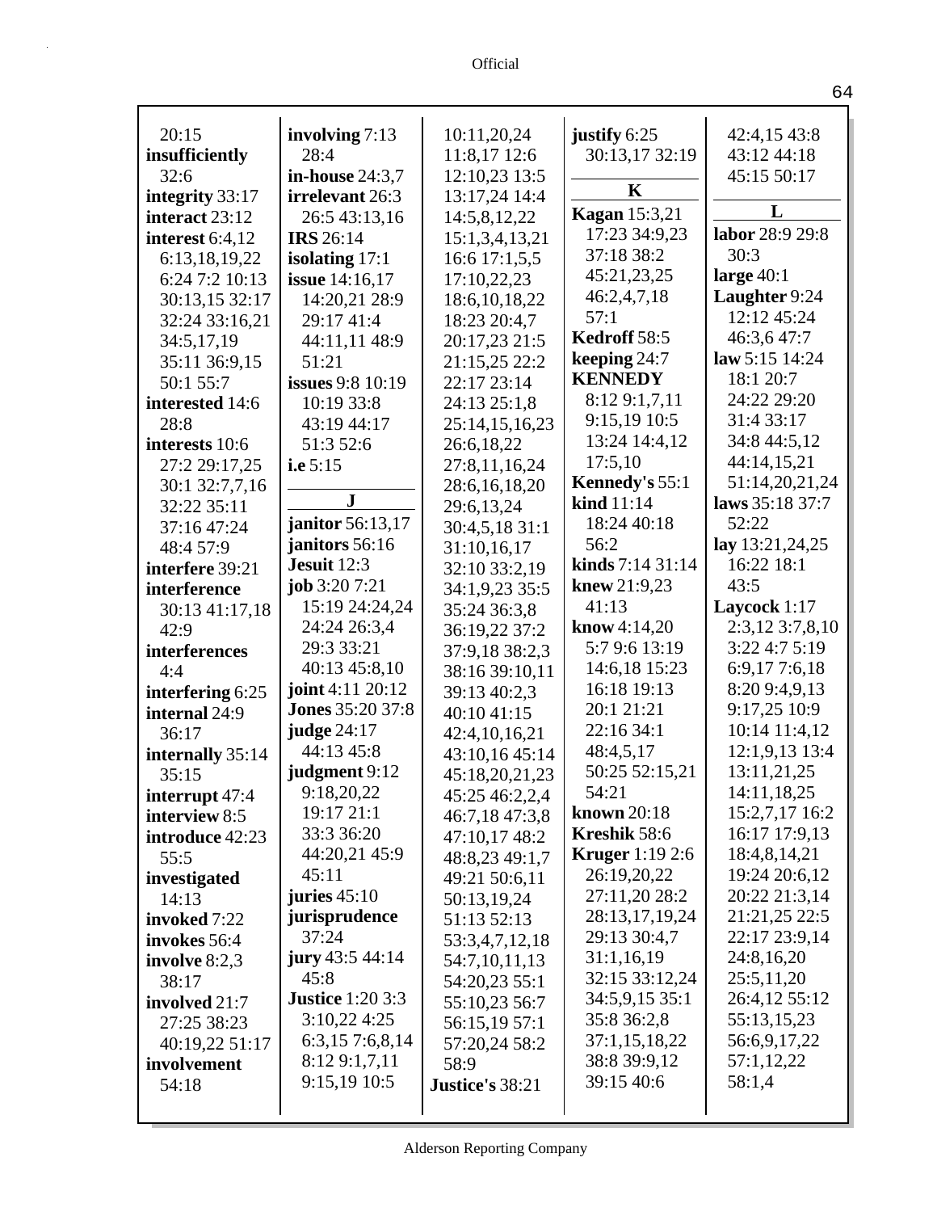20:15
**insufficiently** 32:6
**integrity** 33:17
**interact** 23:12
**interest** 6:4,12 6:13,18,19,22 6:24 7:2 10:13 30:13,15 32:17 32:24 33:16,21 34:5,17,19 35:11 36:9,15 50:1 55:7
**interested** 14:6 28:8
**interests** 10:6 27:2 29:17,25 30:1 32:7,7,16 32:22 35:11 37:16 47:24 48:4 57:9
**interfere** 39:21
**interference** 30:13 41:17,18 42:9
**interferences** 4:4
**interfering** 6:25
**internal** 24:9 36:17
**internally** 35:14 35:15
**interrupt** 47:4
**interview** 8:5
**introduce** 42:23 55:5
**investigated** 14:13
**invoked** 7:22
**invokes** 56:4
**involve** 8:2,3 38:17
**involved** 21:7 27:25 38:23 40:19,22 51:17
**involvement** 54:18
**involving** 7:13 28:4
**in-house** 24:3,7
**irrelevant** 26:3 26:5 43:13,16
**IRS** 26:14
**isolating** 17:1
**issue** 14:16,17 14:20,21 28:9 29:17 41:4 44:11,11 48:9 51:21
**issues** 9:8 10:19 10:19 33:8 43:19 44:17 51:3 52:6
**i.e** 5:15

**J**

**janitor** 56:13,17
**janitors** 56:16
**Jesuit** 12:3
**job** 3:20 7:21 15:19 24:24,24 24:24 26:3,4 29:3 33:21 40:13 45:8,10
**joint** 4:11 20:12
**Jones** 35:20 37:8
**judge** 24:17 44:13 45:8
**judgment** 9:12 9:18,20,22 19:17 21:1 33:3 36:20 44:20,21 45:9 45:11
**juries** 45:10
**jurisprudence** 37:24
**jury** 43:5 44:14 45:8
**Justice** 1:20 3:3 3:10,22 4:25 6:3,15 7:6,8,14 8:12 9:1,7,11 9:15,19 10:5 10:11,20,24 11:8,17 12:6 12:10,23 13:5 13:17,24 14:4 14:5,8,12,22 15:1,3,4,13,21 16:6 17:1,5,5 17:10,22,23 18:6,10,18,22 18:23 20:4,7 20:17,23 21:5 21:15,25 22:2 22:17 23:14 24:13 25:1,8 25:14,15,16,23 26:6,18,22 27:8,11,16,24 28:6,16,18,20 29:6,13,24 30:4,5,18 31:1 31:10,16,17 32:10 33:2,19 34:1,9,23 35:5 35:24 36:3,8 36:19,22 37:2 37:9,18 38:2,3 38:16 39:10,11 39:13 40:2,3 40:10 41:15 42:4,10,16,21 43:10,16 45:14 45:18,20,21,23 45:25 46:2,2,4 46:7,18 47:3,8 47:10,17 48:2 48:8,23 49:1,7 49:21 50:6,11 50:13,19,24 51:13 52:13 53:3,4,7,12,18 54:7,10,11,13 54:20,23 55:1 55:10,23 56:7 56:15,19 57:1 57:20,24 58:2 58:9
**Justice's** 38:21
**justify** 6:25 30:13,17 32:19

**K**

**Kagan** 15:3,21 17:23 34:9,23 37:18 38:2 45:21,23,25 46:2,4,7,18 57:1
**Kedroff** 58:5
**keeping** 24:7
**KENNEDY** 8:12 9:1,7,11 9:15,19 10:5 13:24 14:4,12 17:5,10
**Kennedy's** 55:1
**kind** 11:14 18:24 40:18 56:2
**kinds** 7:14 31:14
**knew** 21:9,23 41:13
**know** 4:14,20 5:7 9:6 13:19 14:6,18 15:23 16:18 19:13 20:1 21:21 22:16 34:1 48:4,5,17 50:25 52:15,21 54:21
**known** 20:18
**Kreshik** 58:6
**Kruger** 1:19 2:6 26:19,20,22 27:11,20 28:2 28:13,17,19,24 29:13 30:4,7 31:1,16,19 32:15 33:12,24 34:5,9,15 35:1 35:8 36:2,8 37:1,15,18,22 38:8 39:9,12 39:15 40:6 42:4,15 43:8 43:12 44:18 45:15 50:17

**L**

**labor** 28:9 29:8 30:3
**large** 40:1
**Laughter** 9:24 12:12 45:24 46:3,6 47:7
**law** 5:15 14:24 18:1 20:7 24:22 29:20 31:4 33:17 34:8 44:5,12 44:14,15,21 51:14,20,21,24
**laws** 35:18 37:7 52:22
**lay** 13:21,24,25 16:22 18:1 43:5
**Laycock** 1:17 2:3,12 3:7,8,10 3:22 4:7 5:19 6:9,17 7:6,18 8:20 9:4,9,13 9:17,25 10:9 10:14 11:4,12 12:1,9,13 13:4 13:11,21,25 14:11,18,25 15:2,7,17 16:2 16:17 17:9,13 18:4,8,14,21 19:24 20:6,12 20:22 21:3,14 21:21,25 22:5 22:17 23:9,14 24:8,16,20 25:5,11,20 26:4,12 55:12 55:13,15,23 56:6,9,17,22 57:1,12,22 58:1,4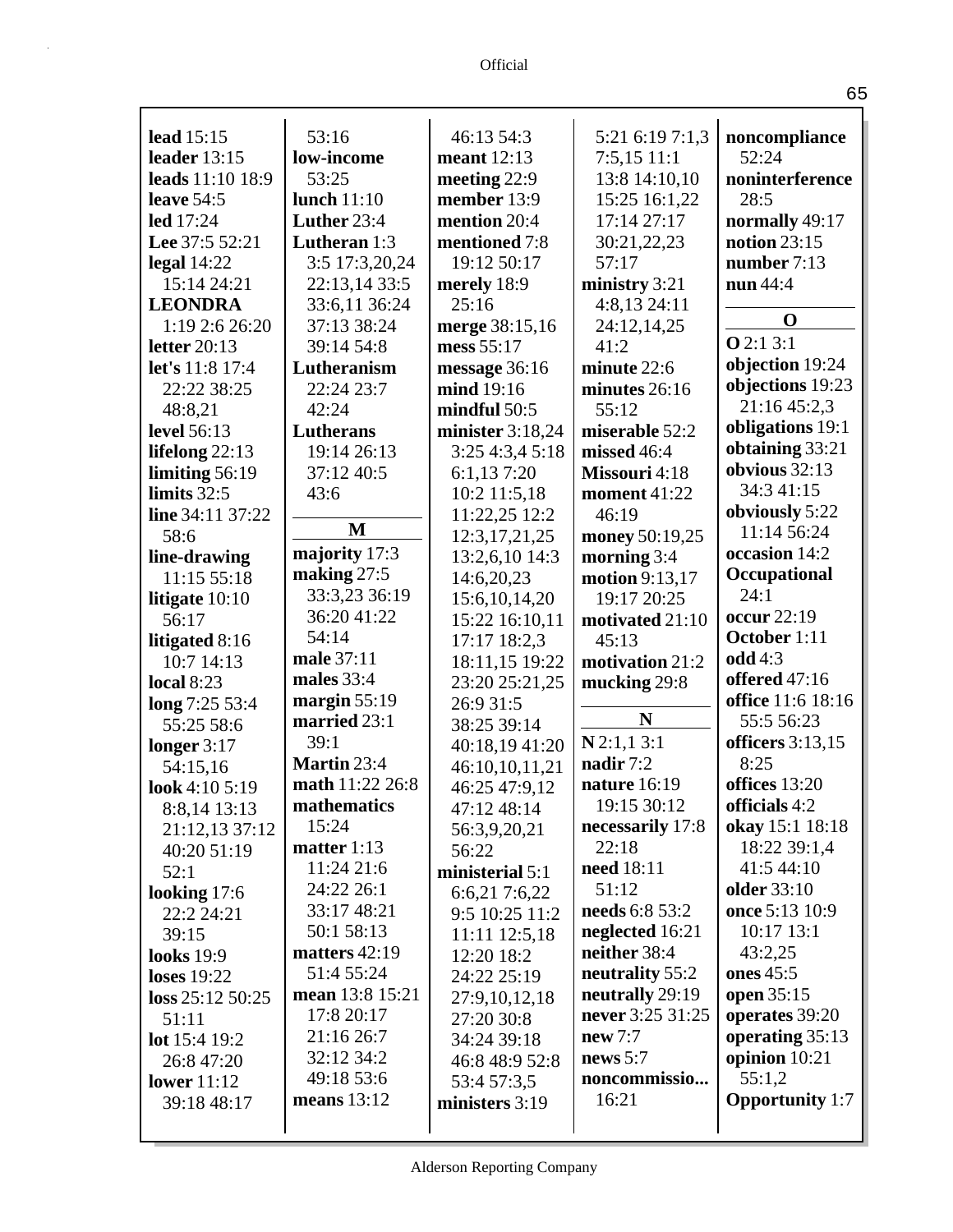**lead** 15:15
**leader** 13:15
**leads** 11:10 18:9
**leave** 54:5
**led** 17:24
**Lee** 37:5 52:21
**legal** 14:22 15:14 24:21
**LEONDRA** 1:19 2:6 26:20
**letter** 20:13
**let's** 11:8 17:4 22:22 38:25 48:8,21
**level** 56:13
**lifelong** 22:13
**limiting** 56:19
**limits** 32:5
**line** 34:11 37:22 58:6
**line-drawing** 11:15 55:18
**litigate** 10:10 56:17
**litigated** 8:16 10:7 14:13
**local** 8:23
**long** 7:25 53:4 55:25 58:6
**longer** 3:17 54:15,16
**look** 4:10 5:19 8:8,14 13:13 21:12,13 37:12 40:20 51:19 52:1
**looking** 17:6 22:2 24:21 39:15
**looks** 19:9
**loses** 19:22
**loss** 25:12 50:25 51:11
**lot** 15:4 19:2 26:8 47:20
**lower** 11:12 39:18 48:17 53:16
**low-income** 53:25
**lunch** 11:10
**Luther** 23:4
**Lutheran** 1:3 3:5 17:3,20,24 22:13,14 33:5 33:6,11 36:24 37:13 38:24 39:14 54:8
**Lutheranism** 22:24 23:7 42:24
**Lutherans** 19:14 26:13 37:12 40:5 43:6

**M**

**majority** 17:3
**making** 27:5 33:3,23 36:19 36:20 41:22 54:14
**male** 37:11
**males** 33:4
**margin** 55:19
**married** 23:1 39:1
**Martin** 23:4
**math** 11:22 26:8
**mathematics** 15:24
**matter** 1:13 11:24 21:6 24:22 26:1 33:17 48:21 50:1 58:13
**matters** 42:19 51:4 55:24
**mean** 13:8 15:21 17:8 20:17 21:16 26:7 32:12 34:2 49:18 53:6
**means** 13:12 46:13 54:3
**meant** 12:13
**meeting** 22:9
**member** 13:9
**mention** 20:4
**mentioned** 7:8 19:12 50:17
**merely** 18:9 25:16
**merge** 38:15,16
**mess** 55:17
**message** 36:16
**mind** 19:16
**mindful** 50:5
**minister** 3:18,24 3:25 4:3,4 5:18 6:1,13 7:20 10:2 11:5,18 11:22,25 12:2 12:3,17,21,25 13:2,6,10 14:3 14:6,20,23 15:6,10,14,20 15:22 16:10,11 17:17 18:2,3 18:11,15 19:22 23:20 25:21,25 26:9 31:5 38:25 39:14 40:18,19 41:20 46:10,10,11,21 46:25 47:9,12 47:12 48:14 56:3,9,20,21 56:22
**ministerial** 5:1 6:6,21 7:6,22 9:5 10:25 11:2 11:11 12:5,18 12:20 18:2 24:22 25:19 27:9,10,12,18 27:20 30:8 34:24 39:18 46:8 48:9 52:8 53:4 57:3,5
**ministers** 3:19 5:21 6:19 7:1,3 7:5,15 11:1 13:8 14:10,10 15:25 16:1,22 17:14 27:17 30:21,22,23 57:17
**ministry** 3:21 4:8,13 24:11 24:12,14,25 41:2
**minute** 22:6
**minutes** 26:16 55:12
**miserable** 52:2
**missed** 46:4
**Missouri** 4:18
**moment** 41:22 46:19
**money** 50:19,25
**morning** 3:4
**motion** 9:13,17 19:17 20:25
**motivated** 21:10 45:13
**motivation** 21:2
**mucking** 29:8

**N**

**N** 2:1,1 3:1
**nadir** 7:2
**nature** 16:19 19:15 30:12
**necessarily** 17:8 22:18
**need** 18:11 51:12
**needs** 6:8 53:2
**neglected** 16:21
**neither** 38:4
**neutrality** 55:2
**neutrally** 29:19
**never** 3:25 31:25
**new** 7:7
**news** 5:7
**noncommissio...** 16:21
**noncompliance** 52:24
**noninterference** 28:5
**normally** 49:17
**notion** 23:15
**number** 7:13
**nun** 44:4

**O**

**O** 2:1 3:1
**objection** 19:24
**objections** 19:23 21:16 45:2,3
**obligations** 19:1
**obtaining** 33:21
**obvious** 32:13 34:3 41:15
**obviously** 5:22 11:14 56:24
**occasion** 14:2
**Occupational** 24:1
**occur** 22:19
**October** 1:11
**odd** 4:3
**offered** 47:16
**office** 11:6 18:16 55:5 56:23
**officers** 3:13,15 8:25
**offices** 13:20
**officials** 4:2
**okay** 15:1 18:18 18:22 39:1,4 41:5 44:10
**older** 33:10
**once** 5:13 10:9 10:17 13:1 43:2,25
**ones** 45:5
**open** 35:15
**operates** 39:20
**operating** 35:13
**opinion** 10:21 55:1,2
**Opportunity** 1:7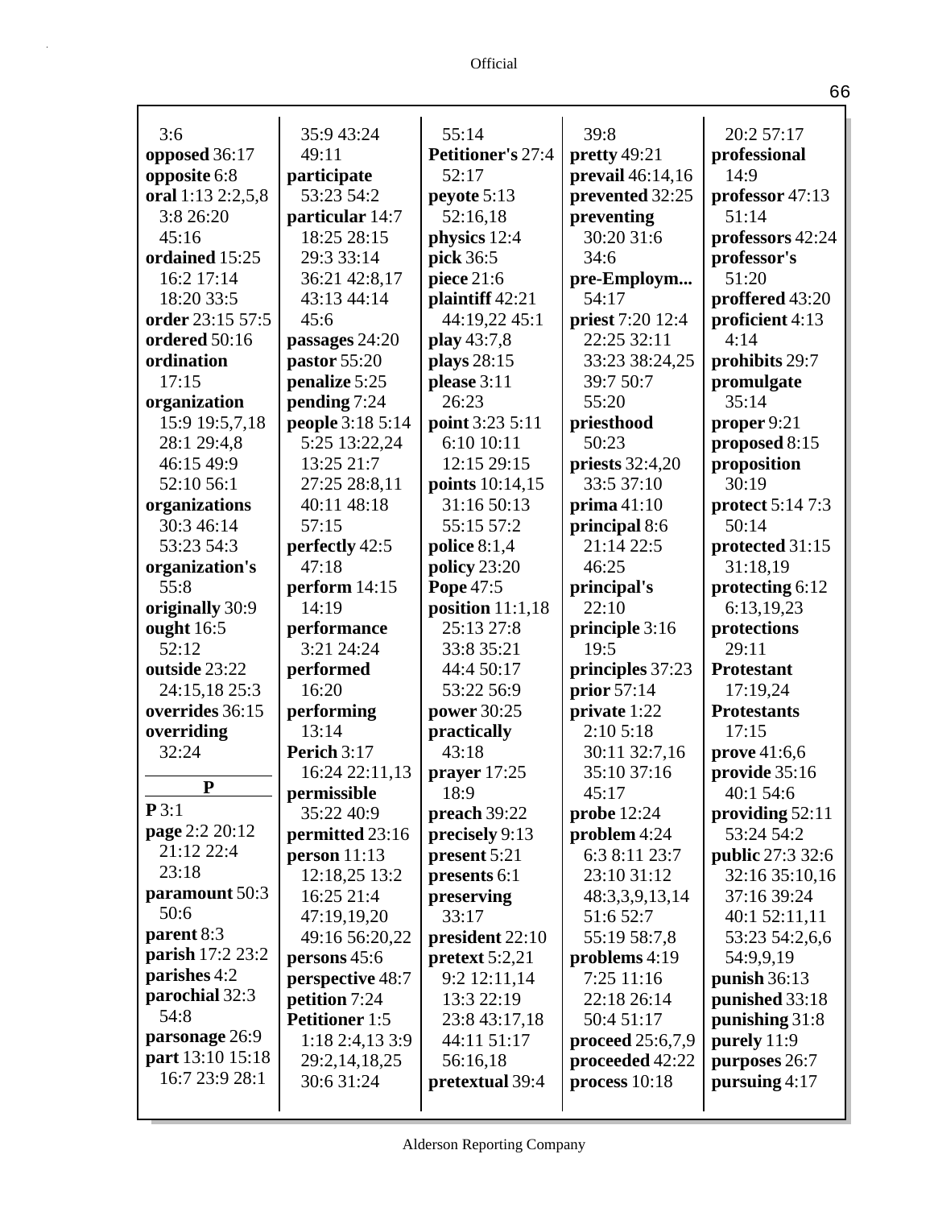3:6
**opposed** 36:17
**opposite** 6:8
**oral** 1:13 2:2,5,8 3:8 26:20 45:16
**ordained** 15:25 16:2 17:14 18:20 33:5
**order** 23:15 57:5
**ordered** 50:16
**ordination** 17:15
**organization** 15:9 19:5,7,18 28:1 29:4,8 46:15 49:9 52:10 56:1
**organizations** 30:3 46:14 53:23 54:3
**organization's** 55:8
**originally** 30:9
**ought** 16:5 52:12
**outside** 23:22 24:15,18 25:3
**overrides** 36:15
**overriding** 32:24

**P**

**P** 3:1
**page** 2:2 20:12 21:12 22:4 23:18
**paramount** 50:3 50:6
**parent** 8:3
**parish** 17:2 23:2
**parishes** 4:2
**parochial** 32:3 54:8
**parsonage** 26:9
**part** 13:10 15:18 16:7 23:9 28:1 35:9 43:24 49:11
**participate** 53:23 54:2
**particular** 14:7 18:25 28:15 29:3 33:14 36:21 42:8,17 43:13 44:14 45:6
**passages** 24:20
**pastor** 55:20
**penalize** 5:25
**pending** 7:24
**people** 3:18 5:14 5:25 13:22,24 13:25 21:7 27:25 28:8,11 40:11 48:18 57:15
**perfectly** 42:5 47:18
**perform** 14:15 14:19
**performance** 3:21 24:24
**performed** 16:20
**performing** 13:14
**Perich** 3:17 16:24 22:11,13
**permissible** 35:22 40:9
**permitted** 23:16
**person** 11:13 12:18,25 13:2 16:25 21:4 47:19,19,20 49:16 56:20,22
**persons** 45:6
**perspective** 48:7
**petition** 7:24
**Petitioner** 1:5 1:18 2:4,13 3:9 29:2,14,18,25 30:6 31:24 55:14
**Petitioner's** 27:4 52:17
**peyote** 5:13 52:16,18
**physics** 12:4
**pick** 36:5
**piece** 21:6
**plaintiff** 42:21 44:19,22 45:1
**play** 43:7,8
**plays** 28:15
**please** 3:11 26:23
**point** 3:23 5:11 6:10 10:11 12:15 29:15
**points** 10:14,15 31:16 50:13 55:15 57:2
**police** 8:1,4
**policy** 23:20
**Pope** 47:5
**position** 11:1,18 25:13 27:8 33:8 35:21 44:4 50:17 53:22 56:9
**power** 30:25
**practically** 43:18
**prayer** 17:25 18:9
**preach** 39:22
**precisely** 9:13
**present** 5:21
**presents** 6:1
**preserving** 33:17
**president** 22:10
**pretext** 5:2,21 9:2 12:11,14 13:3 22:19 23:8 43:17,18 44:11 51:17 56:16,18
**pretextual** 39:4 39:8
**pretty** 49:21
**prevail** 46:14,16
**prevented** 32:25
**preventing** 30:20 31:6 34:6
**pre-Employm...** 54:17
**priest** 7:20 12:4 22:25 32:11 33:23 38:24,25 39:7 50:7 55:20
**priesthood** 50:23
**priests** 32:4,20 33:5 37:10
**prima** 41:10
**principal** 8:6 21:14 22:5 46:25
**principal's** 22:10
**principle** 3:16 19:5
**principles** 37:23
**prior** 57:14
**private** 1:22 2:10 5:18 30:11 32:7,16 35:10 37:16 45:17
**probe** 12:24
**problem** 4:24 6:3 8:11 23:7 23:10 31:12 48:3,3,9,13,14 51:6 52:7 55:19 58:7,8
**problems** 4:19 7:25 11:16 22:18 26:14 50:4 51:17
**proceed** 25:6,7,9
**proceeded** 42:22
**process** 10:18 20:2 57:17
**professional** 14:9
**professor** 47:13 51:14
**professors** 42:24
**professor's** 51:20
**proffered** 43:20
**proficient** 4:13 4:14
**prohibits** 29:7
**promulgate** 35:14
**proper** 9:21
**proposed** 8:15
**proposition** 30:19
**protect** 5:14 7:3 50:14
**protected** 31:15 31:18,19
**protecting** 6:12 6:13,19,23
**protections** 29:11
**Protestant** 17:19,24
**Protestants** 17:15
**prove** 41:6,6
**provide** 35:16 40:1 54:6
**providing** 52:11 53:24 54:2
**public** 27:3 32:6 32:16 35:10,16 37:16 39:24 40:1 52:11,11 53:23 54:2,6,6 54:9,9,19
**punish** 36:13
**punished** 33:18
**punishing** 31:8
**purely** 11:9
**purposes** 26:7
**pursuing** 4:17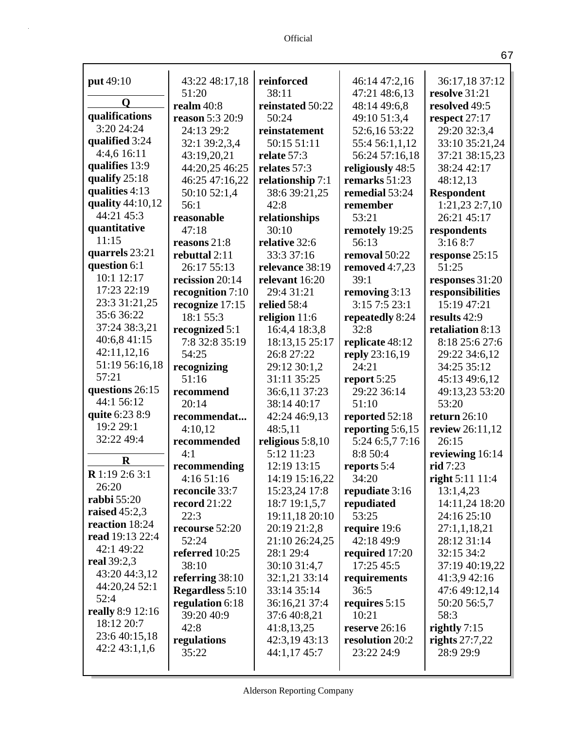**put** 49:10

**Q**

**qualifications** 3:20 24:24
**qualified** 3:24 4:4,6 16:11
**qualifies** 13:9
**qualify** 25:18
**qualities** 4:13
**quality** 44:10,12 44:21 45:3
**quantitative** 11:15
**quarrels** 23:21
**question** 6:1 10:1 12:17 17:23 22:19 23:3 31:21,25 35:6 36:22 37:24 38:3,21 40:6,8 41:15 42:11,12,16 51:19 56:16,18 57:21
**questions** 26:15 44:1 56:12
**quite** 6:23 8:9 19:2 29:1 32:22 49:4

**R**

**R** 1:19 2:6 3:1 26:20
**rabbi** 55:20
**raised** 45:2,3
**reaction** 18:24
**read** 19:13 22:4 42:1 49:22
**real** 39:2,3 43:20 44:3,12 44:20,24 52:1 52:4
**really** 8:9 12:16 18:12 20:7 23:6 40:15,18 42:2 43:1,1,6 43:22 48:17,18 51:20
**realm** 40:8
**reason** 5:3 20:9 24:13 29:2 32:1 39:2,3,4 43:19,20,21 44:20,25 46:25 46:25 47:16,22 50:10 52:1,4 56:1
**reasonable** 47:18
**reasons** 21:8
**rebuttal** 2:11 26:17 55:13
**recission** 20:14
**recognition** 7:10
**recognize** 17:15 18:1 55:3
**recognized** 5:1 7:8 32:8 35:19 54:25
**recognizing** 51:16
**recommend** 20:14
**recommendat...** 4:10,12
**recommended** 4:1
**recommending** 4:16 51:16
**reconcile** 33:7
**record** 21:22 22:3
**recourse** 52:20 52:24
**referred** 10:25 38:10
**referring** 38:10
**Regardless** 5:10
**regulation** 6:18 39:20 40:9 42:8
**regulations** 35:22
**reinforced** 38:11
**reinstated** 50:22 50:24
**reinstatement** 50:15 51:11
**relate** 57:3
**relates** 57:3
**relationship** 7:1 38:6 39:21,25 42:8
**relationships** 30:10
**relative** 32:6 33:3 37:16
**relevance** 38:19
**relevant** 16:20 29:4 31:21
**relied** 58:4
**religion** 11:6 16:4,4 18:3,8 18:13,15 25:17 26:8 27:22 29:12 30:1,2 31:11 35:25 36:6,11 37:23 38:14 40:17 42:24 46:9,13 48:5,11
**religious** 5:8,10 5:12 11:23 12:19 13:15 14:19 15:16,22 15:23,24 17:8 18:7 19:1,5,7 19:11,18 20:10 20:19 21:2,8 21:10 26:24,25 28:1 29:4 30:10 31:4,7 32:1,21 33:14 33:14 35:14 36:16,21 37:4 37:6 40:8,21 41:8,13,25 42:3,19 43:13 44:1,17 45:7 46:14 47:2,16 47:21 48:6,13 48:14 49:6,8 49:10 51:3,4 52:6,16 53:22 55:4 56:1,1,12 56:24 57:16,18
**religiously** 48:5
**remarks** 51:23
**remedial** 53:24
**remember** 53:21
**remotely** 19:25 56:13
**removal** 50:22
**removed** 4:7,23 39:1
**removing** 3:13 3:15 7:5 23:1
**repeatedly** 8:24 32:8
**replicate** 48:12
**reply** 23:16,19 24:21
**report** 5:25 29:22 36:14 51:10
**reported** 52:18
**reporting** 5:6,15 5:24 6:5,7 7:16 8:8 50:4
**reports** 5:4 34:20
**repudiate** 3:16
**repudiated** 53:25
**require** 19:6 42:18 49:9
**required** 17:20 17:25 45:5
**requirements** 36:5
**requires** 5:15 10:21
**reserve** 26:16
**resolution** 20:2 23:22 24:9 36:17,18 37:12
**resolve** 31:21
**resolved** 49:5
**respect** 27:17 29:20 32:3,4 33:10 35:21,24 37:21 38:15,23 38:24 42:17 48:12,13
**Respondent** 1:21,23 2:7,10 26:21 45:17
**respondents** 3:16 8:7
**response** 25:15 51:25
**responses** 31:20
**responsibilities** 15:19 47:21
**results** 42:9
**retaliation** 8:13 8:18 25:6 27:6 29:22 34:6,12 34:25 35:12 45:13 49:6,12 49:13,23 53:20 53:20
**return** 26:10
**review** 26:11,12 26:15
**reviewing** 16:14
**rid** 7:23
**right** 5:11 11:4 13:1,4,23 14:11,24 18:20 24:16 25:10 27:1,1,18,21 28:12 31:14 32:15 34:2 37:19 40:19,22 41:3,9 42:16 47:6 49:12,14 50:20 56:5,7 58:3
**rightly** 7:15
**rights** 27:7,22 28:9 29:9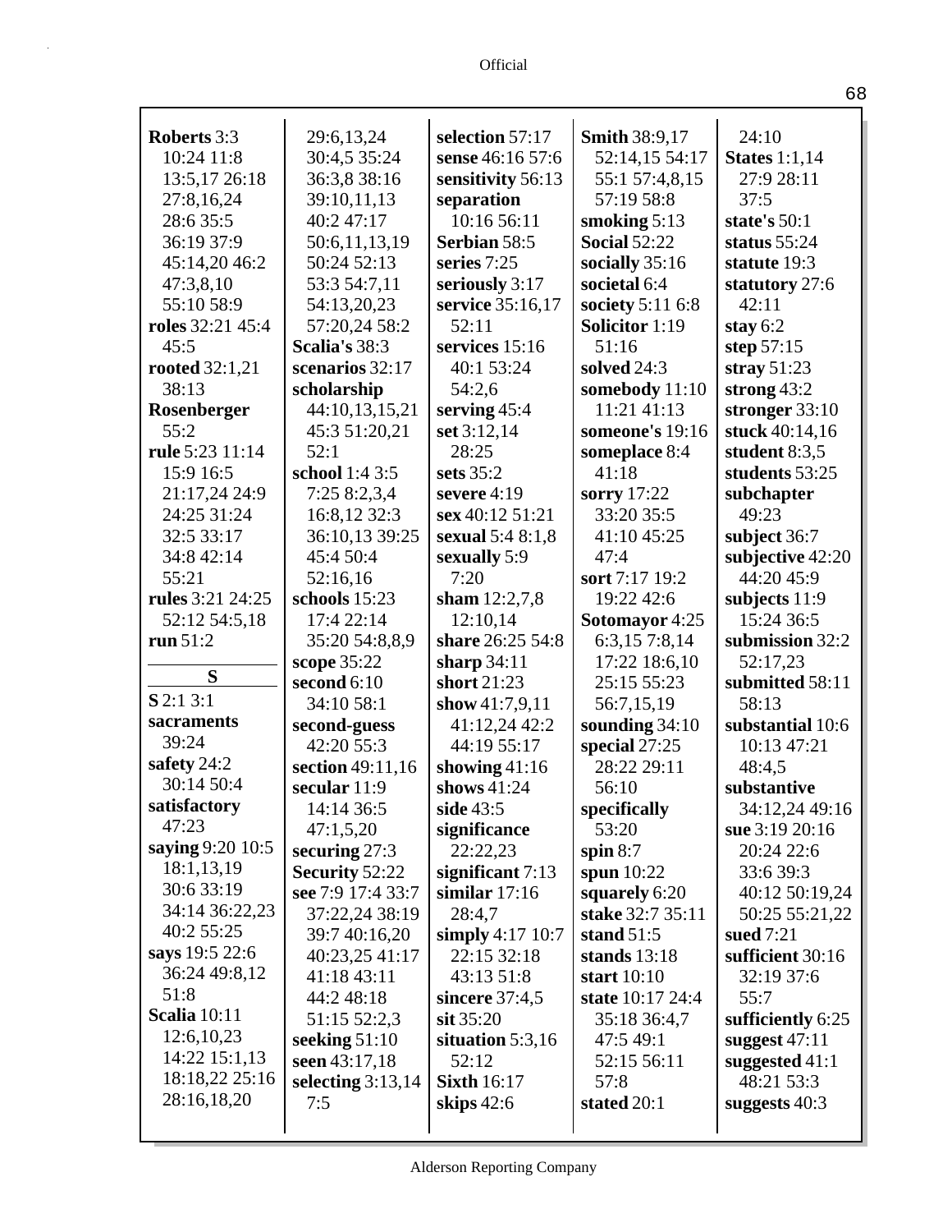**Roberts** 3:3 10:24 11:8 13:5,17 26:18 27:8,16,24 28:6 35:5 36:19 37:9 45:14,20 46:2 47:3,8,10 55:10 58:9
**roles** 32:21 45:4 45:5
**rooted** 32:1,21 38:13
**Rosenberger** 55:2
**rule** 5:23 11:14 15:9 16:5 21:17,24 24:9 24:25 31:24 32:5 33:17 34:8 42:14 55:21
**rules** 3:21 24:25 52:12 54:5,18
**run** 51:2

**S**

**S** 2:1 3:1
**sacraments** 39:24
**safety** 24:2 30:14 50:4
**satisfactory** 47:23
**saying** 9:20 10:5 18:1,13,19 30:6 33:19 34:14 36:22,23 40:2 55:25
**says** 19:5 22:6 36:24 49:8,12 51:8
**Scalia** 10:11 12:6,10,23 14:22 15:1,13 18:18,22 25:16 28:16,18,20 29:6,13,24 30:4,5 35:24 36:3,8 38:16 39:10,11,13 40:2 47:17 50:6,11,13,19 50:24 52:13 53:3 54:7,11 54:13,20,23 57:20,24 58:2
**Scalia's** 38:3
**scenarios** 32:17
**scholarship** 44:10,13,15,21 45:3 51:20,21 52:1
**school** 1:4 3:5 7:25 8:2,3,4 16:8,12 32:3 36:10,13 39:25 45:4 50:4 52:16,16
**schools** 15:23 17:4 22:14 35:20 54:8,8,9
**scope** 35:22
**second** 6:10 34:10 58:1
**second-guess** 42:20 55:3
**section** 49:11,16
**secular** 11:9 14:14 36:5 47:1,5,20
**securing** 27:3
**Security** 52:22
**see** 7:9 17:4 33:7 37:22,24 38:19 39:7 40:16,20 40:23,25 41:17 41:18 43:11 44:2 48:18 51:15 52:2,3
**seeking** 51:10
**seen** 43:17,18
**selecting** 3:13,14 7:5
**selection** 57:17
**sense** 46:16 57:6
**sensitivity** 56:13
**separation** 10:16 56:11
**Serbian** 58:5
**series** 7:25
**seriously** 3:17
**service** 35:16,17 52:11
**services** 15:16 40:1 53:24 54:2,6
**serving** 45:4
**set** 3:12,14 28:25
**sets** 35:2
**severe** 4:19
**sex** 40:12 51:21
**sexual** 5:4 8:1,8
**sexually** 5:9 7:20
**sham** 12:2,7,8 12:10,14
**share** 26:25 54:8
**sharp** 34:11
**short** 21:23
**show** 41:7,9,11 41:12,24 42:2 44:19 55:17
**showing** 41:16
**shows** 41:24
**side** 43:5
**significance** 22:22,23
**significant** 7:13
**similar** 17:16 28:4,7
**simply** 4:17 10:7 22:15 32:18 43:13 51:8
**sincere** 37:4,5
**sit** 35:20
**situation** 5:3,16 52:12
**Sixth** 16:17
**skips** 42:6
**Smith** 38:9,17 52:14,15 54:17 55:1 57:4,8,15 57:19 58:8
**smoking** 5:13
**Social** 52:22
**socially** 35:16
**societal** 6:4
**society** 5:11 6:8
**Solicitor** 1:19 51:16
**solved** 24:3
**somebody** 11:10 11:21 41:13
**someone's** 19:16
**someplace** 8:4 41:18
**sorry** 17:22 33:20 35:5 41:10 45:25 47:4
**sort** 7:17 19:2 19:22 42:6
**Sotomayor** 4:25 6:3,15 7:8,14 17:22 18:6,10 25:15 55:23 56:7,15,19
**sounding** 34:10
**special** 27:25 28:22 29:11 56:10
**specifically** 53:20
**spin** 8:7
**spun** 10:22
**squarely** 6:20
**stake** 32:7 35:11
**stand** 51:5
**stands** 13:18
**start** 10:10
**state** 10:17 24:4 35:18 36:4,7 47:5 49:1 52:15 56:11 57:8
**stated** 20:1 24:10
**States** 1:1,14 27:9 28:11 37:5
**state's** 50:1
**status** 55:24
**statute** 19:3
**statutory** 27:6 42:11
**stay** 6:2
**step** 57:15
**stray** 51:23
**strong** 43:2
**stronger** 33:10
**stuck** 40:14,16
**student** 8:3,5
**students** 53:25
**subchapter** 49:23
**subject** 36:7
**subjective** 42:20 44:20 45:9
**subjects** 11:9 15:24 36:5
**submission** 32:2 52:17,23
**submitted** 58:11 58:13
**substantial** 10:6 10:13 47:21 48:4,5
**substantive** 34:12,24 49:16
**sue** 3:19 20:16 20:24 22:6 33:6 39:3 40:12 50:19,24 50:25 55:21,22
**sued** 7:21
**sufficient** 30:16 32:19 37:6 55:7
**sufficiently** 6:25
**suggest** 47:11
**suggested** 41:1 48:21 53:3
**suggests** 40:3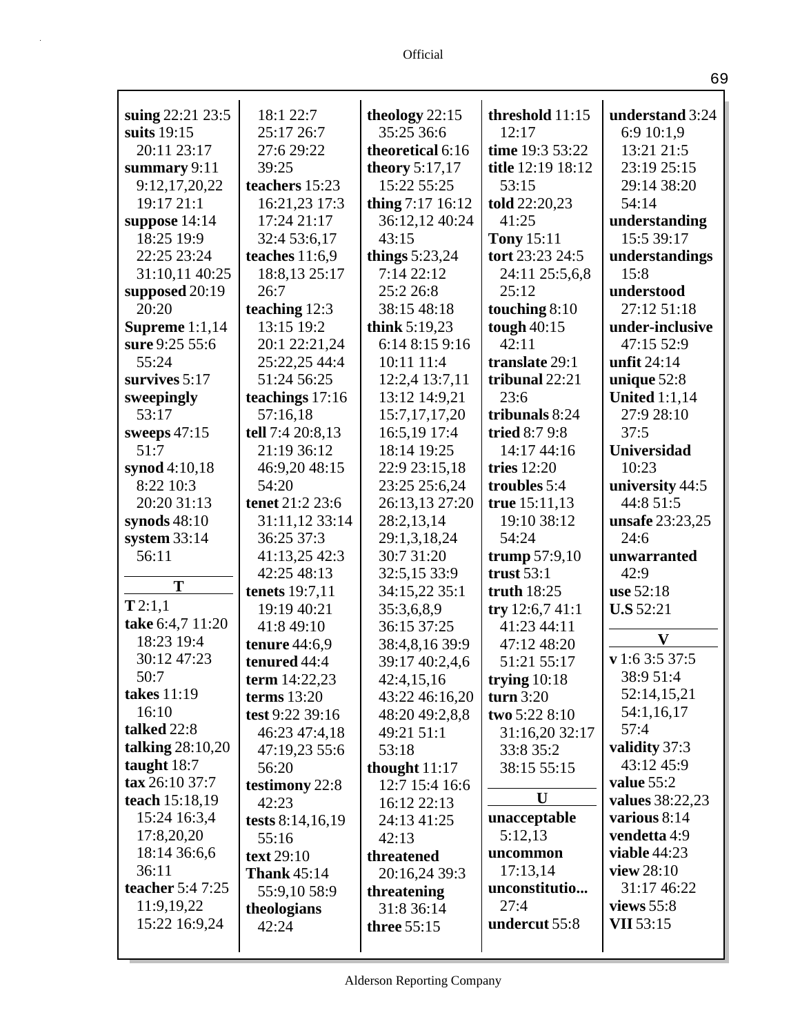**suing** 22:21 23:5
**suits** 19:15 20:11 23:17
**summary** 9:11 9:12,17,20,22 19:17 21:1
**suppose** 14:14 18:25 19:9 22:25 23:24 31:10,11 40:25
**supposed** 20:19 20:20
**Supreme** 1:1,14
**sure** 9:25 55:6 55:24
**survives** 5:17
**sweepingly** 53:17
**sweeps** 47:15 51:7
**synod** 4:10,18 8:22 10:3 20:20 31:13
**synods** 48:10
**system** 33:14 56:11

**T**

**T** 2:1,1
**take** 6:4,7 11:20 18:23 19:4 30:12 47:23 50:7
**takes** 11:19 16:10
**talked** 22:8
**talking** 28:10,20
**taught** 18:7
**tax** 26:10 37:7
**teach** 15:18,19 15:24 16:3,4 17:8,20,20 18:14 36:6,6 36:11
**teacher** 5:4 7:25 11:9,19,22 15:22 16:9,24 18:1 22:7 25:17 26:7 27:6 29:22 39:25
**teachers** 15:23 16:21,23 17:3 17:24 21:17 32:4 53:6,17
**teaches** 11:6,9 18:8,13 25:17 26:7
**teaching** 12:3 13:15 19:2 20:1 22:21,24 25:22,25 44:4 51:24 56:25
**teachings** 17:16 57:16,18
**tell** 7:4 20:8,13 21:19 36:12 46:9,20 48:15 54:20
**tenet** 21:2 23:6 31:11,12 33:14 36:25 37:3 41:13,25 42:3 42:25 48:13
**tenets** 19:7,11 19:19 40:21 41:8 49:10
**tenure** 44:6,9
**tenured** 44:4
**term** 14:22,23
**terms** 13:20
**test** 9:22 39:16 46:23 47:4,18 47:19,23 55:6 56:20
**testimony** 22:8 42:23
**tests** 8:14,16,19 55:16
**text** 29:10
**Thank** 45:14 55:9,10 58:9
**theologians** 42:24
**theology** 22:15 35:25 36:6
**theoretical** 6:16
**theory** 5:17,17 15:22 55:25
**thing** 7:17 16:12 36:12,12 40:24 43:15
**things** 5:23,24 7:14 22:12 25:2 26:8 38:15 48:18
**think** 5:19,23 6:14 8:15 9:16 10:11 11:4 12:2,4 13:7,11 13:12 14:9,21 15:7,17,17,20 16:5,19 17:4 18:14 19:25 22:9 23:15,18 23:25 25:6,24 26:13,13 27:20 28:2,13,14 29:1,3,18,24 30:7 31:20 32:5,15 33:9 34:15,22 35:1 35:3,6,8,9 36:15 37:25 38:4,8,16 39:9 39:17 40:2,4,6 42:4,15,16 43:22 46:16,20 48:20 49:2,8,8 49:21 51:1 53:18
**thought** 11:17 12:7 15:4 16:6 16:12 22:13 24:13 41:25 42:13
**threatened** 20:16,24 39:3
**threatening** 31:8 36:14
**three** 55:15
**threshold** 11:15 12:17
**time** 19:3 53:22
**title** 12:19 18:12 53:15
**told** 22:20,23 41:25
**Tony** 15:11
**tort** 23:23 24:5 24:11 25:5,6,8 25:12
**touching** 8:10
**tough** 40:15 42:11
**translate** 29:1
**tribunal** 22:21 23:6
**tribunals** 8:24
**tried** 8:7 9:8 14:17 44:16
**tries** 12:20
**troubles** 5:4
**true** 15:11,13 19:10 38:12 54:24
**trump** 57:9,10
**trust** 53:1
**truth** 18:25
**try** 12:6,7 41:1 41:23 44:11 47:12 48:20 51:21 55:17
**trying** 10:18
**turn** 3:20
**two** 5:22 8:10 31:16,20 32:17 33:8 35:2 38:15 55:15

**U**

**unacceptable** 5:12,13
**uncommon** 17:13,14
**unconstitutio...** 27:4
**undercut** 55:8
**understand** 3:24 6:9 10:1,9 13:21 21:5 23:19 25:15 29:14 38:20 54:14
**understanding** 15:5 39:17
**understandings** 15:8
**understood** 27:12 51:18
**under-inclusive** 47:15 52:9
**unfit** 24:14
**unique** 52:8
**United** 1:1,14 27:9 28:10 37:5
**Universidad** 10:23
**university** 44:5 44:8 51:5
**unsafe** 23:23,25 24:6
**unwarranted** 42:9
**use** 52:18
**U.S** 52:21

**V**

**v** 1:6 3:5 37:5 38:9 51:4 52:14,15,21 54:1,16,17 57:4
**validity** 37:3 43:12 45:9
**value** 55:2
**values** 38:22,23
**various** 8:14
**vendetta** 4:9
**viable** 44:23
**view** 28:10 31:17 46:22
**views** 55:8
**VII** 53:15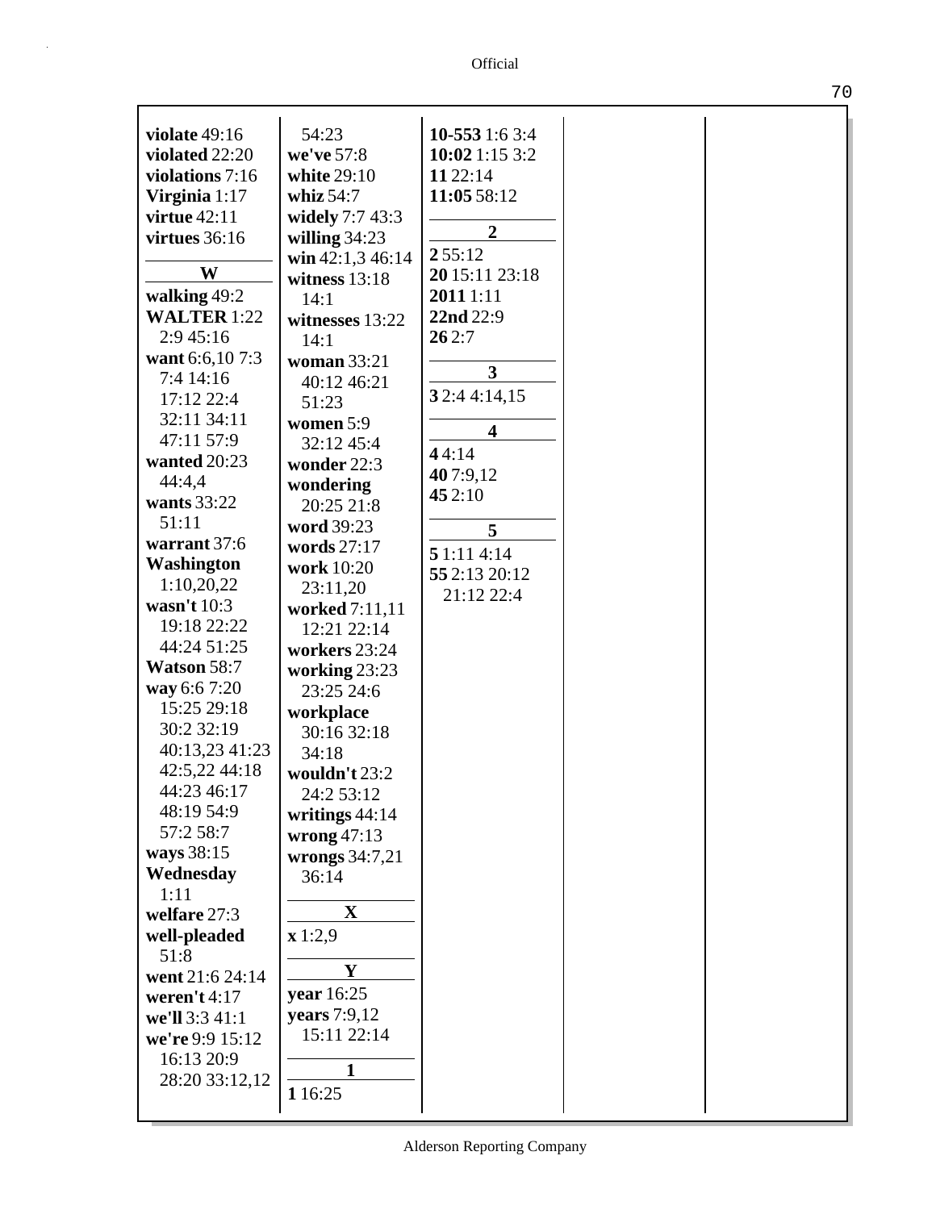**violate** 49:16
**violated** 22:20
**violations** 7:16
**Virginia** 1:17
**virtue** 42:11
**virtues** 36:16

**W**

**walking** 49:2
**WALTER** 1:22 2:9 45:16
**want** 6:6,10 7:3 7:4 14:16 17:12 22:4 32:11 34:11 47:11 57:9
**wanted** 20:23 44:4,4
**wants** 33:22 51:11
**warrant** 37:6
**Washington** 1:10,20,22
**wasn't** 10:3 19:18 22:22 44:24 51:25
**Watson** 58:7
**way** 6:6 7:20 15:25 29:18 30:2 32:19 40:13,23 41:23 42:5,22 44:18 44:23 46:17 48:19 54:9 57:2 58:7
**ways** 38:15
**Wednesday** 1:11
**welfare** 27:3
**well-pleaded** 51:8
**went** 21:6 24:14
**weren't** 4:17
**we'll** 3:3 41:1
**we're** 9:9 15:12 16:13 20:9 28:20 33:12,12 54:23
**we've** 57:8
**white** 29:10
**whiz** 54:7
**widely** 7:7 43:3
**willing** 34:23
**win** 42:1,3 46:14
**witness** 13:18 14:1
**witnesses** 13:22 14:1
**woman** 33:21 40:12 46:21 51:23
**women** 5:9 32:12 45:4
**wonder** 22:3
**wondering** 20:25 21:8
**word** 39:23
**words** 27:17
**work** 10:20 23:11,20
**worked** 7:11,11 12:21 22:14
**workers** 23:24
**working** 23:23 23:25 24:6
**workplace** 30:16 32:18 34:18
**wouldn't** 23:2 24:2 53:12
**writings** 44:14
**wrong** 47:13
**wrongs** 34:7,21 36:14

**X**

**x** 1:2,9

**Y**

**year** 16:25
**years** 7:9,12 15:11 22:14

**1**

**1** 16:25
**10-553** 1:6 3:4
**10:02** 1:15 3:2
**11** 22:14
**11:05** 58:12

**2**

**2** 55:12
**20** 15:11 23:18
**2011** 1:11
**22nd** 22:9
**26** 2:7

**3**

**3** 2:4 4:14,15

**4**

**4** 4:14
**40** 7:9,12
**45** 2:10

**5**

**5** 1:11 4:14
**55** 2:13 20:12 21:12 22:4